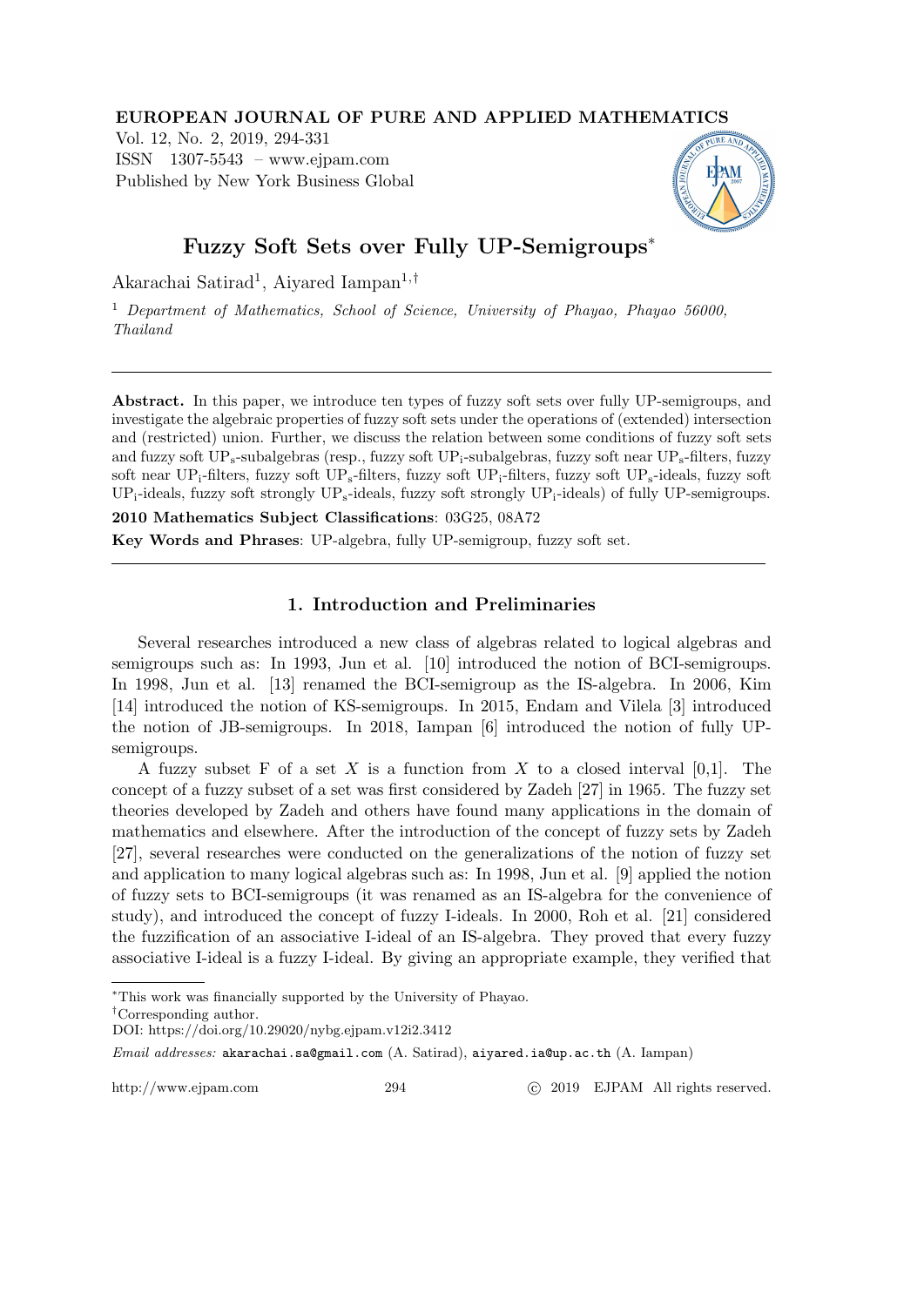**EUROPEAN JOURNAL OF PURE AND APPLIED MATHEMATICS**
Vol. 12, No. 2, 2019, 294-331
ISSN 1307-5543 – www.ejpam.com
Published by New York Business Global

# Fuzzy Soft Sets over Fully UP-Semigroups*

Akarachai Satirad[1], Aiyared Iampan[1,†]

[1] *Department of Mathematics, School of Science, University of Phayao, Phayao 56000, Thailand*

---

**Abstract.** In this paper, we introduce ten types of fuzzy soft sets over fully UP-semigroups, and investigate the algebraic properties of fuzzy soft sets under the operations of (extended) intersection and (restricted) union. Further, we discuss the relation between some conditions of fuzzy soft sets and fuzzy soft $\mathrm{UP_s}$-subalgebras (resp., fuzzy soft $\mathrm{UP_i}$-subalgebras, fuzzy soft near $\mathrm{UP_s}$-filters, fuzzy soft near $\mathrm{UP_i}$-filters, fuzzy soft $\mathrm{UP_s}$-filters, fuzzy soft $\mathrm{UP_i}$-filters, fuzzy soft $\mathrm{UP_s}$-ideals, fuzzy soft $\mathrm{UP_i}$-ideals, fuzzy soft strongly $\mathrm{UP_s}$-ideals, fuzzy soft strongly $\mathrm{UP_i}$-ideals) of fully UP-semigroups.

**2010 Mathematics Subject Classifications**: 03G25, 08A72

**Key Words and Phrases**: UP-algebra, fully UP-semigroup, fuzzy soft set.

---

## 1. Introduction and Preliminaries

Several researches introduced a new class of algebras related to logical algebras and semigroups such as: In 1993, Jun et al. [10] introduced the notion of BCI-semigroups. In 1998, Jun et al. [13] renamed the BCI-semigroup as the IS-algebra. In 2006, Kim [14] introduced the notion of KS-semigroups. In 2015, Endam and Vilela [3] introduced the notion of JB-semigroups. In 2018, Iampan [6] introduced the notion of fully UP-semigroups.

A fuzzy subset F of a set $X$ is a function from $X$ to a closed interval [0,1]. The concept of a fuzzy subset of a set was first considered by Zadeh [27] in 1965. The fuzzy set theories developed by Zadeh and others have found many applications in the domain of mathematics and elsewhere. After the introduction of the concept of fuzzy sets by Zadeh [27], several researches were conducted on the generalizations of the notion of fuzzy set and application to many logical algebras such as: In 1998, Jun et al. [9] applied the notion of fuzzy sets to BCI-semigroups (it was renamed as an IS-algebra for the convenience of study), and introduced the concept of fuzzy I-ideals. In 2000, Roh et al. [21] considered the fuzzification of an associative I-ideal of an IS-algebra. They proved that every fuzzy associative I-ideal is a fuzzy I-ideal. By giving an appropriate example, they verified that

---

*This work was financially supported by the University of Phayao.
†Corresponding author.
DOI: https://doi.org/10.29020/nybg.ejpam.v12i2.3412

*Email addresses:* akarachai.sa@gmail.com (A. Satirad), aiyared.ia@up.ac.th (A. Iampan)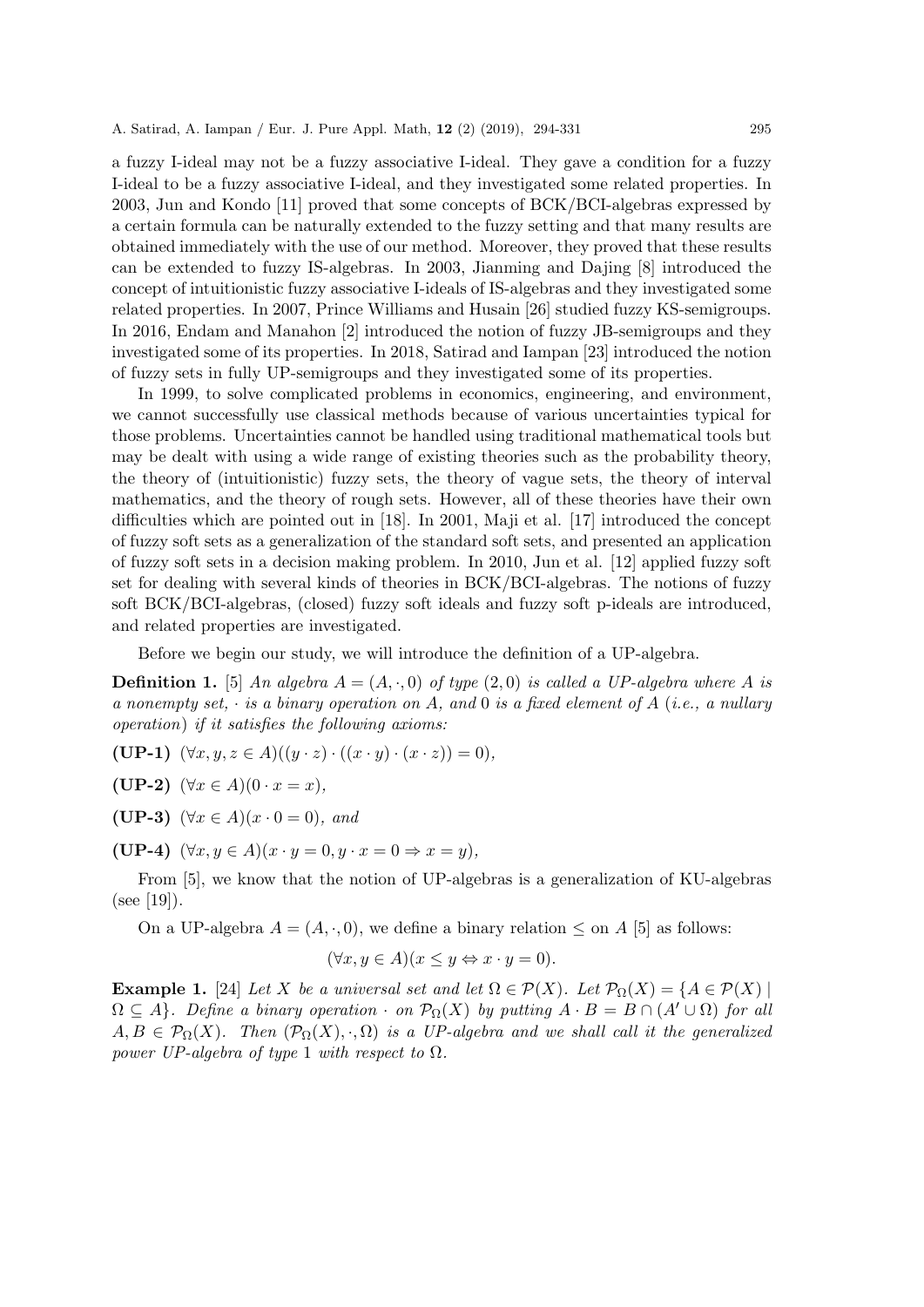a fuzzy I-ideal may not be a fuzzy associative I-ideal. They gave a condition for a fuzzy I-ideal to be a fuzzy associative I-ideal, and they investigated some related properties. In 2003, Jun and Kondo [11] proved that some concepts of BCK/BCI-algebras expressed by a certain formula can be naturally extended to the fuzzy setting and that many results are obtained immediately with the use of our method. Moreover, they proved that these results can be extended to fuzzy IS-algebras. In 2003, Jianming and Dajing [8] introduced the concept of intuitionistic fuzzy associative I-ideals of IS-algebras and they investigated some related properties. In 2007, Prince Williams and Husain [26] studied fuzzy KS-semigroups. In 2016, Endam and Manahon [2] introduced the notion of fuzzy JB-semigroups and they investigated some of its properties. In 2018, Satirad and Iampan [23] introduced the notion of fuzzy sets in fully UP-semigroups and they investigated some of its properties.

In 1999, to solve complicated problems in economics, engineering, and environment, we cannot successfully use classical methods because of various uncertainties typical for those problems. Uncertainties cannot be handled using traditional mathematical tools but may be dealt with using a wide range of existing theories such as the probability theory, the theory of (intuitionistic) fuzzy sets, the theory of vague sets, the theory of interval mathematics, and the theory of rough sets. However, all of these theories have their own difficulties which are pointed out in [18]. In 2001, Maji et al. [17] introduced the concept of fuzzy soft sets as a generalization of the standard soft sets, and presented an application of fuzzy soft sets in a decision making problem. In 2010, Jun et al. [12] applied fuzzy soft set for dealing with several kinds of theories in BCK/BCI-algebras. The notions of fuzzy soft BCK/BCI-algebras, (closed) fuzzy soft ideals and fuzzy soft p-ideals are introduced, and related properties are investigated.

Before we begin our study, we will introduce the definition of a UP-algebra.

**Definition 1.** [5] *An algebra $A = (A, \cdot, 0)$ of type $(2, 0)$ is called a UP-algebra where $A$ is a nonempty set, $\cdot$ is a binary operation on $A$, and $0$ is a fixed element of $A$ (i.e., a nullary operation) if it satisfies the following axioms:*

**(UP-1)** $(\forall x, y, z \in A)((y \cdot z) \cdot ((x \cdot y) \cdot (x \cdot z)) = 0)$,

**(UP-2)** $(\forall x \in A)(0 \cdot x = x)$,

**(UP-3)** $(\forall x \in A)(x \cdot 0 = 0)$, *and*

**(UP-4)** $(\forall x, y \in A)(x \cdot y = 0, y \cdot x = 0 \Rightarrow x = y)$,

From [5], we know that the notion of UP-algebras is a generalization of KU-algebras (see [19]).

On a UP-algebra $A = (A, \cdot, 0)$, we define a binary relation $\leq$ on $A$ [5] as follows:

$$(\forall x, y \in A)(x \leq y \Leftrightarrow x \cdot y = 0).$$

**Example 1.** [24] *Let $X$ be a universal set and let $\Omega \in \mathcal{P}(X)$. Let $\mathcal{P}_\Omega(X) = \{A \in \mathcal{P}(X) \mid \Omega \subseteq A\}$. Define a binary operation $\cdot$ on $\mathcal{P}_\Omega(X)$ by putting $A \cdot B = B \cap (A' \cup \Omega)$ for all $A, B \in \mathcal{P}_\Omega(X)$. Then $(\mathcal{P}_\Omega(X), \cdot, \Omega)$ is a UP-algebra and we shall call it the generalized power UP-algebra of type 1 with respect to $\Omega$.*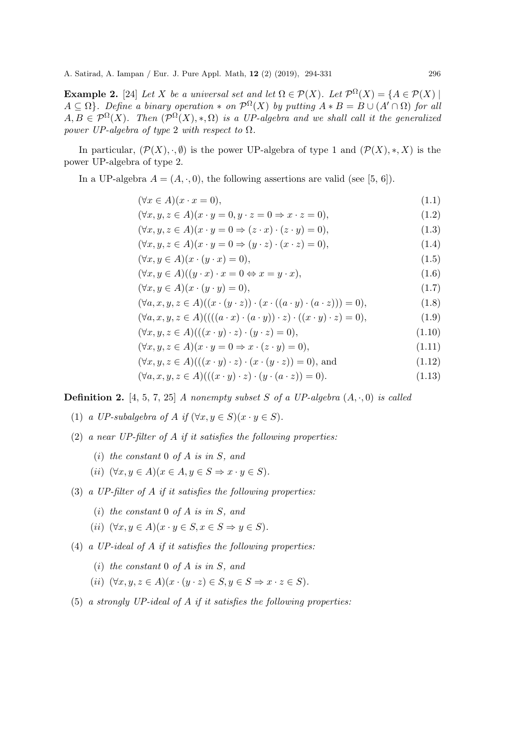**Example 2.** [24] *Let $X$ be a universal set and let $\Omega \in \mathcal{P}(X)$. Let $\mathcal{P}^{\Omega}(X) = \{A \in \mathcal{P}(X) \mid A \subseteq \Omega\}$. Define a binary operation $*$ on $\mathcal{P}^{\Omega}(X)$ by putting $A * B = B \cup (A' \cap \Omega)$ for all $A, B \in \mathcal{P}^{\Omega}(X)$. Then $(\mathcal{P}^{\Omega}(X), *, \Omega)$ is a UP-algebra and we shall call it the generalized power UP-algebra of type 2 with respect to $\Omega$.*

In particular, $(\mathcal{P}(X), \cdot, \emptyset)$ is the power UP-algebra of type 1 and $(\mathcal{P}(X), *, X)$ is the power UP-algebra of type 2.

In a UP-algebra $A = (A, \cdot, 0)$, the following assertions are valid (see [5, 6]).

$$(\forall x \in A)(x \cdot x = 0), \tag{1.1}$$

$$(\forall x, y, z \in A)(x \cdot y = 0, y \cdot z = 0 \Rightarrow x \cdot z = 0), \tag{1.2}$$

$$(\forall x, y, z \in A)(x \cdot y = 0 \Rightarrow (z \cdot x) \cdot (z \cdot y) = 0), \tag{1.3}$$

$$(\forall x, y, z \in A)(x \cdot y = 0 \Rightarrow (y \cdot z) \cdot (x \cdot z) = 0), \tag{1.4}$$

$$(\forall x, y \in A)(x \cdot (y \cdot x) = 0), \tag{1.5}$$

$$(\forall x, y \in A)((y \cdot x) \cdot x = 0 \Leftrightarrow x = y \cdot x), \tag{1.6}$$

$$(\forall x, y \in A)(x \cdot (y \cdot y) = 0), \tag{1.7}$$

$$(\forall a, x, y, z \in A)((x \cdot (y \cdot z)) \cdot (x \cdot ((a \cdot y) \cdot (a \cdot z))) = 0), \tag{1.8}$$

$$(\forall a, x, y, z \in A)((((a \cdot x) \cdot (a \cdot y)) \cdot z) \cdot ((x \cdot y) \cdot z) = 0), \tag{1.9}$$

$$(\forall x, y, z \in A)(((x \cdot y) \cdot z) \cdot (y \cdot z) = 0), \tag{1.10}$$

$$(\forall x, y, z \in A)(x \cdot y = 0 \Rightarrow x \cdot (z \cdot y) = 0), \tag{1.11}$$

$$(\forall x, y, z \in A)(((x \cdot y) \cdot z) \cdot (x \cdot (y \cdot z)) = 0), \text{ and} \tag{1.12}$$

$$(\forall a, x, y, z \in A)(((x \cdot y) \cdot z) \cdot (y \cdot (a \cdot z)) = 0). \tag{1.13}$$

**Definition 2.** [4, 5, 7, 25] *A nonempty subset $S$ of a UP-algebra $(A, \cdot, 0)$ is called*

(1) *a UP-subalgebra of $A$ if $(\forall x, y \in S)(x \cdot y \in S)$.*

(2) *a near UP-filter of $A$ if it satisfies the following properties:*

   (*i*) *the constant $0$ of $A$ is in $S$, and*

   (*ii*) $(\forall x, y \in A)(x \in A, y \in S \Rightarrow x \cdot y \in S)$.

(3) *a UP-filter of $A$ if it satisfies the following properties:*

   (*i*) *the constant $0$ of $A$ is in $S$, and*

   (*ii*) $(\forall x, y \in A)(x \cdot y \in S, x \in S \Rightarrow y \in S)$.

(4) *a UP-ideal of $A$ if it satisfies the following properties:*

   (*i*) *the constant $0$ of $A$ is in $S$, and*

   (*ii*) $(\forall x, y, z \in A)(x \cdot (y \cdot z) \in S, y \in S \Rightarrow x \cdot z \in S)$.

(5) *a strongly UP-ideal of $A$ if it satisfies the following properties:*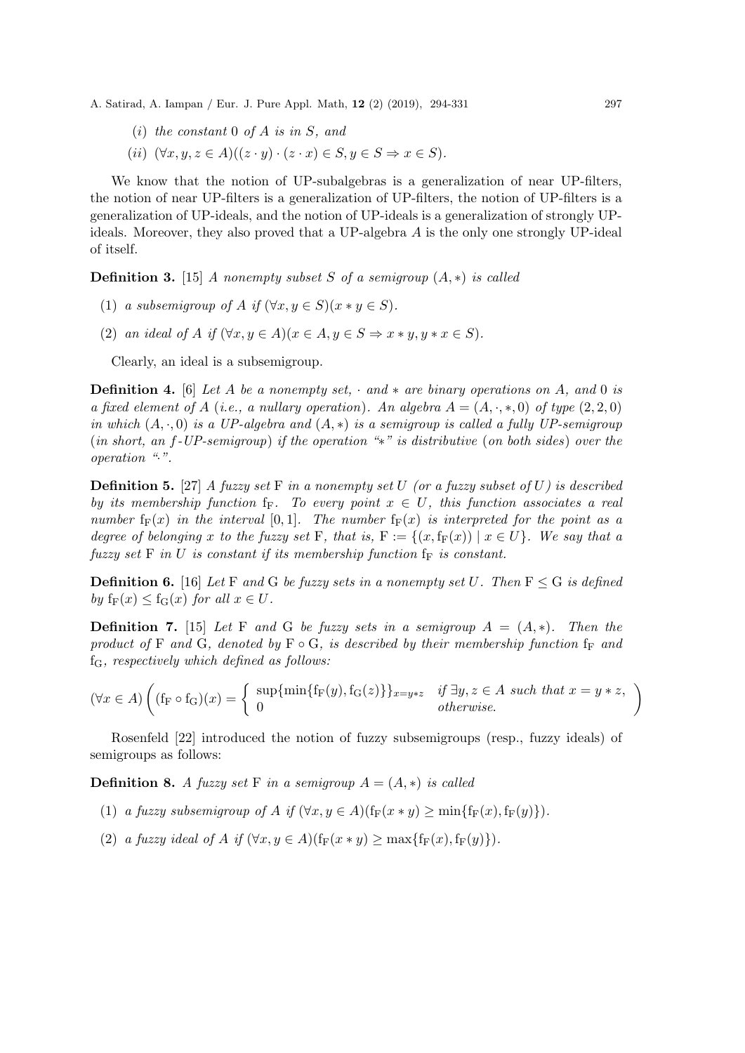(*i*) *the constant* 0 *of* $A$ *is in* $S$*, and*

(*ii*) $(\forall x, y, z \in A)((z \cdot y) \cdot (z \cdot x) \in S, y \in S \Rightarrow x \in S)$.

We know that the notion of UP-subalgebras is a generalization of near UP-filters, the notion of near UP-filters is a generalization of UP-filters, the notion of UP-filters is a generalization of UP-ideals, and the notion of UP-ideals is a generalization of strongly UP-ideals. Moreover, they also proved that a UP-algebra $A$ is the only one strongly UP-ideal of itself.

**Definition 3.** [15] *A nonempty subset* $S$ *of a semigroup* $(A, *)$ *is called*

(1) *a subsemigroup of* $A$ *if* $(\forall x, y \in S)(x * y \in S)$.

(2) *an ideal of* $A$ *if* $(\forall x, y \in A)(x \in A, y \in S \Rightarrow x * y, y * x \in S)$.

Clearly, an ideal is a subsemigroup.

**Definition 4.** [6] *Let* $A$ *be a nonempty set,* $\cdot$ *and* $*$ *are binary operations on* $A$*, and* 0 *is a fixed element of* $A$ (*i.e., a nullary operation*)*. An algebra* $A = (A, \cdot, *, 0)$ *of type* $(2, 2, 0)$ *in which* $(A, \cdot, 0)$ *is a UP-algebra and* $(A, *)$ *is a semigroup is called a fully UP-semigroup* (*in short, an* $f$*-UP-semigroup*) *if the operation "*$*$*" is distributive* (*on both sides*) *over the operation "*$\cdot$*".*

**Definition 5.** [27] *A fuzzy set* $\mathrm{F}$ *in a nonempty set* $U$ *(or a fuzzy subset of* $U$*) is described by its membership function* $\mathrm{f_F}$*. To every point* $x \in U$*, this function associates a real number* $\mathrm{f_F}(x)$ *in the interval* $[0, 1]$*. The number* $\mathrm{f_F}(x)$ *is interpreted for the point as a degree of belonging* $x$ *to the fuzzy set* $\mathrm{F}$*, that is,* $\mathrm{F} := \{(x, \mathrm{f_F}(x)) \mid x \in U\}$*. We say that a fuzzy set* $\mathrm{F}$ *in* $U$ *is constant if its membership function* $\mathrm{f_F}$ *is constant.*

**Definition 6.** [16] *Let* $\mathrm{F}$ *and* $\mathrm{G}$ *be fuzzy sets in a nonempty set* $U$*. Then* $\mathrm{F} \leq \mathrm{G}$ *is defined by* $\mathrm{f_F}(x) \leq \mathrm{f_G}(x)$ *for all* $x \in U$*.*

**Definition 7.** [15] *Let* $\mathrm{F}$ *and* $\mathrm{G}$ *be fuzzy sets in a semigroup* $A = (A, *)$*. Then the product of* $\mathrm{F}$ *and* $\mathrm{G}$*, denoted by* $\mathrm{F} \circ \mathrm{G}$*, is described by their membership function* $\mathrm{f_F}$ *and* $\mathrm{f_G}$*, respectively which defined as follows:*

$$(\forall x \in A)\left((\mathrm{f_F} \circ \mathrm{f_G})(x) = \begin{cases} \sup\{\min\{\mathrm{f_F}(y), \mathrm{f_G}(z)\}\}_{x=y*z} & \text{if } \exists y, z \in A \text{ such that } x = y * z, \\ 0 & \text{otherwise.} \end{cases}\right)$$

Rosenfeld [22] introduced the notion of fuzzy subsemigroups (resp., fuzzy ideals) of semigroups as follows:

**Definition 8.** *A fuzzy set* $\mathrm{F}$ *in a semigroup* $A = (A, *)$ *is called*

(1) *a fuzzy subsemigroup of* $A$ *if* $(\forall x, y \in A)(\mathrm{f_F}(x * y) \geq \min\{\mathrm{f_F}(x), \mathrm{f_F}(y)\})$.

(2) *a fuzzy ideal of* $A$ *if* $(\forall x, y \in A)(\mathrm{f_F}(x * y) \geq \max\{\mathrm{f_F}(x), \mathrm{f_F}(y)\})$.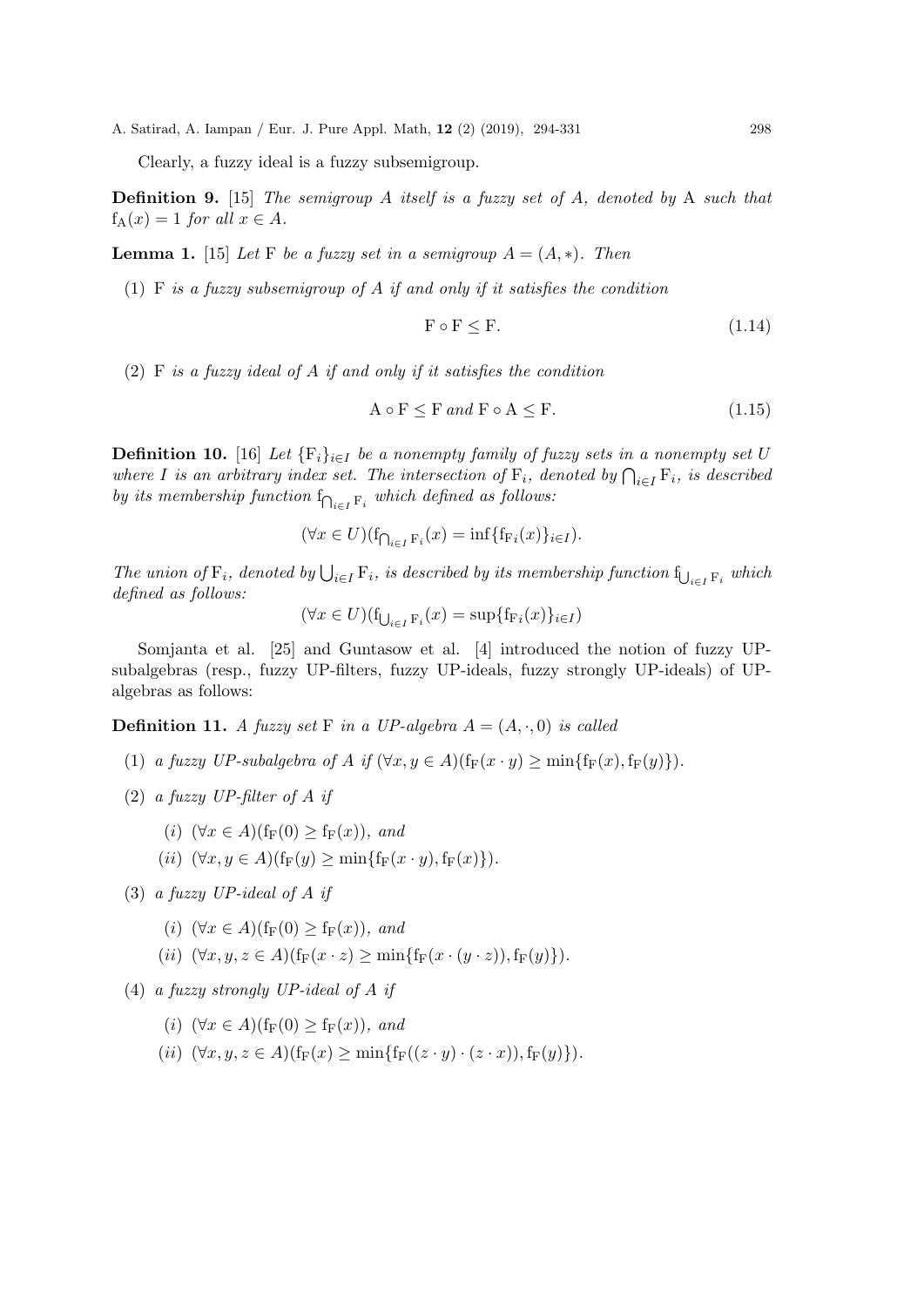Clearly, a fuzzy ideal is a fuzzy subsemigroup.

**Definition 9.** [15] *The semigroup $A$ itself is a fuzzy set of $A$, denoted by $\mathrm{A}$ such that $\mathrm{f}_{\mathrm{A}}(x) = 1$ for all $x \in A$.*

**Lemma 1.** [15] *Let $\mathrm{F}$ be a fuzzy set in a semigroup $A = (A, *)$. Then*

(1) *$\mathrm{F}$ is a fuzzy subsemigroup of $A$ if and only if it satisfies the condition*

$$\mathrm{F} \circ \mathrm{F} \leq \mathrm{F}. \tag{1.14}$$

(2) *$\mathrm{F}$ is a fuzzy ideal of $A$ if and only if it satisfies the condition*

$$\mathrm{A} \circ \mathrm{F} \leq \mathrm{F} \text{ and } \mathrm{F} \circ \mathrm{A} \leq \mathrm{F}. \tag{1.15}$$

**Definition 10.** [16] *Let $\{\mathrm{F}_i\}_{i \in I}$ be a nonempty family of fuzzy sets in a nonempty set $U$ where $I$ is an arbitrary index set. The intersection of $\mathrm{F}_i$, denoted by $\bigcap_{i \in I} \mathrm{F}_i$, is described by its membership function $\mathrm{f}_{\bigcap_{i \in I} \mathrm{F}_i}$ which defined as follows:*

$$(\forall x \in U)(\mathrm{f}_{\bigcap_{i \in I} \mathrm{F}_i}(x) = \inf\{\mathrm{f}_{\mathrm{F}_i}(x)\}_{i \in I}).$$

*The union of $\mathrm{F}_i$, denoted by $\bigcup_{i \in I} \mathrm{F}_i$, is described by its membership function $\mathrm{f}_{\bigcup_{i \in I} \mathrm{F}_i}$ which defined as follows:*

$$(\forall x \in U)(\mathrm{f}_{\bigcup_{i \in I} \mathrm{F}_i}(x) = \sup\{\mathrm{f}_{\mathrm{F}_i}(x)\}_{i \in I})$$

Somjanta et al. [25] and Guntasow et al. [4] introduced the notion of fuzzy UP-subalgebras (resp., fuzzy UP-filters, fuzzy UP-ideals, fuzzy strongly UP-ideals) of UP-algebras as follows:

**Definition 11.** *A fuzzy set $\mathrm{F}$ in a UP-algebra $A = (A, \cdot, 0)$ is called*

(1) *a fuzzy UP-subalgebra of $A$ if $(\forall x, y \in A)(\mathrm{f}_{\mathrm{F}}(x \cdot y) \geq \min\{\mathrm{f}_{\mathrm{F}}(x), \mathrm{f}_{\mathrm{F}}(y)\})$.*

(2) *a fuzzy UP-filter of $A$ if*

   (*i*) *$(\forall x \in A)(\mathrm{f}_{\mathrm{F}}(0) \geq \mathrm{f}_{\mathrm{F}}(x))$, and*

   (*ii*) *$(\forall x, y \in A)(\mathrm{f}_{\mathrm{F}}(y) \geq \min\{\mathrm{f}_{\mathrm{F}}(x \cdot y), \mathrm{f}_{\mathrm{F}}(x)\})$.*

(3) *a fuzzy UP-ideal of $A$ if*

   (*i*) *$(\forall x \in A)(\mathrm{f}_{\mathrm{F}}(0) \geq \mathrm{f}_{\mathrm{F}}(x))$, and*

   (*ii*) *$(\forall x, y, z \in A)(\mathrm{f}_{\mathrm{F}}(x \cdot z) \geq \min\{\mathrm{f}_{\mathrm{F}}(x \cdot (y \cdot z)), \mathrm{f}_{\mathrm{F}}(y)\})$.*

(4) *a fuzzy strongly UP-ideal of $A$ if*

   (*i*) *$(\forall x \in A)(\mathrm{f}_{\mathrm{F}}(0) \geq \mathrm{f}_{\mathrm{F}}(x))$, and*

   (*ii*) *$(\forall x, y, z \in A)(\mathrm{f}_{\mathrm{F}}(x) \geq \min\{\mathrm{f}_{\mathrm{F}}((z \cdot y) \cdot (z \cdot x)), \mathrm{f}_{\mathrm{F}}(y)\})$.*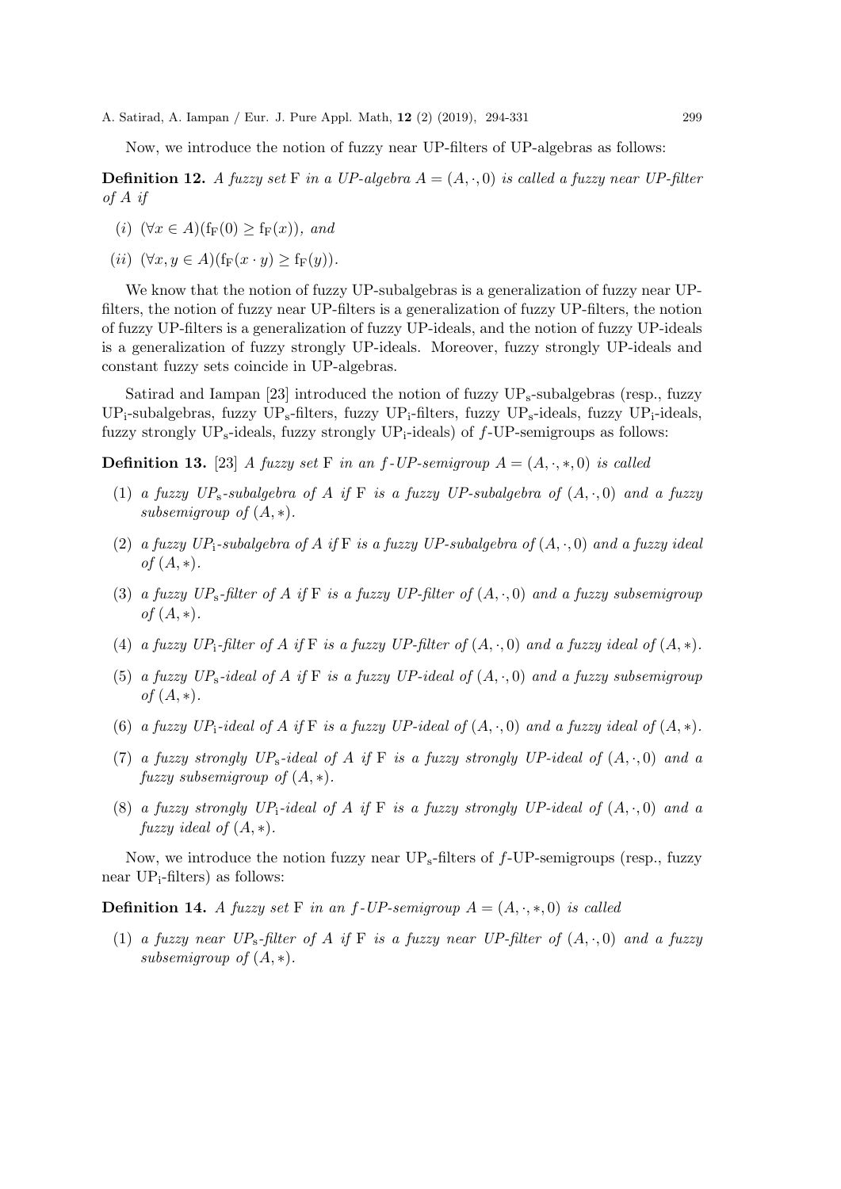Now, we introduce the notion of fuzzy near UP-filters of UP-algebras as follows:

**Definition 12.** *A fuzzy set* F *in a UP-algebra* $A = (A, \cdot, 0)$ *is called a fuzzy near UP-filter of* $A$ *if*

(*i*) $(\forall x \in A)(\mathrm{f_F}(0) \geq \mathrm{f_F}(x))$, *and*

(*ii*) $(\forall x, y \in A)(\mathrm{f_F}(x \cdot y) \geq \mathrm{f_F}(y))$.

We know that the notion of fuzzy UP-subalgebras is a generalization of fuzzy near UP-filters, the notion of fuzzy near UP-filters is a generalization of fuzzy UP-filters, the notion of fuzzy UP-filters is a generalization of fuzzy UP-ideals, and the notion of fuzzy UP-ideals is a generalization of fuzzy strongly UP-ideals. Moreover, fuzzy strongly UP-ideals and constant fuzzy sets coincide in UP-algebras.

Satirad and Iampan [23] introduced the notion of fuzzy $\mathrm{UP_s}$-subalgebras (resp., fuzzy $\mathrm{UP_i}$-subalgebras, fuzzy $\mathrm{UP_s}$-filters, fuzzy $\mathrm{UP_i}$-filters, fuzzy $\mathrm{UP_s}$-ideals, fuzzy $\mathrm{UP_i}$-ideals, fuzzy strongly $\mathrm{UP_s}$-ideals, fuzzy strongly $\mathrm{UP_i}$-ideals) of $f$-UP-semigroups as follows:

**Definition 13.** [23] *A fuzzy set* F *in an $f$-UP-semigroup* $A = (A, \cdot, *, 0)$ *is called*

(1) *a fuzzy $UP_s$-subalgebra of $A$ if* F *is a fuzzy UP-subalgebra of* $(A, \cdot, 0)$ *and a fuzzy subsemigroup of* $(A, *)$.

(2) *a fuzzy $UP_i$-subalgebra of $A$ if* F *is a fuzzy UP-subalgebra of* $(A, \cdot, 0)$ *and a fuzzy ideal of* $(A, *)$.

(3) *a fuzzy $UP_s$-filter of $A$ if* F *is a fuzzy UP-filter of* $(A, \cdot, 0)$ *and a fuzzy subsemigroup of* $(A, *)$.

(4) *a fuzzy $UP_i$-filter of $A$ if* F *is a fuzzy UP-filter of* $(A, \cdot, 0)$ *and a fuzzy ideal of* $(A, *)$.

(5) *a fuzzy $UP_s$-ideal of $A$ if* F *is a fuzzy UP-ideal of* $(A, \cdot, 0)$ *and a fuzzy subsemigroup of* $(A, *)$.

(6) *a fuzzy $UP_i$-ideal of $A$ if* F *is a fuzzy UP-ideal of* $(A, \cdot, 0)$ *and a fuzzy ideal of* $(A, *)$.

(7) *a fuzzy strongly $UP_s$-ideal of $A$ if* F *is a fuzzy strongly UP-ideal of* $(A, \cdot, 0)$ *and a fuzzy subsemigroup of* $(A, *)$.

(8) *a fuzzy strongly $UP_i$-ideal of $A$ if* F *is a fuzzy strongly UP-ideal of* $(A, \cdot, 0)$ *and a fuzzy ideal of* $(A, *)$.

Now, we introduce the notion fuzzy near $\mathrm{UP_s}$-filters of $f$-UP-semigroups (resp., fuzzy near $\mathrm{UP_i}$-filters) as follows:

**Definition 14.** *A fuzzy set* F *in an $f$-UP-semigroup* $A = (A, \cdot, *, 0)$ *is called*

(1) *a fuzzy near $UP_s$-filter of $A$ if* F *is a fuzzy near UP-filter of* $(A, \cdot, 0)$ *and a fuzzy subsemigroup of* $(A, *)$.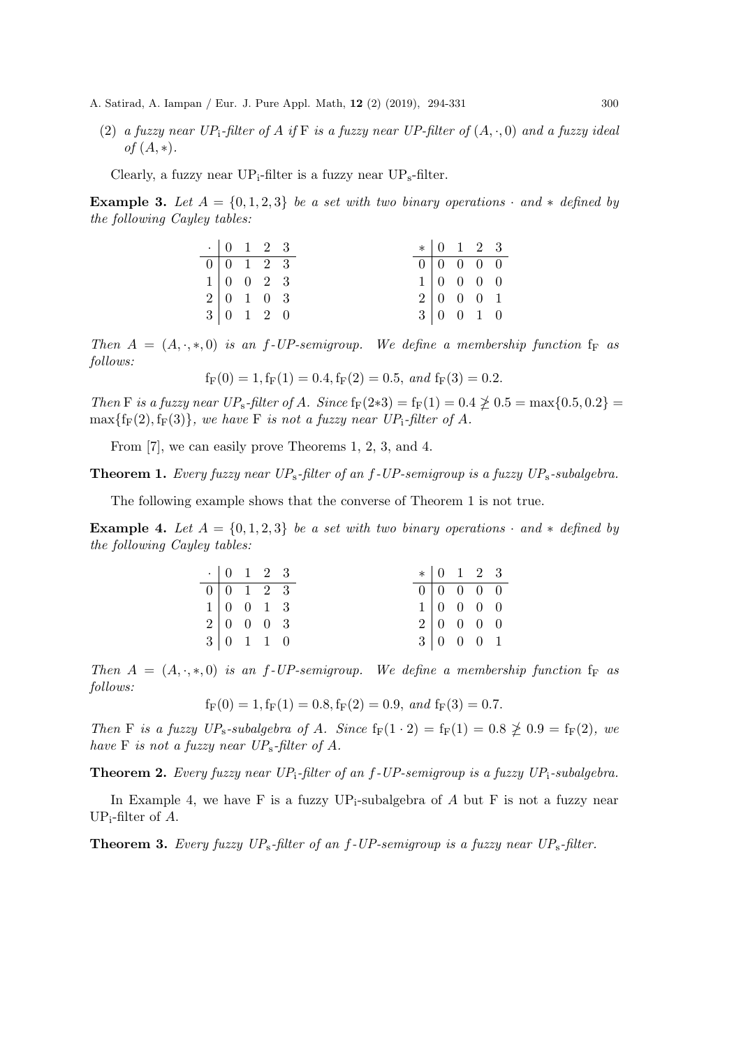(2) *a fuzzy near $UP_i$-filter of $A$ if $F$ is a fuzzy near UP-filter of $(A, \cdot, 0)$ and a fuzzy ideal of $(A, *)$.*

Clearly, a fuzzy near $UP_i$-filter is a fuzzy near $UP_s$-filter.

**Example 3.** *Let $A = \{0, 1, 2, 3\}$ be a set with two binary operations $\cdot$ and $*$ defined by the following Cayley tables:*

| $\cdot$ | 0 | 1 | 2 | 3 |
|---|---|---|---|---|
| 0 | 0 | 1 | 2 | 3 |
| 1 | 0 | 0 | 2 | 3 |
| 2 | 0 | 1 | 0 | 3 |
| 3 | 0 | 1 | 2 | 0 |

| $*$ | 0 | 1 | 2 | 3 |
|---|---|---|---|---|
| 0 | 0 | 0 | 0 | 0 |
| 1 | 0 | 0 | 0 | 0 |
| 2 | 0 | 0 | 0 | 1 |
| 3 | 0 | 0 | 1 | 0 |

*Then $A = (A, \cdot, *, 0)$ is an $f$-UP-semigroup. We define a membership function $f_F$ as follows:*

$$f_F(0) = 1, f_F(1) = 0.4, f_F(2) = 0.5, \text{ and } f_F(3) = 0.2.$$

*Then $F$ is a fuzzy near $UP_s$-filter of $A$. Since $f_F(2*3) = f_F(1) = 0.4 \ngeq 0.5 = \max\{0.5, 0.2\} = \max\{f_F(2), f_F(3)\}$, we have $F$ is not a fuzzy near $UP_i$-filter of $A$.*

From [7], we can easily prove Theorems 1, 2, 3, and 4.

**Theorem 1.** *Every fuzzy near $UP_s$-filter of an $f$-UP-semigroup is a fuzzy $UP_s$-subalgebra.*

The following example shows that the converse of Theorem 1 is not true.

**Example 4.** *Let $A = \{0, 1, 2, 3\}$ be a set with two binary operations $\cdot$ and $*$ defined by the following Cayley tables:*

| $\cdot$ | 0 | 1 | 2 | 3 |
|---|---|---|---|---|
| 0 | 0 | 1 | 2 | 3 |
| 1 | 0 | 0 | 1 | 3 |
| 2 | 0 | 0 | 0 | 3 |
| 3 | 0 | 1 | 1 | 0 |

| $*$ | 0 | 1 | 2 | 3 |
|---|---|---|---|---|
| 0 | 0 | 0 | 0 | 0 |
| 1 | 0 | 0 | 0 | 0 |
| 2 | 0 | 0 | 0 | 0 |
| 3 | 0 | 0 | 0 | 1 |

*Then $A = (A, \cdot, *, 0)$ is an $f$-UP-semigroup. We define a membership function $f_F$ as follows:*

$$f_F(0) = 1, f_F(1) = 0.8, f_F(2) = 0.9, \text{ and } f_F(3) = 0.7.$$

*Then $F$ is a fuzzy $UP_s$-subalgebra of $A$. Since $f_F(1 \cdot 2) = f_F(1) = 0.8 \ngeq 0.9 = f_F(2)$, we have $F$ is not a fuzzy near $UP_s$-filter of $A$.*

**Theorem 2.** *Every fuzzy near $UP_i$-filter of an $f$-UP-semigroup is a fuzzy $UP_i$-subalgebra.*

In Example 4, we have $F$ is a fuzzy $UP_i$-subalgebra of $A$ but $F$ is not a fuzzy near $UP_i$-filter of $A$.

**Theorem 3.** *Every fuzzy $UP_s$-filter of an $f$-UP-semigroup is a fuzzy near $UP_s$-filter.*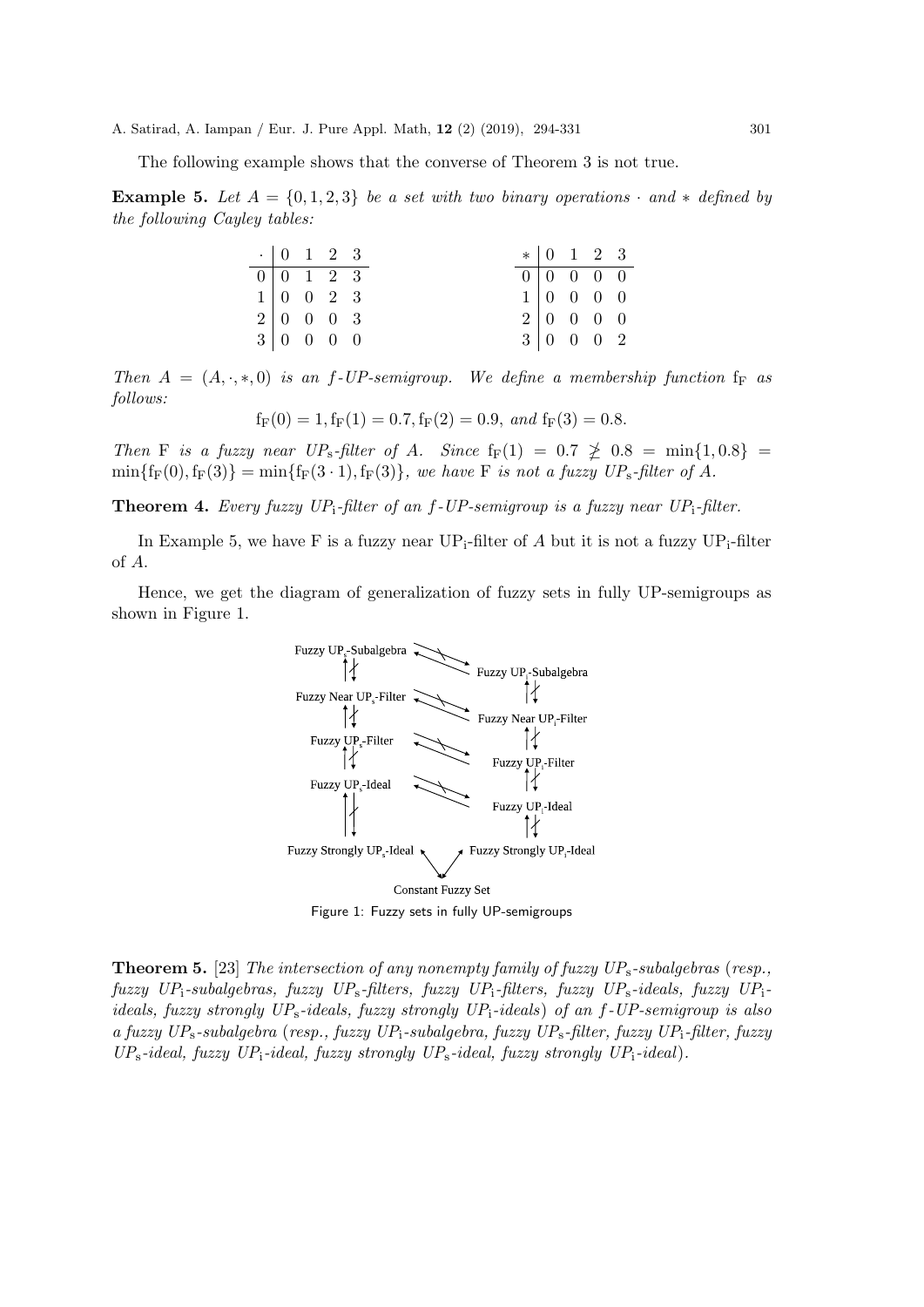The following example shows that the converse of Theorem 3 is not true.

**Example 5.** *Let $A = \{0, 1, 2, 3\}$ be a set with two binary operations $\cdot$ and $*$ defined by the following Cayley tables:*

| $\cdot$ | 0 | 1 | 2 | 3 |
|---|---|---|---|---|
| 0 | 0 | 1 | 2 | 3 |
| 1 | 0 | 0 | 2 | 3 |
| 2 | 0 | 0 | 0 | 3 |
| 3 | 0 | 0 | 0 | 0 |

| $*$ | 0 | 1 | 2 | 3 |
|---|---|---|---|---|
| 0 | 0 | 0 | 0 | 0 |
| 1 | 0 | 0 | 0 | 0 |
| 2 | 0 | 0 | 0 | 0 |
| 3 | 0 | 0 | 0 | 2 |

*Then $A = (A, \cdot, *, 0)$ is an $f$-UP-semigroup. We define a membership function $\mathrm{f_F}$ as follows:*

$$\mathrm{f_F}(0) = 1, \mathrm{f_F}(1) = 0.7, \mathrm{f_F}(2) = 0.9, \text{ and } \mathrm{f_F}(3) = 0.8.$$

*Then* F *is a fuzzy near UP$_\mathrm{s}$-filter of $A$. Since $\mathrm{f_F}(1) = 0.7 \ngeq 0.8 = \min\{1, 0.8\} = \min\{\mathrm{f_F}(0), \mathrm{f_F}(3)\} = \min\{\mathrm{f_F}(3 \cdot 1), \mathrm{f_F}(3)\}$, we have* F *is not a fuzzy UP$_\mathrm{s}$-filter of $A$.*

**Theorem 4.** *Every fuzzy UP$_\mathrm{i}$-filter of an $f$-UP-semigroup is a fuzzy near UP$_\mathrm{i}$-filter.*

In Example 5, we have F is a fuzzy near UP$_\mathrm{i}$-filter of $A$ but it is not a fuzzy UP$_\mathrm{i}$-filter of $A$.

Hence, we get the diagram of generalization of fuzzy sets in fully UP-semigroups as shown in Figure 1.

Figure 1: Fuzzy sets in fully UP-semigroups

**Theorem 5.** [23] *The intersection of any nonempty family of fuzzy UP$_\mathrm{s}$-subalgebras (resp., fuzzy UP$_\mathrm{i}$-subalgebras, fuzzy UP$_\mathrm{s}$-filters, fuzzy UP$_\mathrm{i}$-filters, fuzzy UP$_\mathrm{s}$-ideals, fuzzy UP$_\mathrm{i}$-ideals, fuzzy strongly UP$_\mathrm{s}$-ideals, fuzzy strongly UP$_\mathrm{i}$-ideals) of an $f$-UP-semigroup is also a fuzzy UP$_\mathrm{s}$-subalgebra (resp., fuzzy UP$_\mathrm{i}$-subalgebra, fuzzy UP$_\mathrm{s}$-filter, fuzzy UP$_\mathrm{i}$-filter, fuzzy UP$_\mathrm{s}$-ideal, fuzzy UP$_\mathrm{i}$-ideal, fuzzy strongly UP$_\mathrm{s}$-ideal, fuzzy strongly UP$_\mathrm{i}$-ideal).*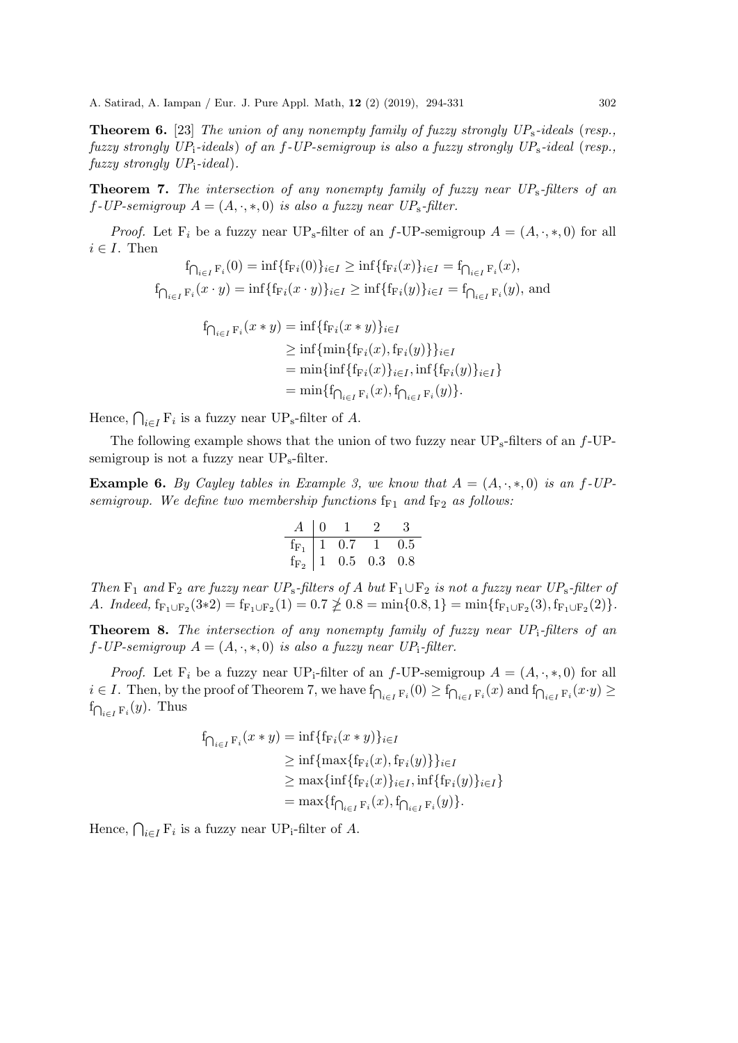**Theorem 6.** [23] *The union of any nonempty family of fuzzy strongly $UP_s$-ideals (resp., fuzzy strongly $UP_i$-ideals) of an $f$-UP-semigroup is also a fuzzy strongly $UP_s$-ideal (resp., fuzzy strongly $UP_i$-ideal).*

**Theorem 7.** *The intersection of any nonempty family of fuzzy near $UP_s$-filters of an $f$-UP-semigroup $A = (A, \cdot, *, 0)$ is also a fuzzy near $UP_s$-filter.*

*Proof.* Let $F_i$ be a fuzzy near $UP_s$-filter of an $f$-UP-semigroup $A = (A, \cdot, *, 0)$ for all $i \in I$. Then

$$f_{\bigcap_{i\in I} F_i}(0) = \inf\{f_{F_i}(0)\}_{i\in I} \geq \inf\{f_{F_i}(x)\}_{i\in I} = f_{\bigcap_{i\in I} F_i}(x),$$

$$f_{\bigcap_{i\in I} F_i}(x \cdot y) = \inf\{f_{F_i}(x \cdot y)\}_{i\in I} \geq \inf\{f_{F_i}(y)\}_{i\in I} = f_{\bigcap_{i\in I} F_i}(y), \text{ and}$$

$$\begin{aligned} f_{\bigcap_{i\in I} F_i}(x * y) &= \inf\{f_{F_i}(x * y)\}_{i\in I} \\ &\geq \inf\{\min\{f_{F_i}(x), f_{F_i}(y)\}\}_{i\in I} \\ &= \min\{\inf\{f_{F_i}(x)\}_{i\in I}, \inf\{f_{F_i}(y)\}_{i\in I}\} \\ &= \min\{f_{\bigcap_{i\in I} F_i}(x), f_{\bigcap_{i\in I} F_i}(y)\}. \end{aligned}$$

Hence, $\bigcap_{i\in I} F_i$ is a fuzzy near $UP_s$-filter of $A$.

The following example shows that the union of two fuzzy near $UP_s$-filters of an $f$-UP-semigroup is not a fuzzy near $UP_s$-filter.

**Example 6.** *By Cayley tables in Example 3, we know that $A = (A, \cdot, *, 0)$ is an $f$-UP-semigroup. We define two membership functions $f_{F_1}$ and $f_{F_2}$ as follows:*

| $A$ | 0 | 1 | 2 | 3 |
|---|---|---|---|---|
| $f_{F_1}$ | 1 | 0.7 | 1 | 0.5 |
| $f_{F_2}$ | 1 | 0.5 | 0.3 | 0.8 |

*Then $F_1$ and $F_2$ are fuzzy near $UP_s$-filters of $A$ but $F_1 \cup F_2$ is not a fuzzy near $UP_s$-filter of $A$. Indeed, $f_{F_1\cup F_2}(3*2) = f_{F_1\cup F_2}(1) = 0.7 \ngeq 0.8 = \min\{0.8, 1\} = \min\{f_{F_1\cup F_2}(3), f_{F_1\cup F_2}(2)\}$.*

**Theorem 8.** *The intersection of any nonempty family of fuzzy near $UP_i$-filters of an $f$-UP-semigroup $A = (A, \cdot, *, 0)$ is also a fuzzy near $UP_i$-filter.*

*Proof.* Let $F_i$ be a fuzzy near $UP_i$-filter of an $f$-UP-semigroup $A = (A, \cdot, *, 0)$ for all $i \in I$. Then, by the proof of Theorem 7, we have $f_{\bigcap_{i\in I} F_i}(0) \geq f_{\bigcap_{i\in I} F_i}(x)$ and $f_{\bigcap_{i\in I} F_i}(x\cdot y) \geq f_{\bigcap_{i\in I} F_i}(y)$. Thus

$$\begin{aligned} f_{\bigcap_{i\in I} F_i}(x * y) &= \inf\{f_{F_i}(x * y)\}_{i\in I} \\ &\geq \inf\{\max\{f_{F_i}(x), f_{F_i}(y)\}\}_{i\in I} \\ &\geq \max\{\inf\{f_{F_i}(x)\}_{i\in I}, \inf\{f_{F_i}(y)\}_{i\in I}\} \\ &= \max\{f_{\bigcap_{i\in I} F_i}(x), f_{\bigcap_{i\in I} F_i}(y)\}. \end{aligned}$$

Hence, $\bigcap_{i\in I} F_i$ is a fuzzy near $UP_i$-filter of $A$.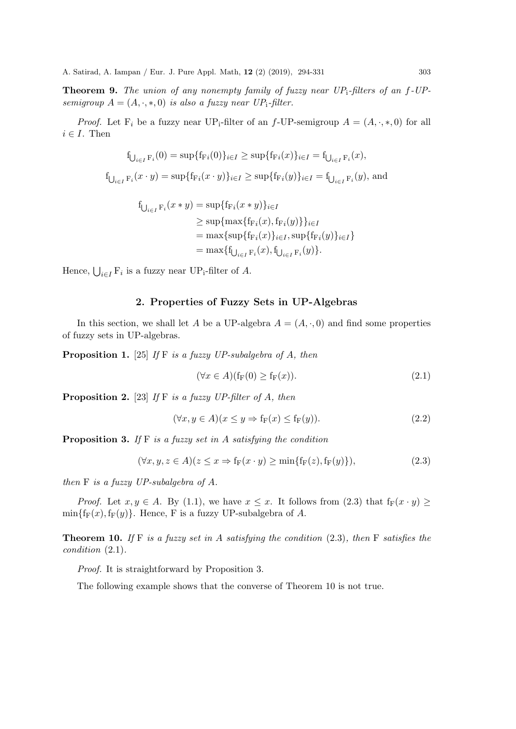**Theorem 9.** *The union of any nonempty family of fuzzy near UP$_\text{i}$-filters of an $f$-UP-semigroup $A = (A, \cdot, *, 0)$ is also a fuzzy near UP$_\text{i}$-filter.*

*Proof.* Let $\mathrm{F}_i$ be a fuzzy near UP$_\text{i}$-filter of an $f$-UP-semigroup $A = (A, \cdot, *, 0)$ for all $i \in I$. Then

$$\mathrm{f}_{\bigcup_{i\in I}\mathrm{F}_i}(0) = \sup\{\mathrm{f}_{\mathrm{F}i}(0)\}_{i\in I} \geq \sup\{\mathrm{f}_{\mathrm{F}i}(x)\}_{i\in I} = \mathrm{f}_{\bigcup_{i\in I}\mathrm{F}_i}(x),$$

$$\mathrm{f}_{\bigcup_{i\in I}\mathrm{F}_i}(x \cdot y) = \sup\{\mathrm{f}_{\mathrm{F}i}(x \cdot y)\}_{i\in I} \geq \sup\{\mathrm{f}_{\mathrm{F}i}(y)\}_{i\in I} = \mathrm{f}_{\bigcup_{i\in I}\mathrm{F}_i}(y), \text{ and}$$

$$\begin{aligned}
\mathrm{f}_{\bigcup_{i\in I}\mathrm{F}_i}(x * y) &= \sup\{\mathrm{f}_{\mathrm{F}i}(x * y)\}_{i\in I} \\
&\geq \sup\{\max\{\mathrm{f}_{\mathrm{F}i}(x), \mathrm{f}_{\mathrm{F}i}(y)\}\}_{i\in I} \\
&= \max\{\sup\{\mathrm{f}_{\mathrm{F}i}(x)\}_{i\in I}, \sup\{\mathrm{f}_{\mathrm{F}i}(y)\}_{i\in I}\} \\
&= \max\{\mathrm{f}_{\bigcup_{i\in I}\mathrm{F}_i}(x), \mathrm{f}_{\bigcup_{i\in I}\mathrm{F}_i}(y)\}.
\end{aligned}$$

Hence, $\bigcup_{i\in I}\mathrm{F}_i$ is a fuzzy near UP$_\text{i}$-filter of $A$.

## 2. Properties of Fuzzy Sets in UP-Algebras

In this section, we shall let $A$ be a UP-algebra $A = (A, \cdot, 0)$ and find some properties of fuzzy sets in UP-algebras.

**Proposition 1.** [25] *If* F *is a fuzzy UP-subalgebra of A, then*

$$(\forall x \in A)(\mathrm{f}_\mathrm{F}(0) \geq \mathrm{f}_\mathrm{F}(x)). \tag{2.1}$$

**Proposition 2.** [23] *If* F *is a fuzzy UP-filter of A, then*

$$(\forall x, y \in A)(x \leq y \Rightarrow \mathrm{f}_\mathrm{F}(x) \leq \mathrm{f}_\mathrm{F}(y)). \tag{2.2}$$

**Proposition 3.** *If* F *is a fuzzy set in A satisfying the condition*

$$(\forall x, y, z \in A)(z \leq x \Rightarrow \mathrm{f}_\mathrm{F}(x \cdot y) \geq \min\{\mathrm{f}_\mathrm{F}(z), \mathrm{f}_\mathrm{F}(y)\}), \tag{2.3}$$

*then* F *is a fuzzy UP-subalgebra of A.*

*Proof.* Let $x, y \in A$. By (1.1), we have $x \leq x$. It follows from (2.3) that $\mathrm{f}_\mathrm{F}(x \cdot y) \geq \min\{\mathrm{f}_\mathrm{F}(x), \mathrm{f}_\mathrm{F}(y)\}$. Hence, F is a fuzzy UP-subalgebra of $A$.

**Theorem 10.** *If* F *is a fuzzy set in A satisfying the condition* (2.3)*, then* F *satisfies the condition* (2.1).

*Proof.* It is straightforward by Proposition 3.

The following example shows that the converse of Theorem 10 is not true.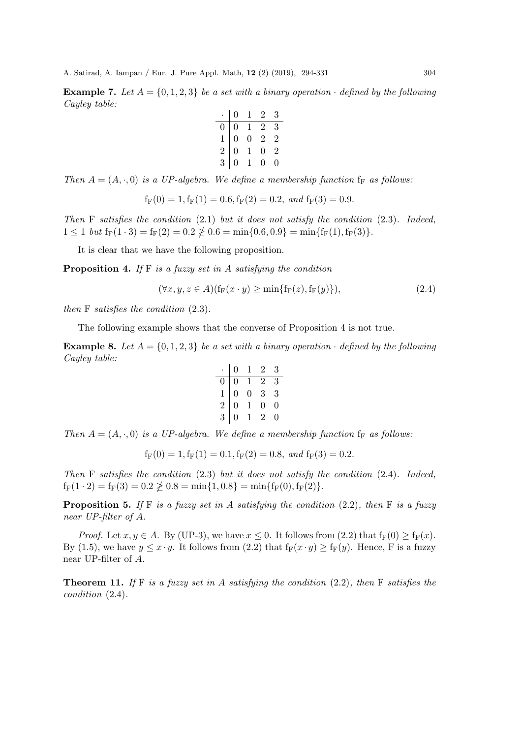**Example 7.** *Let $A = \{0, 1, 2, 3\}$ be a set with a binary operation $\cdot$ defined by the following Cayley table:*

| $\cdot$ | 0 | 1 | 2 | 3 |
|---|---|---|---|---|
| 0 | 0 | 1 | 2 | 3 |
| 1 | 0 | 0 | 2 | 2 |
| 2 | 0 | 1 | 0 | 2 |
| 3 | 0 | 1 | 0 | 0 |

*Then $A = (A, \cdot, 0)$ is a UP-algebra. We define a membership function $\mathrm{f_F}$ as follows:*

$$\mathrm{f_F}(0) = 1, \mathrm{f_F}(1) = 0.6, \mathrm{f_F}(2) = 0.2, \text{ and } \mathrm{f_F}(3) = 0.9.$$

*Then* F *satisfies the condition* (2.1) *but it does not satisfy the condition* (2.3)*. Indeed,* $1 \leq 1$ *but* $\mathrm{f_F}(1 \cdot 3) = \mathrm{f_F}(2) = 0.2 \not\geq 0.6 = \min\{0.6, 0.9\} = \min\{\mathrm{f_F}(1), \mathrm{f_F}(3)\}$.

It is clear that we have the following proposition.

**Proposition 4.** *If* F *is a fuzzy set in $A$ satisfying the condition*

$$(\forall x, y, z \in A)(\mathrm{f_F}(x \cdot y) \geq \min\{\mathrm{f_F}(z), \mathrm{f_F}(y)\}), \tag{2.4}$$

*then* F *satisfies the condition* (2.3)*.*

The following example shows that the converse of Proposition 4 is not true.

**Example 8.** *Let $A = \{0, 1, 2, 3\}$ be a set with a binary operation $\cdot$ defined by the following Cayley table:*

| $\cdot$ | 0 | 1 | 2 | 3 |
|---|---|---|---|---|
| 0 | 0 | 1 | 2 | 3 |
| 1 | 0 | 0 | 3 | 3 |
| 2 | 0 | 1 | 0 | 0 |
| 3 | 0 | 1 | 2 | 0 |

*Then $A = (A, \cdot, 0)$ is a UP-algebra. We define a membership function $\mathrm{f_F}$ as follows:*

$$\mathrm{f_F}(0) = 1, \mathrm{f_F}(1) = 0.1, \mathrm{f_F}(2) = 0.8, \text{ and } \mathrm{f_F}(3) = 0.2.$$

*Then* F *satisfies the condition* (2.3) *but it does not satisfy the condition* (2.4)*. Indeed,* $\mathrm{f_F}(1 \cdot 2) = \mathrm{f_F}(3) = 0.2 \not\geq 0.8 = \min\{1, 0.8\} = \min\{\mathrm{f_F}(0), \mathrm{f_F}(2)\}$.

**Proposition 5.** *If* F *is a fuzzy set in $A$ satisfying the condition* (2.2)*, then* F *is a fuzzy near UP-filter of $A$.*

*Proof.* Let $x, y \in A$. By (UP-3), we have $x \leq 0$. It follows from (2.2) that $\mathrm{f_F}(0) \geq \mathrm{f_F}(x)$. By (1.5), we have $y \leq x \cdot y$. It follows from (2.2) that $\mathrm{f_F}(x \cdot y) \geq \mathrm{f_F}(y)$. Hence, F is a fuzzy near UP-filter of $A$.

**Theorem 11.** *If* F *is a fuzzy set in $A$ satisfying the condition* (2.2)*, then* F *satisfies the condition* (2.4)*.*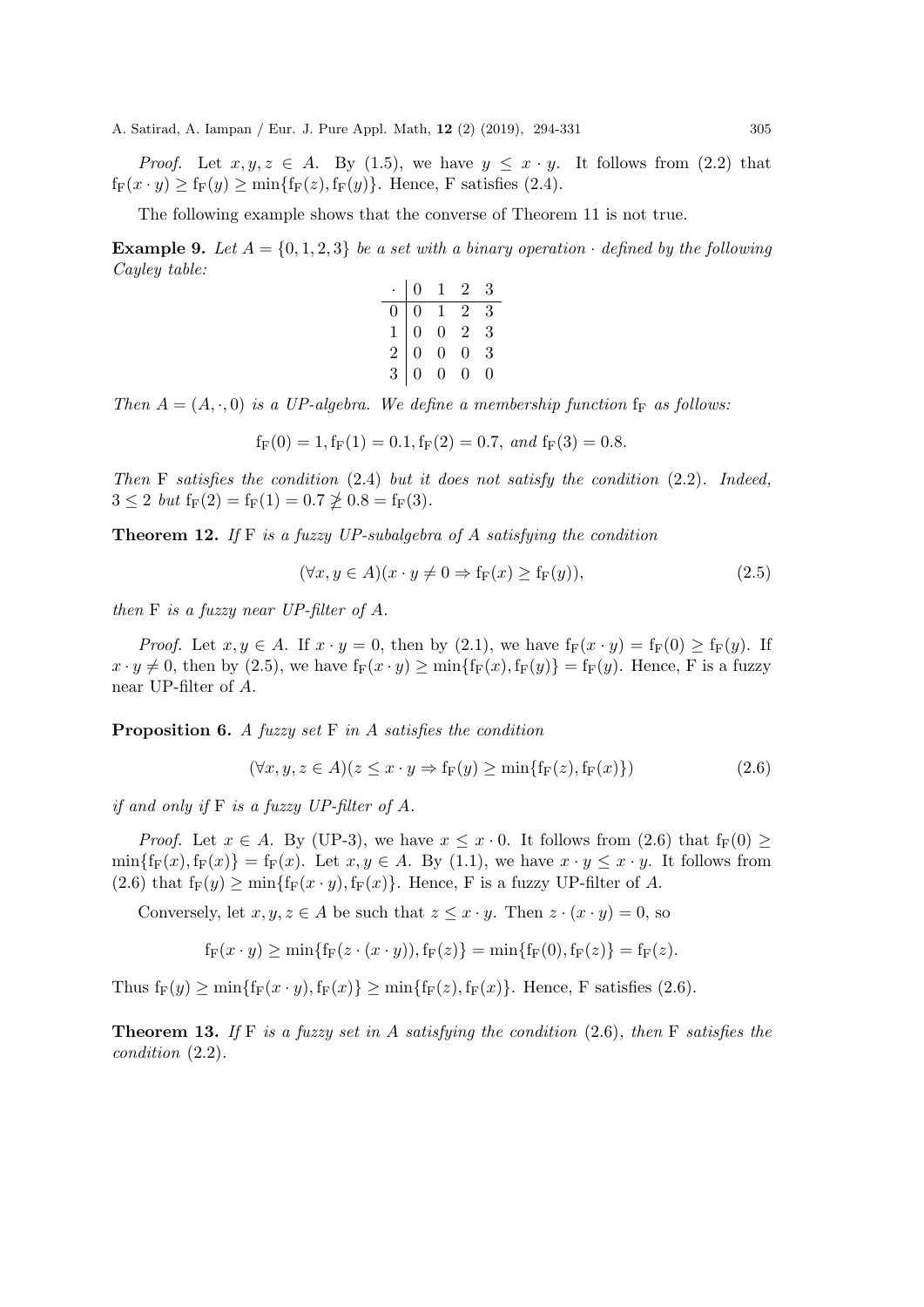*Proof.* Let $x, y, z \in A$. By (1.5), we have $y \leq x \cdot y$. It follows from (2.2) that $f_F(x \cdot y) \geq f_F(y) \geq \min\{f_F(z), f_F(y)\}$. Hence, F satisfies (2.4).

The following example shows that the converse of Theorem 11 is not true.

**Example 9.** *Let $A = \{0, 1, 2, 3\}$ be a set with a binary operation $\cdot$ defined by the following Cayley table:*

| $\cdot$ | 0 | 1 | 2 | 3 |
|---|---|---|---|---|
| 0 | 0 | 1 | 2 | 3 |
| 1 | 0 | 0 | 2 | 3 |
| 2 | 0 | 0 | 0 | 3 |
| 3 | 0 | 0 | 0 | 0 |

*Then $A = (A, \cdot, 0)$ is a UP-algebra. We define a membership function $f_F$ as follows:*

$$f_F(0) = 1, f_F(1) = 0.1, f_F(2) = 0.7, \text{ and } f_F(3) = 0.8.$$

*Then F satisfies the condition (2.4) but it does not satisfy the condition (2.2). Indeed, $3 \leq 2$ but $f_F(2) = f_F(1) = 0.7 \ngeq 0.8 = f_F(3)$.*

**Theorem 12.** *If F is a fuzzy UP-subalgebra of A satisfying the condition*

$$(\forall x, y \in A)(x \cdot y \neq 0 \Rightarrow f_F(x) \geq f_F(y)), \tag{2.5}$$

*then F is a fuzzy near UP-filter of A.*

*Proof.* Let $x, y \in A$. If $x \cdot y = 0$, then by (2.1), we have $f_F(x \cdot y) = f_F(0) \geq f_F(y)$. If $x \cdot y \neq 0$, then by (2.5), we have $f_F(x \cdot y) \geq \min\{f_F(x), f_F(y)\} = f_F(y)$. Hence, F is a fuzzy near UP-filter of A.

**Proposition 6.** *A fuzzy set F in A satisfies the condition*

$$(\forall x, y, z \in A)(z \leq x \cdot y \Rightarrow f_F(y) \geq \min\{f_F(z), f_F(x)\}) \tag{2.6}$$

*if and only if F is a fuzzy UP-filter of A.*

*Proof.* Let $x \in A$. By (UP-3), we have $x \leq x \cdot 0$. It follows from (2.6) that $f_F(0) \geq \min\{f_F(x), f_F(x)\} = f_F(x)$. Let $x, y \in A$. By (1.1), we have $x \cdot y \leq x \cdot y$. It follows from (2.6) that $f_F(y) \geq \min\{f_F(x \cdot y), f_F(x)\}$. Hence, F is a fuzzy UP-filter of A.

Conversely, let $x, y, z \in A$ be such that $z \leq x \cdot y$. Then $z \cdot (x \cdot y) = 0$, so

$$f_F(x \cdot y) \geq \min\{f_F(z \cdot (x \cdot y)), f_F(z)\} = \min\{f_F(0), f_F(z)\} = f_F(z).$$

Thus $f_F(y) \geq \min\{f_F(x \cdot y), f_F(x)\} \geq \min\{f_F(z), f_F(x)\}$. Hence, F satisfies (2.6).

**Theorem 13.** *If F is a fuzzy set in A satisfying the condition (2.6), then F satisfies the condition (2.2).*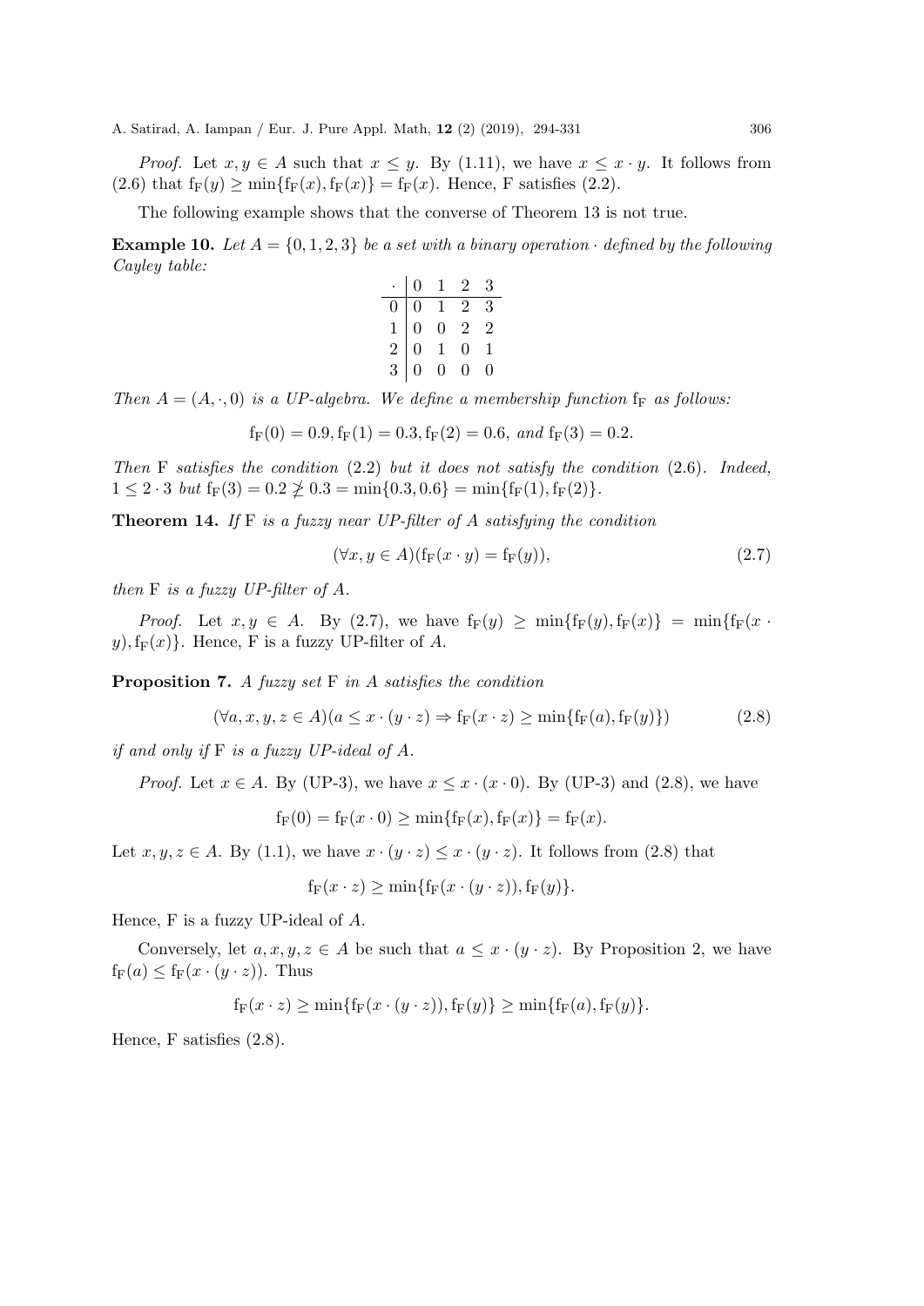*Proof.* Let $x, y \in A$ such that $x \leq y$. By (1.11), we have $x \leq x \cdot y$. It follows from (2.6) that $\mathrm{f_F}(y) \geq \min\{\mathrm{f_F}(x), \mathrm{f_F}(x)\} = \mathrm{f_F}(x)$. Hence, F satisfies (2.2).

The following example shows that the converse of Theorem 13 is not true.

**Example 10.** *Let $A = \{0, 1, 2, 3\}$ be a set with a binary operation $\cdot$ defined by the following Cayley table:*

| $\cdot$ | 0 | 1 | 2 | 3 |
|---|---|---|---|---|
| 0 | 0 | 1 | 2 | 3 |
| 1 | 0 | 0 | 2 | 2 |
| 2 | 0 | 1 | 0 | 1 |
| 3 | 0 | 0 | 0 | 0 |

*Then $A = (A, \cdot, 0)$ is a UP-algebra. We define a membership function $\mathrm{f_F}$ as follows:*

$$\mathrm{f_F}(0) = 0.9, \mathrm{f_F}(1) = 0.3, \mathrm{f_F}(2) = 0.6, \text{ and } \mathrm{f_F}(3) = 0.2.$$

*Then* F *satisfies the condition* (2.2) *but it does not satisfy the condition* (2.6)*. Indeed,* $1 \leq 2 \cdot 3$ *but* $\mathrm{f_F}(3) = 0.2 \not\geq 0.3 = \min\{0.3, 0.6\} = \min\{\mathrm{f_F}(1), \mathrm{f_F}(2)\}$.

**Theorem 14.** *If* F *is a fuzzy near UP-filter of A satisfying the condition*

$$(\forall x, y \in A)(\mathrm{f_F}(x \cdot y) = \mathrm{f_F}(y)), \tag{2.7}$$

*then* F *is a fuzzy UP-filter of A.*

*Proof.* Let $x, y \in A$. By (2.7), we have $\mathrm{f_F}(y) \geq \min\{\mathrm{f_F}(y), \mathrm{f_F}(x)\} = \min\{\mathrm{f_F}(x \cdot y), \mathrm{f_F}(x)\}$. Hence, F is a fuzzy UP-filter of A.

**Proposition 7.** *A fuzzy set* F *in A satisfies the condition*

$$(\forall a, x, y, z \in A)(a \leq x \cdot (y \cdot z) \Rightarrow \mathrm{f_F}(x \cdot z) \geq \min\{\mathrm{f_F}(a), \mathrm{f_F}(y)\}) \tag{2.8}$$

*if and only if* F *is a fuzzy UP-ideal of A.*

*Proof.* Let $x \in A$. By (UP-3), we have $x \leq x \cdot (x \cdot 0)$. By (UP-3) and (2.8), we have

$$\mathrm{f_F}(0) = \mathrm{f_F}(x \cdot 0) \geq \min\{\mathrm{f_F}(x), \mathrm{f_F}(x)\} = \mathrm{f_F}(x).$$

Let $x, y, z \in A$. By (1.1), we have $x \cdot (y \cdot z) \leq x \cdot (y \cdot z)$. It follows from (2.8) that

$$\mathrm{f_F}(x \cdot z) \geq \min\{\mathrm{f_F}(x \cdot (y \cdot z)), \mathrm{f_F}(y)\}.$$

Hence, F is a fuzzy UP-ideal of A.

Conversely, let $a, x, y, z \in A$ be such that $a \leq x \cdot (y \cdot z)$. By Proposition 2, we have $\mathrm{f_F}(a) \leq \mathrm{f_F}(x \cdot (y \cdot z))$. Thus

$$\mathrm{f_F}(x \cdot z) \geq \min\{\mathrm{f_F}(x \cdot (y \cdot z)), \mathrm{f_F}(y)\} \geq \min\{\mathrm{f_F}(a), \mathrm{f_F}(y)\}.$$

Hence, F satisfies (2.8).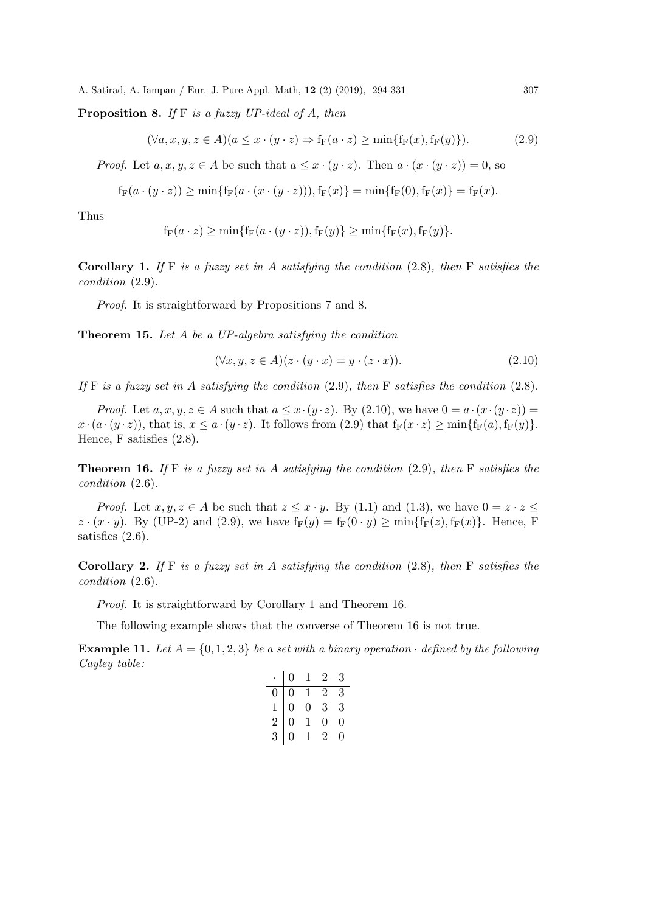**Proposition 8.** *If* F *is a fuzzy UP-ideal of A, then*

$$(\forall a, x, y, z \in A)(a \leq x \cdot (y \cdot z) \Rightarrow \mathrm{f_F}(a \cdot z) \geq \min\{\mathrm{f_F}(x), \mathrm{f_F}(y)\}). \tag{2.9}$$

*Proof.* Let $a, x, y, z \in A$ be such that $a \leq x \cdot (y \cdot z)$. Then $a \cdot (x \cdot (y \cdot z)) = 0$, so

$$\mathrm{f_F}(a \cdot (y \cdot z)) \geq \min\{\mathrm{f_F}(a \cdot (x \cdot (y \cdot z))), \mathrm{f_F}(x)\} = \min\{\mathrm{f_F}(0), \mathrm{f_F}(x)\} = \mathrm{f_F}(x).$$

Thus

$$\mathrm{f_F}(a \cdot z) \geq \min\{\mathrm{f_F}(a \cdot (y \cdot z)), \mathrm{f_F}(y)\} \geq \min\{\mathrm{f_F}(x), \mathrm{f_F}(y)\}.$$

**Corollary 1.** *If* F *is a fuzzy set in A satisfying the condition* (2.8)*, then* F *satisfies the condition* (2.9)*.*

*Proof.* It is straightforward by Propositions 7 and 8.

**Theorem 15.** *Let A be a UP-algebra satisfying the condition*

$$(\forall x, y, z \in A)(z \cdot (y \cdot x) = y \cdot (z \cdot x)). \tag{2.10}$$

*If* F *is a fuzzy set in A satisfying the condition* (2.9)*, then* F *satisfies the condition* (2.8)*.*

*Proof.* Let $a, x, y, z \in A$ such that $a \leq x \cdot (y \cdot z)$. By (2.10), we have $0 = a \cdot (x \cdot (y \cdot z)) = x \cdot (a \cdot (y \cdot z))$, that is, $x \leq a \cdot (y \cdot z)$. It follows from (2.9) that $\mathrm{f_F}(x \cdot z) \geq \min\{\mathrm{f_F}(a), \mathrm{f_F}(y)\}$. Hence, F satisfies (2.8).

**Theorem 16.** *If* F *is a fuzzy set in A satisfying the condition* (2.9)*, then* F *satisfies the condition* (2.6)*.*

*Proof.* Let $x, y, z \in A$ be such that $z \leq x \cdot y$. By (1.1) and (1.3), we have $0 = z \cdot z \leq z \cdot (x \cdot y)$. By (UP-2) and (2.9), we have $\mathrm{f_F}(y) = \mathrm{f_F}(0 \cdot y) \geq \min\{\mathrm{f_F}(z), \mathrm{f_F}(x)\}$. Hence, F satisfies (2.6).

**Corollary 2.** *If* F *is a fuzzy set in A satisfying the condition* (2.8)*, then* F *satisfies the condition* (2.6)*.*

*Proof.* It is straightforward by Corollary 1 and Theorem 16.

The following example shows that the converse of Theorem 16 is not true.

**Example 11.** *Let $A = \{0, 1, 2, 3\}$ be a set with a binary operation $\cdot$ defined by the following Cayley table:*

| $\cdot$ | 0 | 1 | 2 | 3 |
|---|---|---|---|---|
| 0 | 0 | 1 | 2 | 3 |
| 1 | 0 | 0 | 3 | 3 |
| 2 | 0 | 1 | 0 | 0 |
| 3 | 0 | 1 | 2 | 0 |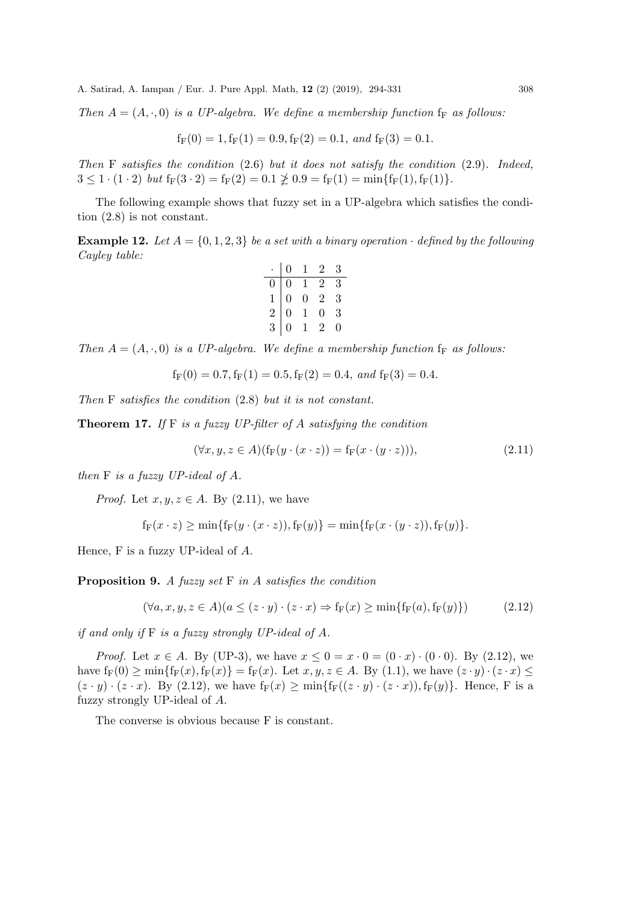*Then $A = (A, \cdot, 0)$ is a UP-algebra. We define a membership function $f_F$ as follows:*

$$f_F(0) = 1, f_F(1) = 0.9, f_F(2) = 0.1, \text{ and } f_F(3) = 0.1.$$

*Then F satisfies the condition (2.6) but it does not satisfy the condition (2.9). Indeed, $3 \leq 1 \cdot (1 \cdot 2)$ but $f_F(3 \cdot 2) = f_F(2) = 0.1 \ngeq 0.9 = f_F(1) = \min\{f_F(1), f_F(1)\}$.*

The following example shows that fuzzy set in a UP-algebra which satisfies the condition (2.8) is not constant.

**Example 12.** *Let $A = \{0, 1, 2, 3\}$ be a set with a binary operation $\cdot$ defined by the following Cayley table:*

| $\cdot$ | 0 | 1 | 2 | 3 |
|---|---|---|---|---|
| 0 | 0 | 1 | 2 | 3 |
| 1 | 0 | 0 | 2 | 3 |
| 2 | 0 | 1 | 0 | 3 |
| 3 | 0 | 1 | 2 | 0 |

*Then $A = (A, \cdot, 0)$ is a UP-algebra. We define a membership function $f_F$ as follows:*

$$f_F(0) = 0.7, f_F(1) = 0.5, f_F(2) = 0.4, \text{ and } f_F(3) = 0.4.$$

*Then F satisfies the condition (2.8) but it is not constant.*

**Theorem 17.** *If F is a fuzzy UP-filter of A satisfying the condition*

$$(\forall x, y, z \in A)(f_F(y \cdot (x \cdot z)) = f_F(x \cdot (y \cdot z))), \tag{2.11}$$

*then F is a fuzzy UP-ideal of A.*

*Proof.* Let $x, y, z \in A$. By (2.11), we have

$$f_F(x \cdot z) \geq \min\{f_F(y \cdot (x \cdot z)), f_F(y)\} = \min\{f_F(x \cdot (y \cdot z)), f_F(y)\}.$$

Hence, F is a fuzzy UP-ideal of A.

**Proposition 9.** *A fuzzy set F in A satisfies the condition*

$$(\forall a, x, y, z \in A)(a \leq (z \cdot y) \cdot (z \cdot x) \Rightarrow f_F(x) \geq \min\{f_F(a), f_F(y)\}) \tag{2.12}$$

*if and only if F is a fuzzy strongly UP-ideal of A.*

*Proof.* Let $x \in A$. By (UP-3), we have $x \leq 0 = x \cdot 0 = (0 \cdot x) \cdot (0 \cdot 0)$. By (2.12), we have $f_F(0) \geq \min\{f_F(x), f_F(x)\} = f_F(x)$. Let $x, y, z \in A$. By (1.1), we have $(z \cdot y) \cdot (z \cdot x) \leq (z \cdot y) \cdot (z \cdot x)$. By (2.12), we have $f_F(x) \geq \min\{f_F((z \cdot y) \cdot (z \cdot x)), f_F(y)\}$. Hence, F is a fuzzy strongly UP-ideal of A.

The converse is obvious because F is constant.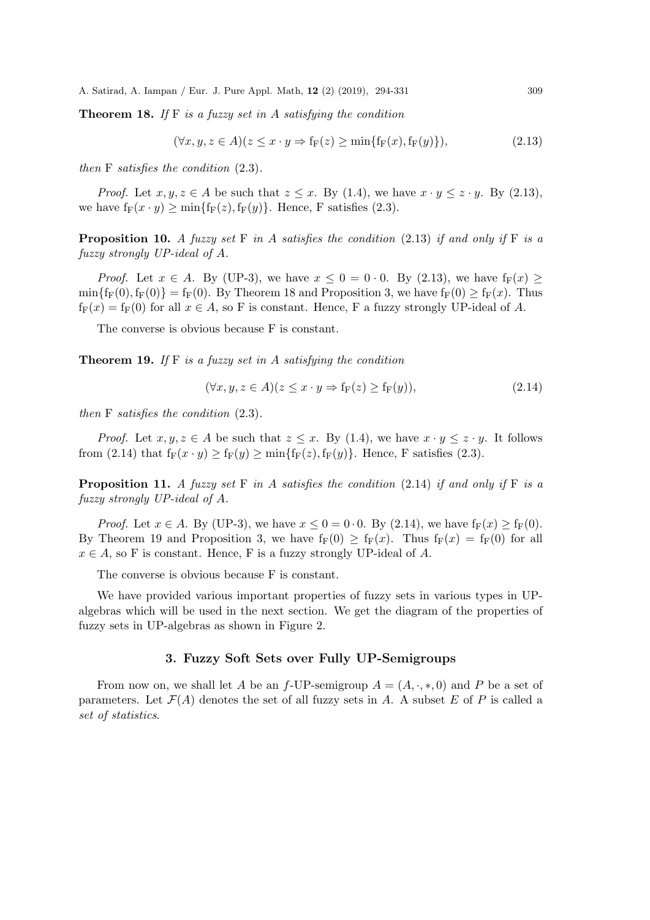**Theorem 18.** *If* F *is a fuzzy set in* $A$ *satisfying the condition*

$$(\forall x, y, z \in A)(z \leq x \cdot y \Rightarrow \mathrm{f_F}(z) \geq \min\{\mathrm{f_F}(x), \mathrm{f_F}(y)\}), \tag{2.13}$$

*then* F *satisfies the condition* (2.3).

*Proof.* Let $x, y, z \in A$ be such that $z \leq x$. By (1.4), we have $x \cdot y \leq z \cdot y$. By (2.13), we have $\mathrm{f_F}(x \cdot y) \geq \min\{\mathrm{f_F}(z), \mathrm{f_F}(y)\}$. Hence, F satisfies (2.3).

**Proposition 10.** *A fuzzy set* F *in* $A$ *satisfies the condition* (2.13) *if and only if* F *is a fuzzy strongly UP-ideal of* $A$.

*Proof.* Let $x \in A$. By (UP-3), we have $x \leq 0 = 0 \cdot 0$. By (2.13), we have $\mathrm{f_F}(x) \geq \min\{\mathrm{f_F}(0), \mathrm{f_F}(0)\} = \mathrm{f_F}(0)$. By Theorem 18 and Proposition 3, we have $\mathrm{f_F}(0) \geq \mathrm{f_F}(x)$. Thus $\mathrm{f_F}(x) = \mathrm{f_F}(0)$ for all $x \in A$, so F is constant. Hence, F a fuzzy strongly UP-ideal of $A$.

The converse is obvious because F is constant.

**Theorem 19.** *If* F *is a fuzzy set in* $A$ *satisfying the condition*

$$(\forall x, y, z \in A)(z \leq x \cdot y \Rightarrow \mathrm{f_F}(z) \geq \mathrm{f_F}(y)), \tag{2.14}$$

*then* F *satisfies the condition* (2.3).

*Proof.* Let $x, y, z \in A$ be such that $z \leq x$. By (1.4), we have $x \cdot y \leq z \cdot y$. It follows from (2.14) that $\mathrm{f_F}(x \cdot y) \geq \mathrm{f_F}(y) \geq \min\{\mathrm{f_F}(z), \mathrm{f_F}(y)\}$. Hence, F satisfies (2.3).

**Proposition 11.** *A fuzzy set* F *in* $A$ *satisfies the condition* (2.14) *if and only if* F *is a fuzzy strongly UP-ideal of* $A$.

*Proof.* Let $x \in A$. By (UP-3), we have $x \leq 0 = 0 \cdot 0$. By (2.14), we have $\mathrm{f_F}(x) \geq \mathrm{f_F}(0)$. By Theorem 19 and Proposition 3, we have $\mathrm{f_F}(0) \geq \mathrm{f_F}(x)$. Thus $\mathrm{f_F}(x) = \mathrm{f_F}(0)$ for all $x \in A$, so F is constant. Hence, F is a fuzzy strongly UP-ideal of $A$.

The converse is obvious because F is constant.

We have provided various important properties of fuzzy sets in various types in UP-algebras which will be used in the next section. We get the diagram of the properties of fuzzy sets in UP-algebras as shown in Figure 2.

## 3. Fuzzy Soft Sets over Fully UP-Semigroups

From now on, we shall let $A$ be an $f$-UP-semigroup $A = (A, \cdot, *, 0)$ and $P$ be a set of parameters. Let $\mathcal{F}(A)$ denotes the set of all fuzzy sets in $A$. A subset $E$ of $P$ is called a *set of statistics*.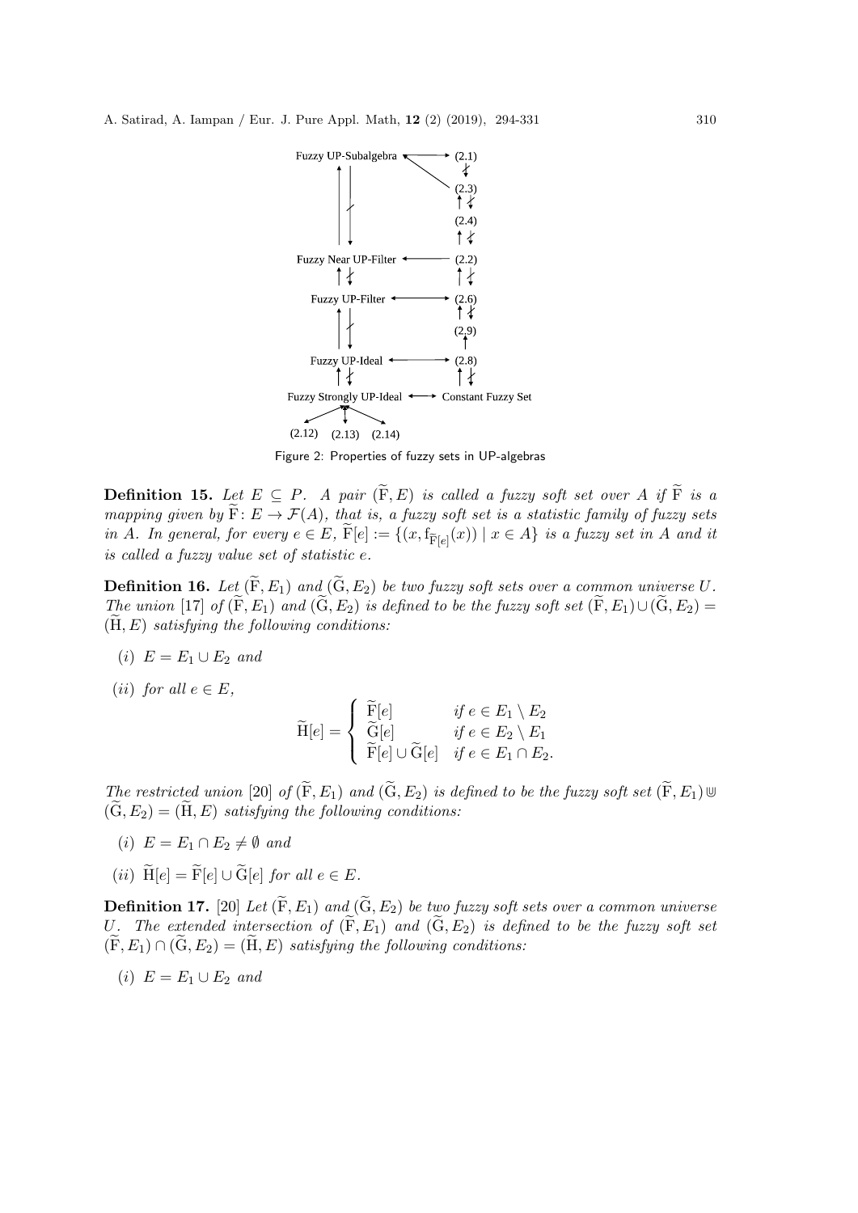Fuzzy UP-Subalgebra

(2.1)

(2.3)

(2.4)

Fuzzy Near UP-Filter

(2.2)

Fuzzy UP-Filter

(2.6)

(2.9)

Fuzzy UP-Ideal

(2.8)

Fuzzy Strongly UP-Ideal

Constant Fuzzy Set

(2.12)

(2.13)

(2.14)

Figure 2: Properties of fuzzy sets in UP-algebras

**Definition 15.** *Let $E \subseteq P$. A pair $(\widetilde{\mathrm{F}}, E)$ is called a fuzzy soft set over $A$ if $\widetilde{\mathrm{F}}$ is a mapping given by $\widetilde{\mathrm{F}} \colon E \to \mathcal{F}(A)$, that is, a fuzzy soft set is a statistic family of fuzzy sets in $A$. In general, for every $e \in E$, $\widetilde{\mathrm{F}}[e] := \{(x, \mathrm{f}_{\widetilde{\mathrm{F}}[e]}(x)) \mid x \in A\}$ is a fuzzy set in $A$ and it is called a fuzzy value set of statistic $e$.*

**Definition 16.** *Let $(\widetilde{\mathrm{F}}, E_1)$ and $(\widetilde{\mathrm{G}}, E_2)$ be two fuzzy soft sets over a common universe $U$. The union [17] of $(\widetilde{\mathrm{F}}, E_1)$ and $(\widetilde{\mathrm{G}}, E_2)$ is defined to be the fuzzy soft set $(\widetilde{\mathrm{F}}, E_1) \cup (\widetilde{\mathrm{G}}, E_2) = (\widetilde{\mathrm{H}}, E)$ satisfying the following conditions:*

*(i) $E = E_1 \cup E_2$ and*

*(ii) for all $e \in E$,*

$$\widetilde{\mathrm{H}}[e] = \begin{cases} \widetilde{\mathrm{F}}[e] & \text{if } e \in E_1 \setminus E_2 \\ \widetilde{\mathrm{G}}[e] & \text{if } e \in E_2 \setminus E_1 \\ \widetilde{\mathrm{F}}[e] \cup \widetilde{\mathrm{G}}[e] & \text{if } e \in E_1 \cap E_2. \end{cases}$$

*The restricted union [20] of $(\widetilde{\mathrm{F}}, E_1)$ and $(\widetilde{\mathrm{G}}, E_2)$ is defined to be the fuzzy soft set $(\widetilde{\mathrm{F}}, E_1) \Cup (\widetilde{\mathrm{G}}, E_2) = (\widetilde{\mathrm{H}}, E)$ satisfying the following conditions:*

*(i) $E = E_1 \cap E_2 \neq \emptyset$ and*

*(ii) $\widetilde{\mathrm{H}}[e] = \widetilde{\mathrm{F}}[e] \cup \widetilde{\mathrm{G}}[e]$ for all $e \in E$.*

**Definition 17.** [20] *Let $(\widetilde{\mathrm{F}}, E_1)$ and $(\widetilde{\mathrm{G}}, E_2)$ be two fuzzy soft sets over a common universe $U$. The extended intersection of $(\widetilde{\mathrm{F}}, E_1)$ and $(\widetilde{\mathrm{G}}, E_2)$ is defined to be the fuzzy soft set $(\widetilde{\mathrm{F}}, E_1) \cap (\widetilde{\mathrm{G}}, E_2) = (\widetilde{\mathrm{H}}, E)$ satisfying the following conditions:*

*(i) $E = E_1 \cup E_2$ and*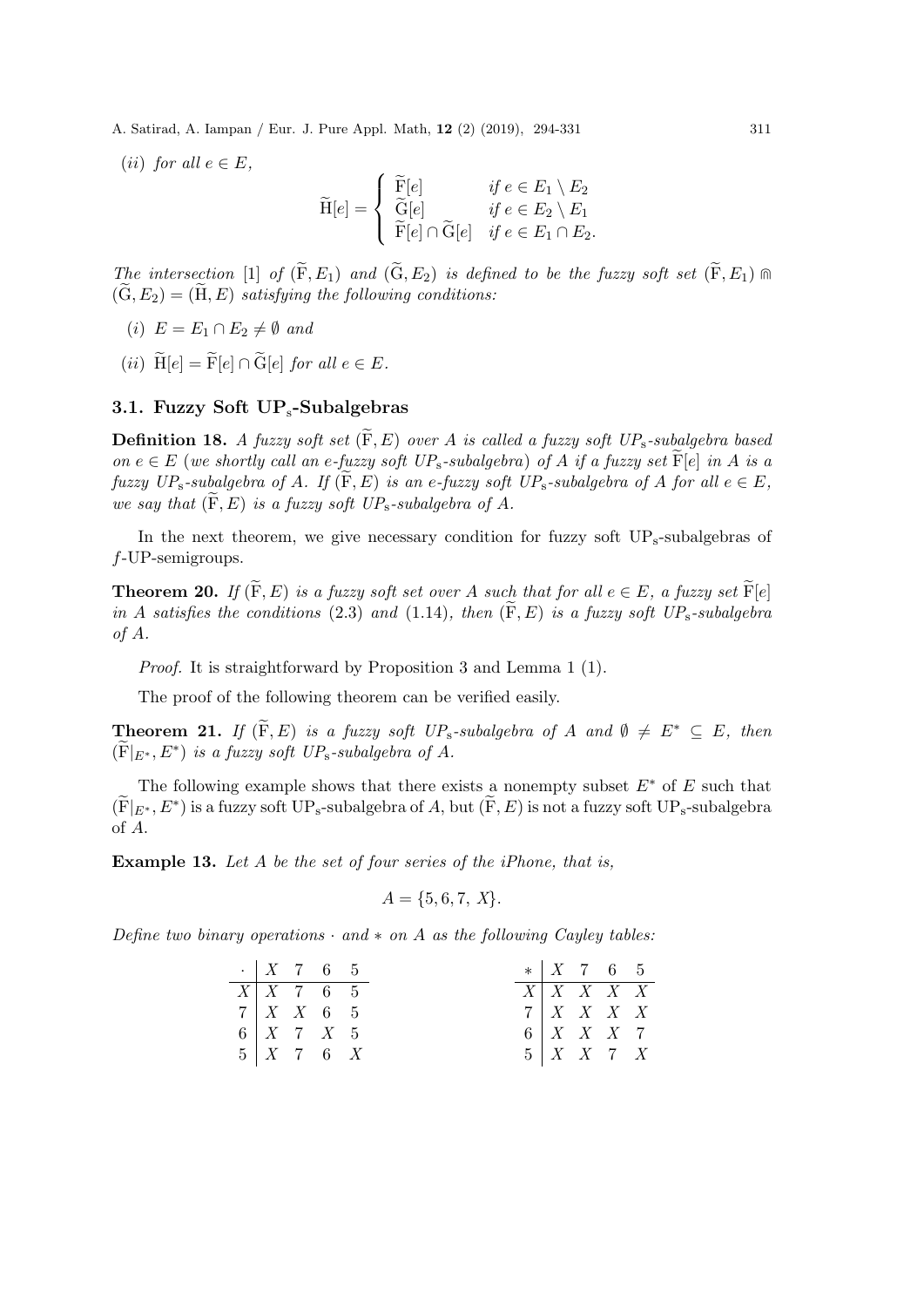(*ii*) *for all* $e \in E$,

$$\widetilde{\mathrm{H}}[e] = \begin{cases} \widetilde{\mathrm{F}}[e] & \text{if } e \in E_1 \setminus E_2 \\ \widetilde{\mathrm{G}}[e] & \text{if } e \in E_2 \setminus E_1 \\ \widetilde{\mathrm{F}}[e] \cap \widetilde{\mathrm{G}}[e] & \text{if } e \in E_1 \cap E_2. \end{cases}$$

*The intersection* [1] *of* $(\widetilde{\mathrm{F}}, E_1)$ *and* $(\widetilde{\mathrm{G}}, E_2)$ *is defined to be the fuzzy soft set* $(\widetilde{\mathrm{F}}, E_1) \Cap (\widetilde{\mathrm{G}}, E_2) = (\widetilde{\mathrm{H}}, E)$ *satisfying the following conditions:*

(*i*) $E = E_1 \cap E_2 \neq \emptyset$ *and*

(*ii*) $\widetilde{\mathrm{H}}[e] = \widetilde{\mathrm{F}}[e] \cap \widetilde{\mathrm{G}}[e]$ *for all* $e \in E$.

## 3.1. Fuzzy Soft $\mathrm{UP_s}$-Subalgebras

**Definition 18.** *A fuzzy soft set* $(\widetilde{\mathrm{F}}, E)$ *over* $A$ *is called a fuzzy soft* $UP_\mathrm{s}$*-subalgebra based on* $e \in E$ *(we shortly call an* $e$*-fuzzy soft* $UP_\mathrm{s}$*-subalgebra) of* $A$ *if a fuzzy set* $\widetilde{\mathrm{F}}[e]$ *in* $A$ *is a fuzzy* $UP_\mathrm{s}$*-subalgebra of* $A$*. If* $(\widetilde{\mathrm{F}}, E)$ *is an* $e$*-fuzzy soft* $UP_\mathrm{s}$*-subalgebra of* $A$ *for all* $e \in E$*, we say that* $(\widetilde{\mathrm{F}}, E)$ *is a fuzzy soft* $UP_\mathrm{s}$*-subalgebra of* $A$*.*

In the next theorem, we give necessary condition for fuzzy soft $\mathrm{UP_s}$-subalgebras of $f$-UP-semigroups.

**Theorem 20.** *If* $(\widetilde{\mathrm{F}}, E)$ *is a fuzzy soft set over* $A$ *such that for all* $e \in E$*, a fuzzy set* $\widetilde{\mathrm{F}}[e]$ *in* $A$ *satisfies the conditions* (2.3) *and* (1.14)*, then* $(\widetilde{\mathrm{F}}, E)$ *is a fuzzy soft* $UP_\mathrm{s}$*-subalgebra of* $A$*.*

*Proof.* It is straightforward by Proposition 3 and Lemma 1 (1).

The proof of the following theorem can be verified easily.

**Theorem 21.** *If* $(\widetilde{\mathrm{F}}, E)$ *is a fuzzy soft* $UP_\mathrm{s}$*-subalgebra of* $A$ *and* $\emptyset \neq E^* \subseteq E$*, then* $(\widetilde{\mathrm{F}}|_{E^*}, E^*)$ *is a fuzzy soft* $UP_\mathrm{s}$*-subalgebra of* $A$*.*

The following example shows that there exists a nonempty subset $E^*$ of $E$ such that $(\widetilde{\mathrm{F}}|_{E^*}, E^*)$ is a fuzzy soft $\mathrm{UP_s}$-subalgebra of $A$, but $(\widetilde{\mathrm{F}}, E)$ is not a fuzzy soft $\mathrm{UP_s}$-subalgebra of $A$.

**Example 13.** *Let* $A$ *be the set of four series of the iPhone, that is,*

$$A = \{5, 6, 7, X\}.$$

*Define two binary operations* $\cdot$ *and* $*$ *on* $A$ *as the following Cayley tables:*

| $\cdot$ | $X$ | $7$ | $6$ | $5$ |
|---|---|---|---|---|
| $X$ | $X$ | $7$ | $6$ | $5$ |
| $7$ | $X$ | $X$ | $6$ | $5$ |
| $6$ | $X$ | $7$ | $X$ | $5$ |
| $5$ | $X$ | $7$ | $6$ | $X$ |

| $*$ | $X$ | $7$ | $6$ | $5$ |
|---|---|---|---|---|
| $X$ | $X$ | $X$ | $X$ | $X$ |
| $7$ | $X$ | $X$ | $X$ | $X$ |
| $6$ | $X$ | $X$ | $X$ | $7$ |
| $5$ | $X$ | $X$ | $7$ | $X$ |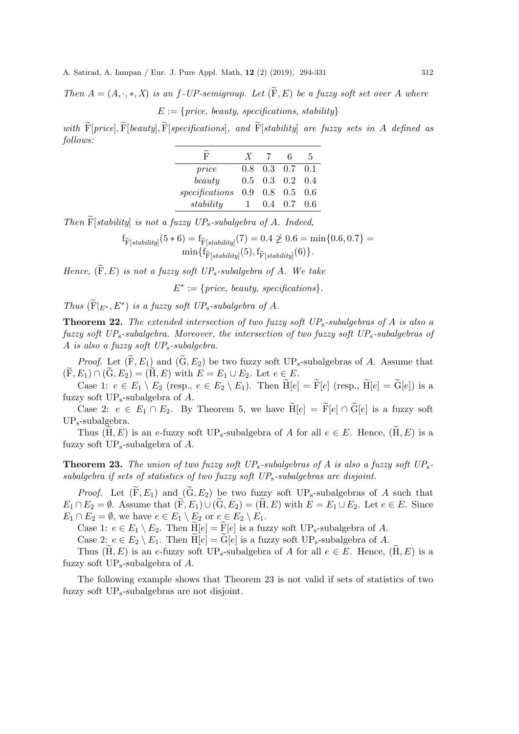*Then* $A = (A, \cdot, *, X)$ *is an* $f$*-UP-semigroup. Let* $(\widetilde{\mathrm{F}}, E)$ *be a fuzzy soft set over* $A$ *where*

$$E := \{price,\ beauty,\ specifications,\ stability\}$$

*with* $\widetilde{\mathrm{F}}[price], \widetilde{\mathrm{F}}[beauty], \widetilde{\mathrm{F}}[specifications]$*, and* $\widetilde{\mathrm{F}}[stability]$ *are fuzzy sets in* $A$ *defined as follows:*

| $\widetilde{\mathrm{F}}$ | $X$ | 7 | 6 | 5 |
|---|---|---|---|---|
| *price* | 0.8 | 0.3 | 0.7 | 0.1 |
| *beauty* | 0.5 | 0.3 | 0.2 | 0.4 |
| *specifications* | 0.9 | 0.8 | 0.5 | 0.6 |
| *stability* | 1 | 0.4 | 0.7 | 0.6 |

*Then* $\widetilde{\mathrm{F}}[stability]$ *is not a fuzzy* $UP_{\mathrm{s}}$*-subalgebra of* $A$*. Indeed,*

$$\mathrm{f}_{\widetilde{\mathrm{F}}[stability]}(5 * 6) = \mathrm{f}_{\widetilde{\mathrm{F}}[stability]}(7) = 0.4 \ngeq 0.6 = \min\{0.6, 0.7\} = \min\{\mathrm{f}_{\widetilde{\mathrm{F}}[stability]}(5), \mathrm{f}_{\widetilde{\mathrm{F}}[stability]}(6)\}.$$

*Hence,* $(\widetilde{\mathrm{F}}, E)$ *is not a fuzzy soft* $UP_{\mathrm{s}}$*-subalgebra of* $A$*. We take*

$$E^* := \{price,\ beauty,\ specifications\}.$$

*Thus* $(\widetilde{\mathrm{F}}|_{E^*}, E^*)$ *is a fuzzy soft* $UP_{\mathrm{s}}$*-subalgebra of* $A$*.*

**Theorem 22.** *The extended intersection of two fuzzy soft* $UP_{\mathrm{s}}$*-subalgebras of* $A$ *is also a fuzzy soft* $UP_{\mathrm{s}}$*-subalgebra. Moreover, the intersection of two fuzzy soft* $UP_{\mathrm{s}}$*-subalgebras of* $A$ *is also a fuzzy soft* $UP_{\mathrm{s}}$*-subalgebra.*

*Proof.* Let $(\widetilde{\mathrm{F}}, E_1)$ and $(\widetilde{\mathrm{G}}, E_2)$ be two fuzzy soft $\mathrm{UP_s}$-subalgebras of $A$. Assume that $(\widetilde{\mathrm{F}}, E_1) \cap (\widetilde{\mathrm{G}}, E_2) = (\widetilde{\mathrm{H}}, E)$ with $E = E_1 \cup E_2$. Let $e \in E$.

Case 1: $e \in E_1 \setminus E_2$ (resp., $e \in E_2 \setminus E_1$). Then $\widetilde{\mathrm{H}}[e] = \widetilde{\mathrm{F}}[e]$ (resp., $\widetilde{\mathrm{H}}[e] = \widetilde{\mathrm{G}}[e]$) is a fuzzy soft $\mathrm{UP_s}$-subalgebra of $A$.

Case 2: $e \in E_1 \cap E_2$. By Theorem 5, we have $\widetilde{\mathrm{H}}[e] = \widetilde{\mathrm{F}}[e] \cap \widetilde{\mathrm{G}}[e]$ is a fuzzy soft $\mathrm{UP_s}$-subalgebra.

Thus $(\widetilde{\mathrm{H}}, E)$ is an $e$-fuzzy soft $\mathrm{UP_s}$-subalgebra of $A$ for all $e \in E$. Hence, $(\widetilde{\mathrm{H}}, E)$ is a fuzzy soft $\mathrm{UP_s}$-subalgebra of $A$.

**Theorem 23.** *The union of two fuzzy soft* $UP_{\mathrm{s}}$*-subalgebras of* $A$ *is also a fuzzy soft* $UP_{\mathrm{s}}$*-subalgebra if sets of statistics of two fuzzy soft* $UP_{\mathrm{s}}$*-subalgebras are disjoint.*

*Proof.* Let $(\widetilde{\mathrm{F}}, E_1)$ and $(\widetilde{\mathrm{G}}, E_2)$ be two fuzzy soft $\mathrm{UP_s}$-subalgebras of $A$ such that $E_1 \cap E_2 = \emptyset$. Assume that $(\widetilde{\mathrm{F}}, E_1) \cup (\widetilde{\mathrm{G}}, E_2) = (\widetilde{\mathrm{H}}, E)$ with $E = E_1 \cup E_2$. Let $e \in E$. Since $E_1 \cap E_2 = \emptyset$, we have $e \in E_1 \setminus E_2$ or $e \in E_2 \setminus E_1$.

Case 1: $e \in E_1 \setminus E_2$. Then $\widetilde{\mathrm{H}}[e] = \widetilde{\mathrm{F}}[e]$ is a fuzzy soft $\mathrm{UP_s}$-subalgebra of $A$.

Case 2: $e \in E_2 \setminus E_1$. Then $\widetilde{\mathrm{H}}[e] = \widetilde{\mathrm{G}}[e]$ is a fuzzy soft $\mathrm{UP_s}$-subalgebra of $A$.

Thus $(\widetilde{\mathrm{H}}, E)$ is an $e$-fuzzy soft $\mathrm{UP_s}$-subalgebra of $A$ for all $e \in E$. Hence, $(\widetilde{\mathrm{H}}, E)$ is a fuzzy soft $\mathrm{UP_s}$-subalgebra of $A$.

The following example shows that Theorem 23 is not valid if sets of statistics of two fuzzy soft $\mathrm{UP_s}$-subalgebras are not disjoint.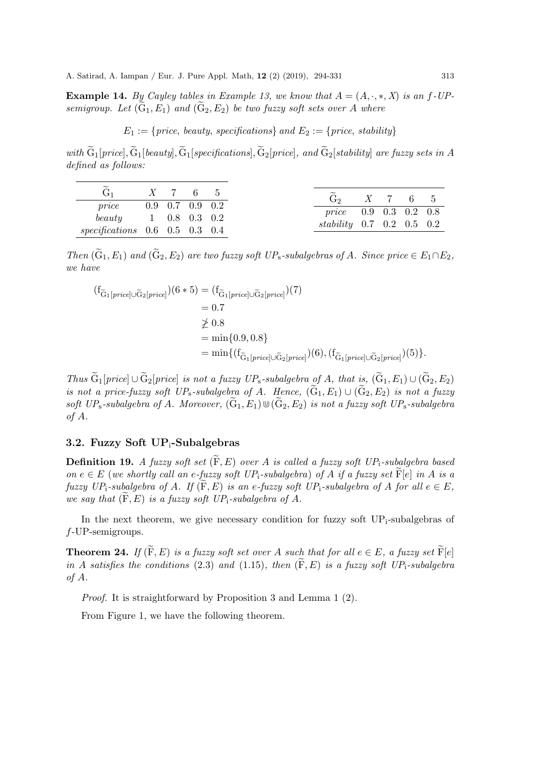**Example 14.** *By Cayley tables in Example 13, we know that $A = (A, \cdot, *, X)$ is an $f$-UP-semigroup. Let $(\widetilde{G}_1, E_1)$ and $(\widetilde{G}_2, E_2)$ be two fuzzy soft sets over $A$ where*

$$E_1 := \{price,\ beauty,\ specifications\} \text{ and } E_2 := \{price,\ stability\}$$

*with $\widetilde{G}_1[price], \widetilde{G}_1[beauty], \widetilde{G}_1[specifications], \widetilde{G}_2[price]$, and $\widetilde{G}_2[stability]$ are fuzzy sets in $A$ defined as follows:*

| $\widetilde{G}_1$ | $X$ | 7 | 6 | 5 |
|---|---|---|---|---|
| *price* | 0.9 | 0.7 | 0.9 | 0.2 |
| *beauty* | 1 | 0.8 | 0.3 | 0.2 |
| *specifications* | 0.6 | 0.5 | 0.3 | 0.4 |

| $\widetilde{G}_2$ | $X$ | 7 | 6 | 5 |
|---|---|---|---|---|
| *price* | 0.9 | 0.3 | 0.2 | 0.8 |
| *stability* | 0.7 | 0.2 | 0.5 | 0.2 |

*Then $(\widetilde{G}_1, E_1)$ and $(\widetilde{G}_2, E_2)$ are two fuzzy soft UP$_s$-subalgebras of $A$. Since $price \in E_1 \cap E_2$, we have*

$$\begin{aligned}
(f_{\widetilde{G}_1[price] \cup \widetilde{G}_2[price]})(6 * 5) &= (f_{\widetilde{G}_1[price] \cup \widetilde{G}_2[price]})(7) \\
&= 0.7 \\
&\ngeq 0.8 \\
&= \min\{0.9, 0.8\} \\
&= \min\{(f_{\widetilde{G}_1[price] \cup \widetilde{G}_2[price]})(6), (f_{\widetilde{G}_1[price] \cup \widetilde{G}_2[price]})(5)\}.
\end{aligned}$$

*Thus $\widetilde{G}_1[price] \cup \widetilde{G}_2[price]$ is not a fuzzy UP$_s$-subalgebra of $A$, that is, $(\widetilde{G}_1, E_1) \cup (\widetilde{G}_2, E_2)$ is not a price-fuzzy soft UP$_s$-subalgebra of $A$. Hence, $(\widetilde{G}_1, E_1) \cup (\widetilde{G}_2, E_2)$ is not a fuzzy soft UP$_s$-subalgebra of $A$. Moreover, $(\widetilde{G}_1, E_1) \Cup (\widetilde{G}_2, E_2)$ is not a fuzzy soft UP$_s$-subalgebra of $A$.*

### 3.2. Fuzzy Soft UP$_i$-Subalgebras

**Definition 19.** *A fuzzy soft set $(\widetilde{F}, E)$ over $A$ is called a fuzzy soft UP$_i$-subalgebra based on $e \in E$ (we shortly call an $e$-fuzzy soft UP$_i$-subalgebra) of $A$ if a fuzzy set $\widetilde{F}[e]$ in $A$ is a fuzzy UP$_i$-subalgebra of $A$. If $(\widetilde{F}, E)$ is an $e$-fuzzy soft UP$_i$-subalgebra of $A$ for all $e \in E$, we say that $(\widetilde{F}, E)$ is a fuzzy soft UP$_i$-subalgebra of $A$.*

In the next theorem, we give necessary condition for fuzzy soft UP$_i$-subalgebras of $f$-UP-semigroups.

**Theorem 24.** *If $(\widetilde{F}, E)$ is a fuzzy soft set over $A$ such that for all $e \in E$, a fuzzy set $\widetilde{F}[e]$ in $A$ satisfies the conditions (2.3) and (1.15), then $(\widetilde{F}, E)$ is a fuzzy soft UP$_i$-subalgebra of $A$.*

*Proof.* It is straightforward by Proposition 3 and Lemma 1 (2).

From Figure 1, we have the following theorem.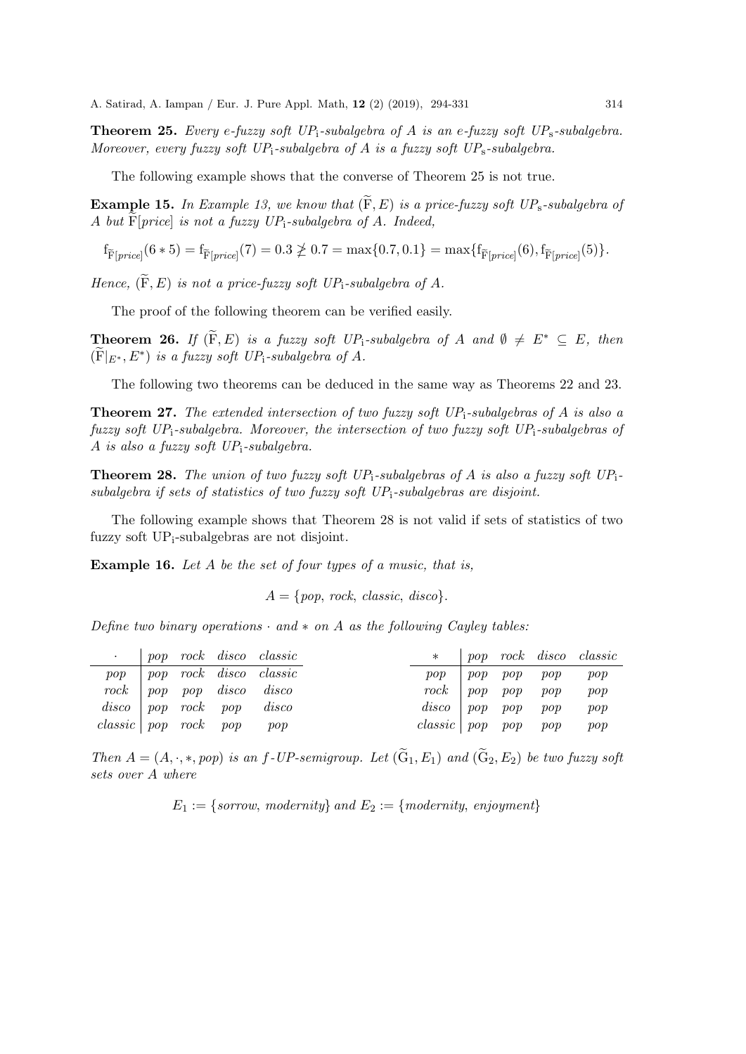**Theorem 25.** *Every e-fuzzy soft $UP_{\mathrm{i}}$-subalgebra of $A$ is an e-fuzzy soft $UP_{\mathrm{s}}$-subalgebra. Moreover, every fuzzy soft $UP_{\mathrm{i}}$-subalgebra of $A$ is a fuzzy soft $UP_{\mathrm{s}}$-subalgebra.*

The following example shows that the converse of Theorem 25 is not true.

**Example 15.** *In Example 13, we know that $(\widetilde{\mathrm{F}}, E)$ is a price-fuzzy soft $UP_{\mathrm{s}}$-subalgebra of $A$ but $\widetilde{\mathrm{F}}[price]$ is not a fuzzy $UP_{\mathrm{i}}$-subalgebra of $A$. Indeed,*

$$\mathrm{f}_{\widetilde{\mathrm{F}}[price]}(6 * 5) = \mathrm{f}_{\widetilde{\mathrm{F}}[price]}(7) = 0.3 \ngeq 0.7 = \max\{0.7, 0.1\} = \max\{\mathrm{f}_{\widetilde{\mathrm{F}}[price]}(6), \mathrm{f}_{\widetilde{\mathrm{F}}[price]}(5)\}.$$

*Hence, $(\widetilde{\mathrm{F}}, E)$ is not a price-fuzzy soft $UP_{\mathrm{i}}$-subalgebra of $A$.*

The proof of the following theorem can be verified easily.

**Theorem 26.** *If $(\widetilde{\mathrm{F}}, E)$ is a fuzzy soft $UP_{\mathrm{i}}$-subalgebra of $A$ and $\emptyset \neq E^* \subseteq E$, then $(\widetilde{\mathrm{F}}|_{E^*}, E^*)$ is a fuzzy soft $UP_{\mathrm{i}}$-subalgebra of $A$.*

The following two theorems can be deduced in the same way as Theorems 22 and 23.

**Theorem 27.** *The extended intersection of two fuzzy soft $UP_{\mathrm{i}}$-subalgebras of $A$ is also a fuzzy soft $UP_{\mathrm{i}}$-subalgebra. Moreover, the intersection of two fuzzy soft $UP_{\mathrm{i}}$-subalgebras of $A$ is also a fuzzy soft $UP_{\mathrm{i}}$-subalgebra.*

**Theorem 28.** *The union of two fuzzy soft $UP_{\mathrm{i}}$-subalgebras of $A$ is also a fuzzy soft $UP_{\mathrm{i}}$-subalgebra if sets of statistics of two fuzzy soft $UP_{\mathrm{i}}$-subalgebras are disjoint.*

The following example shows that Theorem 28 is not valid if sets of statistics of two fuzzy soft $UP_{\mathrm{i}}$-subalgebras are not disjoint.

**Example 16.** *Let $A$ be the set of four types of a music, that is,*

$$A = \{pop, \ rock, \ classic, \ disco\}.$$

*Define two binary operations $\cdot$ and $*$ on $A$ as the following Cayley tables:*

| $\cdot$ | *pop* | *rock* | *disco* | *classic* |
|---|---|---|---|---|
| *pop* | *pop* | *rock* | *disco* | *classic* |
| *rock* | *pop* | *pop* | *disco* | *disco* |
| *disco* | *pop* | *rock* | *pop* | *disco* |
| *classic* | *pop* | *rock* | *pop* | *pop* |

| $*$ | *pop* | *rock* | *disco* | *classic* |
|---|---|---|---|---|
| *pop* | *pop* | *pop* | *pop* | *pop* |
| *rock* | *pop* | *pop* | *pop* | *pop* |
| *disco* | *pop* | *pop* | *pop* | *pop* |
| *classic* | *pop* | *pop* | *pop* | *pop* |

*Then $A = (A, \cdot, *, pop)$ is an f-UP-semigroup. Let $(\widetilde{\mathrm{G}}_1, E_1)$ and $(\widetilde{\mathrm{G}}_2, E_2)$ be two fuzzy soft sets over $A$ where*

$$E_1 := \{sorrow, \ modernity\} \text{ and } E_2 := \{modernity, \ enjoyment\}$$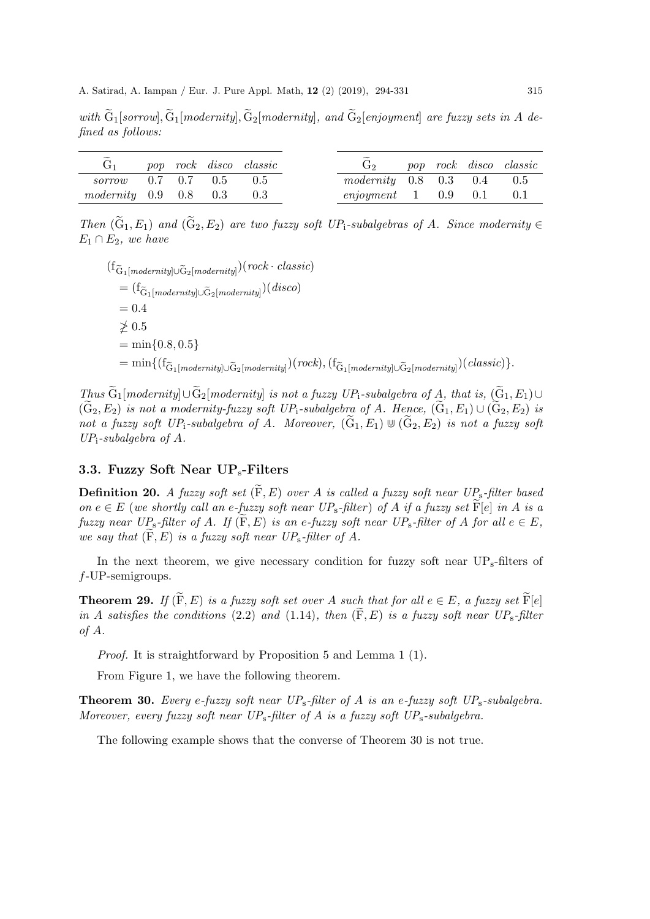*with* $\widetilde{\mathrm{G}}_1[sorrow], \widetilde{\mathrm{G}}_1[modernity], \widetilde{\mathrm{G}}_2[modernity]$*, and* $\widetilde{\mathrm{G}}_2[enjoyment]$ *are fuzzy sets in A defined as follows:*

| $\widetilde{\mathrm{G}}_1$ | *pop* | *rock* | *disco* | *classic* |
|---|---|---|---|---|
| *sorrow* | 0.7 | 0.7 | 0.5 | 0.5 |
| *modernity* | 0.9 | 0.8 | 0.3 | 0.3 |

| $\widetilde{\mathrm{G}}_2$ | *pop* | *rock* | *disco* | *classic* |
|---|---|---|---|---|
| *modernity* | 0.8 | 0.3 | 0.4 | 0.5 |
| *enjoyment* | 1 | 0.9 | 0.1 | 0.1 |

*Then* $(\widetilde{\mathrm{G}}_1, E_1)$ *and* $(\widetilde{\mathrm{G}}_2, E_2)$ *are two fuzzy soft UP*$_{\mathrm{i}}$*-subalgebras of A. Since modernity* $\in E_1 \cap E_2$*, we have*

$$
\begin{aligned}
&(\mathrm{f}_{\widetilde{\mathrm{G}}_1[modernity] \cup \widetilde{\mathrm{G}}_2[modernity]})(rock \cdot classic)\\
&= (\mathrm{f}_{\widetilde{\mathrm{G}}_1[modernity] \cup \widetilde{\mathrm{G}}_2[modernity]})(disco)\\
&= 0.4\\
&\ngeq 0.5\\
&= \min\{0.8, 0.5\}\\
&= \min\{(\mathrm{f}_{\widetilde{\mathrm{G}}_1[modernity] \cup \widetilde{\mathrm{G}}_2[modernity]})(rock), (\mathrm{f}_{\widetilde{\mathrm{G}}_1[modernity] \cup \widetilde{\mathrm{G}}_2[modernity]})(classic)\}.
\end{aligned}
$$

*Thus* $\widetilde{\mathrm{G}}_1[modernity] \cup \widetilde{\mathrm{G}}_2[modernity]$ *is not a fuzzy UP*$_{\mathrm{i}}$*-subalgebra of A, that is,* $(\widetilde{\mathrm{G}}_1, E_1) \cup (\widetilde{\mathrm{G}}_2, E_2)$ *is not a modernity-fuzzy soft UP*$_{\mathrm{i}}$*-subalgebra of A. Hence,* $(\widetilde{\mathrm{G}}_1, E_1) \cup (\widetilde{\mathrm{G}}_2, E_2)$ *is not a fuzzy soft UP*$_{\mathrm{i}}$*-subalgebra of A. Moreover,* $(\widetilde{\mathrm{G}}_1, E_1) \Cup (\widetilde{\mathrm{G}}_2, E_2)$ *is not a fuzzy soft UP*$_{\mathrm{i}}$*-subalgebra of A.*

### 3.3. Fuzzy Soft Near UP$_{\mathrm{s}}$-Filters

**Definition 20.** *A fuzzy soft set* $(\widetilde{\mathrm{F}}, E)$ *over A is called a fuzzy soft near UP*$_{\mathrm{s}}$*-filter based on* $e \in E$ *(we shortly call an e-fuzzy soft near UP*$_{\mathrm{s}}$*-filter) of A if a fuzzy set* $\widetilde{\mathrm{F}}[e]$ *in A is a fuzzy near UP*$_{\mathrm{s}}$*-filter of A. If* $(\widetilde{\mathrm{F}}, E)$ *is an e-fuzzy soft near UP*$_{\mathrm{s}}$*-filter of A for all* $e \in E$*, we say that* $(\widetilde{\mathrm{F}}, E)$ *is a fuzzy soft near UP*$_{\mathrm{s}}$*-filter of A.*

In the next theorem, we give necessary condition for fuzzy soft near UP$_{\mathrm{s}}$-filters of $f$-UP-semigroups.

**Theorem 29.** *If* $(\widetilde{\mathrm{F}}, E)$ *is a fuzzy soft set over A such that for all* $e \in E$*, a fuzzy set* $\widetilde{\mathrm{F}}[e]$ *in A satisfies the conditions* (2.2) *and* (1.14)*, then* $(\widetilde{\mathrm{F}}, E)$ *is a fuzzy soft near UP*$_{\mathrm{s}}$*-filter of A.*

*Proof.* It is straightforward by Proposition 5 and Lemma 1 (1).

From Figure 1, we have the following theorem.

**Theorem 30.** *Every e-fuzzy soft near UP*$_{\mathrm{s}}$*-filter of A is an e-fuzzy soft UP*$_{\mathrm{s}}$*-subalgebra. Moreover, every fuzzy soft near UP*$_{\mathrm{s}}$*-filter of A is a fuzzy soft UP*$_{\mathrm{s}}$*-subalgebra.*

The following example shows that the converse of Theorem 30 is not true.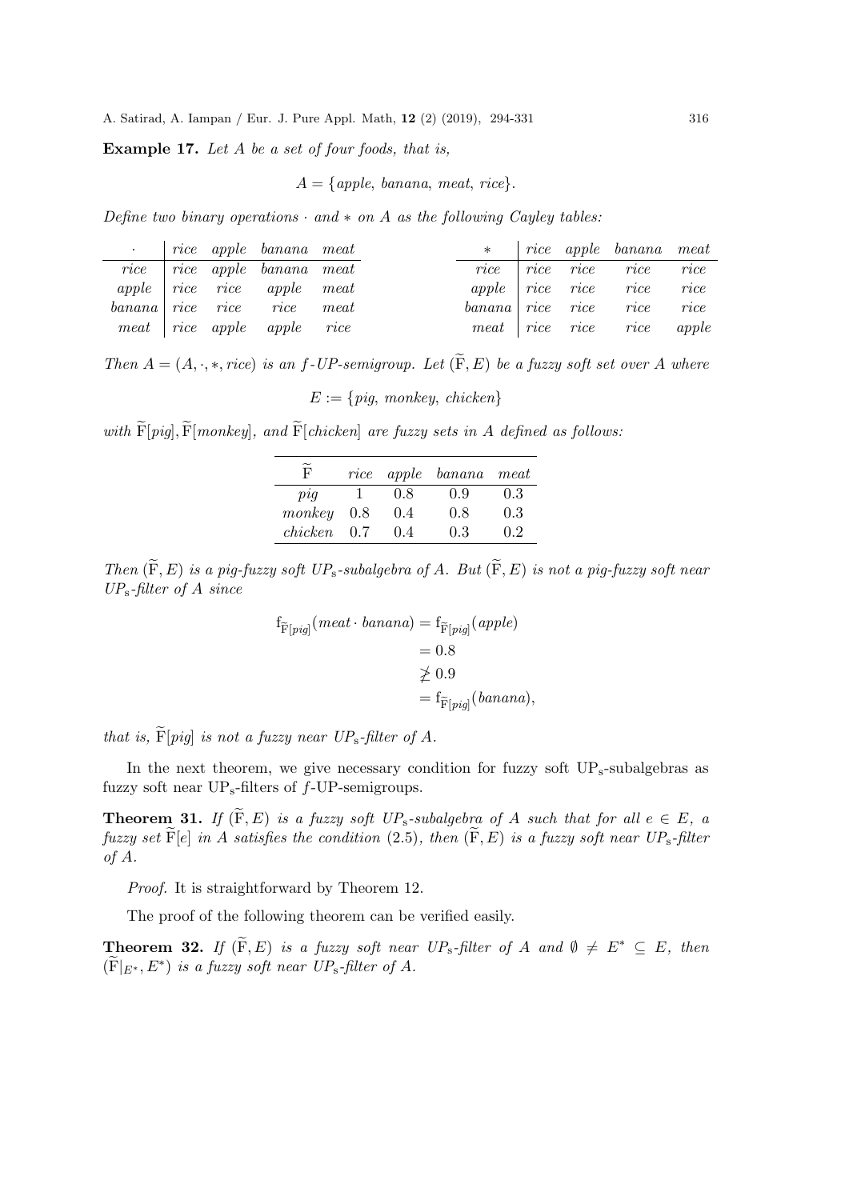**Example 17.** *Let $A$ be a set of four foods, that is,*

$$A = \{apple,\ banana,\ meat,\ rice\}.$$

*Define two binary operations $\cdot$ and $*$ on $A$ as the following Cayley tables:*

| $\cdot$ | *rice* | *apple* | *banana* | *meat* |
|---|---|---|---|---|
| *rice* | *rice* | *apple* | *banana* | *meat* |
| *apple* | *rice* | *rice* | *apple* | *meat* |
| *banana* | *rice* | *rice* | *rice* | *meat* |
| *meat* | *rice* | *apple* | *apple* | *rice* |

| $*$ | *rice* | *apple* | *banana* | *meat* |
|---|---|---|---|---|
| *rice* | *rice* | *rice* | *rice* | *rice* |
| *apple* | *rice* | *rice* | *rice* | *rice* |
| *banana* | *rice* | *rice* | *rice* | *rice* |
| *meat* | *rice* | *rice* | *rice* | *apple* |

*Then $A = (A, \cdot, *, rice)$ is an $f$-UP-semigroup. Let $(\widetilde{\mathrm{F}}, E)$ be a fuzzy soft set over $A$ where*

$$E := \{pig,\ monkey,\ chicken\}$$

*with $\widetilde{\mathrm{F}}[pig], \widetilde{\mathrm{F}}[monkey]$, and $\widetilde{\mathrm{F}}[chicken]$ are fuzzy sets in $A$ defined as follows:*

| $\widetilde{\mathrm{F}}$ | *rice* | *apple* | *banana* | *meat* |
|---|---|---|---|---|
| *pig* | 1 | 0.8 | 0.9 | 0.3 |
| *monkey* | 0.8 | 0.4 | 0.8 | 0.3 |
| *chicken* | 0.7 | 0.4 | 0.3 | 0.2 |

*Then $(\widetilde{\mathrm{F}}, E)$ is a pig-fuzzy soft $UP_{\mathrm{s}}$-subalgebra of $A$. But $(\widetilde{\mathrm{F}}, E)$ is not a pig-fuzzy soft near $UP_{\mathrm{s}}$-filter of $A$ since*

$$\begin{aligned}
\mathrm{f}_{\widetilde{\mathrm{F}}[pig]}(meat \cdot banana) &= \mathrm{f}_{\widetilde{\mathrm{F}}[pig]}(apple) \\
&= 0.8 \\
&\ngeq 0.9 \\
&= \mathrm{f}_{\widetilde{\mathrm{F}}[pig]}(banana),
\end{aligned}$$

*that is, $\widetilde{\mathrm{F}}[pig]$ is not a fuzzy near $UP_{\mathrm{s}}$-filter of $A$.*

In the next theorem, we give necessary condition for fuzzy soft $\mathrm{UP_s}$-subalgebras as fuzzy soft near $\mathrm{UP_s}$-filters of $f$-UP-semigroups.

**Theorem 31.** *If $(\widetilde{\mathrm{F}}, E)$ is a fuzzy soft $UP_{\mathrm{s}}$-subalgebra of $A$ such that for all $e \in E$, a fuzzy set $\widetilde{\mathrm{F}}[e]$ in $A$ satisfies the condition (2.5), then $(\widetilde{\mathrm{F}}, E)$ is a fuzzy soft near $UP_{\mathrm{s}}$-filter of $A$.*

*Proof.* It is straightforward by Theorem 12.

The proof of the following theorem can be verified easily.

**Theorem 32.** *If $(\widetilde{\mathrm{F}}, E)$ is a fuzzy soft near $UP_{\mathrm{s}}$-filter of $A$ and $\emptyset \neq E^* \subseteq E$, then $(\widetilde{\mathrm{F}}|_{E^*}, E^*)$ is a fuzzy soft near $UP_{\mathrm{s}}$-filter of $A$.*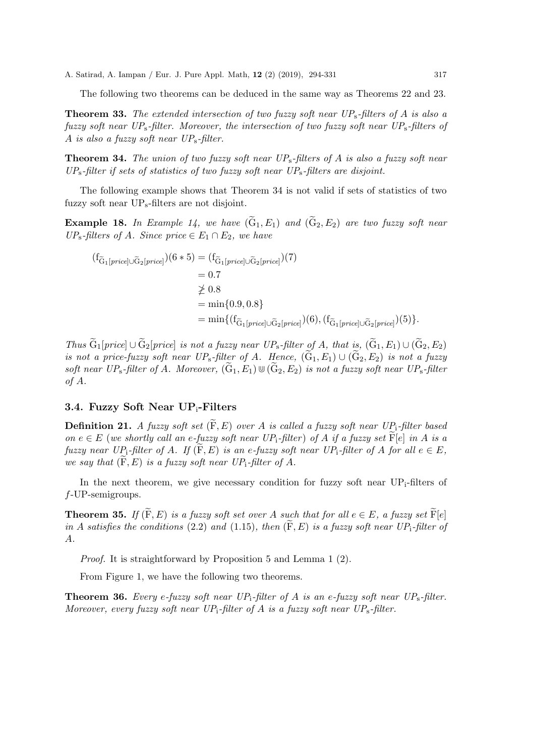The following two theorems can be deduced in the same way as Theorems 22 and 23.

**Theorem 33.** *The extended intersection of two fuzzy soft near* $UP_s$*-filters of* $A$ *is also a fuzzy soft near* $UP_s$*-filter. Moreover, the intersection of two fuzzy soft near* $UP_s$*-filters of* $A$ *is also a fuzzy soft near* $UP_s$*-filter.*

**Theorem 34.** *The union of two fuzzy soft near* $UP_s$*-filters of* $A$ *is also a fuzzy soft near* $UP_s$*-filter if sets of statistics of two fuzzy soft near* $UP_s$*-filters are disjoint.*

The following example shows that Theorem 34 is not valid if sets of statistics of two fuzzy soft near $UP_s$-filters are not disjoint.

**Example 18.** *In Example 14, we have* $(\widetilde{G}_1, E_1)$ *and* $(\widetilde{G}_2, E_2)$ *are two fuzzy soft near* $UP_s$*-filters of* $A$*. Since* $price \in E_1 \cap E_2$*, we have*

$$
\begin{aligned}
(f_{\widetilde{G}_1[price] \cup \widetilde{G}_2[price]})(6 * 5) &= (f_{\widetilde{G}_1[price] \cup \widetilde{G}_2[price]})(7) \\
&= 0.7 \\
&\ngeq 0.8 \\
&= \min\{0.9, 0.8\} \\
&= \min\{(f_{\widetilde{G}_1[price] \cup \widetilde{G}_2[price]})(6), (f_{\widetilde{G}_1[price] \cup \widetilde{G}_2[price]})(5)\}.
\end{aligned}
$$

*Thus* $\widetilde{G}_1[price] \cup \widetilde{G}_2[price]$ *is not a fuzzy near* $UP_s$*-filter of* $A$*, that is,* $(\widetilde{G}_1, E_1) \cup (\widetilde{G}_2, E_2)$ *is not a price-fuzzy soft near* $UP_s$*-filter of* $A$*. Hence,* $(\widetilde{G}_1, E_1) \cup (\widetilde{G}_2, E_2)$ *is not a fuzzy soft near* $UP_s$*-filter of* $A$*. Moreover,* $(\widetilde{G}_1, E_1) \Cup (\widetilde{G}_2, E_2)$ *is not a fuzzy soft near* $UP_s$*-filter of* $A$*.*

### 3.4. Fuzzy Soft Near $UP_i$-Filters

**Definition 21.** *A fuzzy soft set* $(\widetilde{F}, E)$ *over* $A$ *is called a fuzzy soft near* $UP_i$*-filter based on* $e \in E$ *(we shortly call an* $e$*-fuzzy soft near* $UP_i$*-filter) of* $A$ *if a fuzzy set* $\widetilde{F}[e]$ *in* $A$ *is a fuzzy near* $UP_i$*-filter of* $A$*. If* $(\widetilde{F}, E)$ *is an* $e$*-fuzzy soft near* $UP_i$*-filter of* $A$ *for all* $e \in E$*, we say that* $(\widetilde{F}, E)$ *is a fuzzy soft near* $UP_i$*-filter of* $A$*.*

In the next theorem, we give necessary condition for fuzzy soft near $UP_i$-filters of $f$-UP-semigroups.

**Theorem 35.** *If* $(\widetilde{F}, E)$ *is a fuzzy soft set over* $A$ *such that for all* $e \in E$*, a fuzzy set* $\widetilde{F}[e]$ *in* $A$ *satisfies the conditions* (2.2) *and* (1.15)*, then* $(\widetilde{F}, E)$ *is a fuzzy soft near* $UP_i$*-filter of* $A$*.*

*Proof.* It is straightforward by Proposition 5 and Lemma 1 (2).

From Figure 1, we have the following two theorems.

**Theorem 36.** *Every* $e$*-fuzzy soft near* $UP_i$*-filter of* $A$ *is an* $e$*-fuzzy soft near* $UP_s$*-filter. Moreover, every fuzzy soft near* $UP_i$*-filter of* $A$ *is a fuzzy soft near* $UP_s$*-filter.*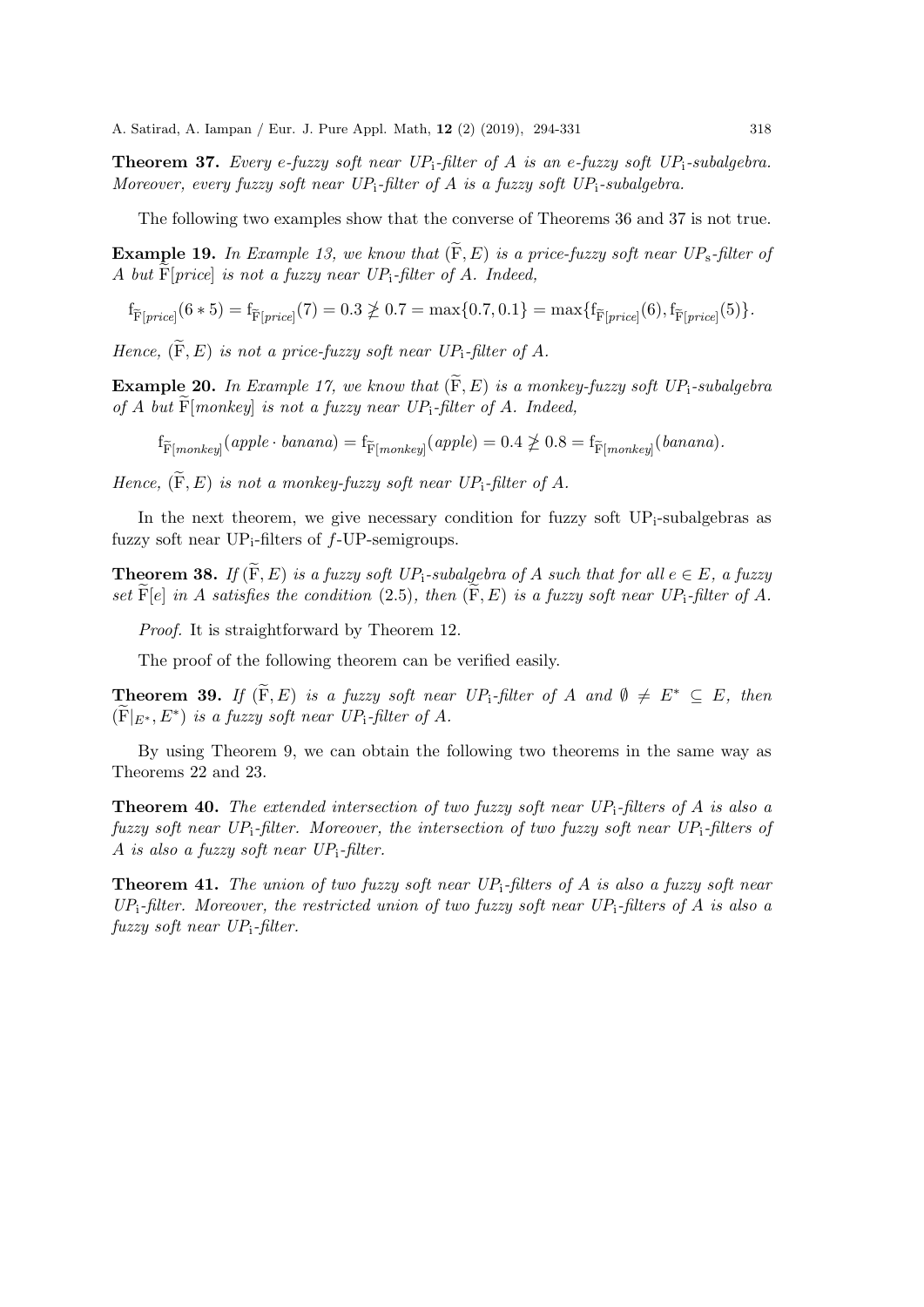**Theorem 37.** *Every e-fuzzy soft near* $UP_i$*-filter of* $A$ *is an e-fuzzy soft* $UP_i$*-subalgebra. Moreover, every fuzzy soft near* $UP_i$*-filter of* $A$ *is a fuzzy soft* $UP_i$*-subalgebra.*

The following two examples show that the converse of Theorems 36 and 37 is not true.

**Example 19.** *In Example 13, we know that* $(\widetilde{\mathrm{F}}, E)$ *is a price-fuzzy soft near* $UP_s$*-filter of* $A$ *but* $\widetilde{\mathrm{F}}[price]$ *is not a fuzzy near* $UP_i$*-filter of* $A$*. Indeed,*

$$\mathrm{f}_{\widetilde{\mathrm{F}}[price]}(6 * 5) = \mathrm{f}_{\widetilde{\mathrm{F}}[price]}(7) = 0.3 \ngeq 0.7 = \max\{0.7, 0.1\} = \max\{\mathrm{f}_{\widetilde{\mathrm{F}}[price]}(6), \mathrm{f}_{\widetilde{\mathrm{F}}[price]}(5)\}.$$

*Hence,* $(\widetilde{\mathrm{F}}, E)$ *is not a price-fuzzy soft near* $UP_i$*-filter of* $A$*.*

**Example 20.** *In Example 17, we know that* $(\widetilde{\mathrm{F}}, E)$ *is a monkey-fuzzy soft* $UP_i$*-subalgebra of* $A$ *but* $\widetilde{\mathrm{F}}[monkey]$ *is not a fuzzy near* $UP_i$*-filter of* $A$*. Indeed,*

$$\mathrm{f}_{\widetilde{\mathrm{F}}[monkey]}(apple \cdot banana) = \mathrm{f}_{\widetilde{\mathrm{F}}[monkey]}(apple) = 0.4 \ngeq 0.8 = \mathrm{f}_{\widetilde{\mathrm{F}}[monkey]}(banana).$$

*Hence,* $(\widetilde{\mathrm{F}}, E)$ *is not a monkey-fuzzy soft near* $UP_i$*-filter of* $A$*.*

In the next theorem, we give necessary condition for fuzzy soft $UP_i$-subalgebras as fuzzy soft near $UP_i$-filters of $f$-UP-semigroups.

**Theorem 38.** *If* $(\widetilde{\mathrm{F}}, E)$ *is a fuzzy soft* $UP_i$*-subalgebra of* $A$ *such that for all* $e \in E$*, a fuzzy set* $\widetilde{\mathrm{F}}[e]$ *in* $A$ *satisfies the condition* (2.5)*, then* $(\widetilde{\mathrm{F}}, E)$ *is a fuzzy soft near* $UP_i$*-filter of* $A$*.*

*Proof.* It is straightforward by Theorem 12.

The proof of the following theorem can be verified easily.

**Theorem 39.** *If* $(\widetilde{\mathrm{F}}, E)$ *is a fuzzy soft near* $UP_i$*-filter of* $A$ *and* $\emptyset \neq E^* \subseteq E$*, then* $(\widetilde{\mathrm{F}}|_{E^*}, E^*)$ *is a fuzzy soft near* $UP_i$*-filter of* $A$*.*

By using Theorem 9, we can obtain the following two theorems in the same way as Theorems 22 and 23.

**Theorem 40.** *The extended intersection of two fuzzy soft near* $UP_i$*-filters of* $A$ *is also a fuzzy soft near* $UP_i$*-filter. Moreover, the intersection of two fuzzy soft near* $UP_i$*-filters of* $A$ *is also a fuzzy soft near* $UP_i$*-filter.*

**Theorem 41.** *The union of two fuzzy soft near* $UP_i$*-filters of* $A$ *is also a fuzzy soft near* $UP_i$*-filter. Moreover, the restricted union of two fuzzy soft near* $UP_i$*-filters of* $A$ *is also a fuzzy soft near* $UP_i$*-filter.*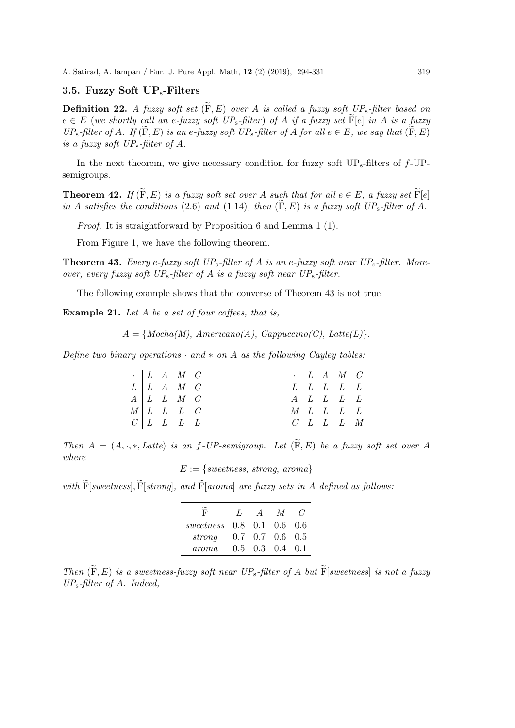### 3.5. Fuzzy Soft $\text{UP}_\text{s}$-Filters

**Definition 22.** *A fuzzy soft set* $(\widetilde{\text{F}}, E)$ *over* $A$ *is called a fuzzy soft* $UP_\text{s}$*-filter based on* $e \in E$ *(we shortly call an* $e$*-fuzzy soft* $UP_\text{s}$*-filter) of* $A$ *if a fuzzy set* $\widetilde{\text{F}}[e]$ *in* $A$ *is a fuzzy* $UP_\text{s}$*-filter of* $A$*. If* $(\widetilde{\text{F}}, E)$ *is an* $e$*-fuzzy soft* $UP_\text{s}$*-filter of* $A$ *for all* $e \in E$*, we say that* $(\widetilde{\text{F}}, E)$ *is a fuzzy soft* $UP_\text{s}$*-filter of* $A$*.*

In the next theorem, we give necessary condition for fuzzy soft $\text{UP}_\text{s}$-filters of $f$-UP-semigroups.

**Theorem 42.** *If* $(\widetilde{\text{F}}, E)$ *is a fuzzy soft set over* $A$ *such that for all* $e \in E$*, a fuzzy set* $\widetilde{\text{F}}[e]$ *in* $A$ *satisfies the conditions* (2.6) *and* (1.14)*, then* $(\widetilde{\text{F}}, E)$ *is a fuzzy soft* $UP_\text{s}$*-filter of* $A$*.*

*Proof.* It is straightforward by Proposition 6 and Lemma 1 (1).

From Figure 1, we have the following theorem.

**Theorem 43.** *Every* $e$*-fuzzy soft* $UP_\text{s}$*-filter of* $A$ *is an* $e$*-fuzzy soft near* $UP_\text{s}$*-filter. Moreover, every fuzzy soft* $UP_\text{s}$*-filter of* $A$ *is a fuzzy soft near* $UP_\text{s}$*-filter.*

The following example shows that the converse of Theorem 43 is not true.

**Example 21.** *Let* $A$ *be a set of four coffees, that is,*

$$A = \{Mocha(M),\ Americano(A),\ Cappuccino(C),\ Latte(L)\}.$$

*Define two binary operations* $\cdot$ *and* $*$ *on* $A$ *as the following Cayley tables:*

| $\cdot$ | $L$ | $A$ | $M$ | $C$ |
|---|---|---|---|---|
| $L$ | $L$ | $A$ | $M$ | $C$ |
| $A$ | $L$ | $L$ | $M$ | $C$ |
| $M$ | $L$ | $L$ | $L$ | $C$ |
| $C$ | $L$ | $L$ | $L$ | $L$ |

| $\cdot$ | $L$ | $A$ | $M$ | $C$ |
|---|---|---|---|---|
| $L$ | $L$ | $L$ | $L$ | $L$ |
| $A$ | $L$ | $L$ | $L$ | $L$ |
| $M$ | $L$ | $L$ | $L$ | $L$ |
| $C$ | $L$ | $L$ | $L$ | $M$ |

*Then* $A = (A, \cdot, *, Latte)$ *is an* $f$*-UP-semigroup. Let* $(\widetilde{\text{F}}, E)$ *be a fuzzy soft set over* $A$ *where*

$$E := \{sweetness,\ strong,\ aroma\}$$

*with* $\widetilde{\text{F}}[sweetness], \widetilde{\text{F}}[strong]$*, and* $\widetilde{\text{F}}[aroma]$ *are fuzzy sets in* $A$ *defined as follows:*

| $\widetilde{\text{F}}$ | $L$ | $A$ | $M$ | $C$ |
|---|---|---|---|---|
| *sweetness* | 0.8 | 0.1 | 0.6 | 0.6 |
| *strong* | 0.7 | 0.7 | 0.6 | 0.5 |
| *aroma* | 0.5 | 0.3 | 0.4 | 0.1 |

*Then* $(\widetilde{\text{F}}, E)$ *is a sweetness-fuzzy soft near* $UP_\text{s}$*-filter of* $A$ *but* $\widetilde{\text{F}}[sweetness]$ *is not a fuzzy* $UP_\text{s}$*-filter of* $A$*. Indeed,*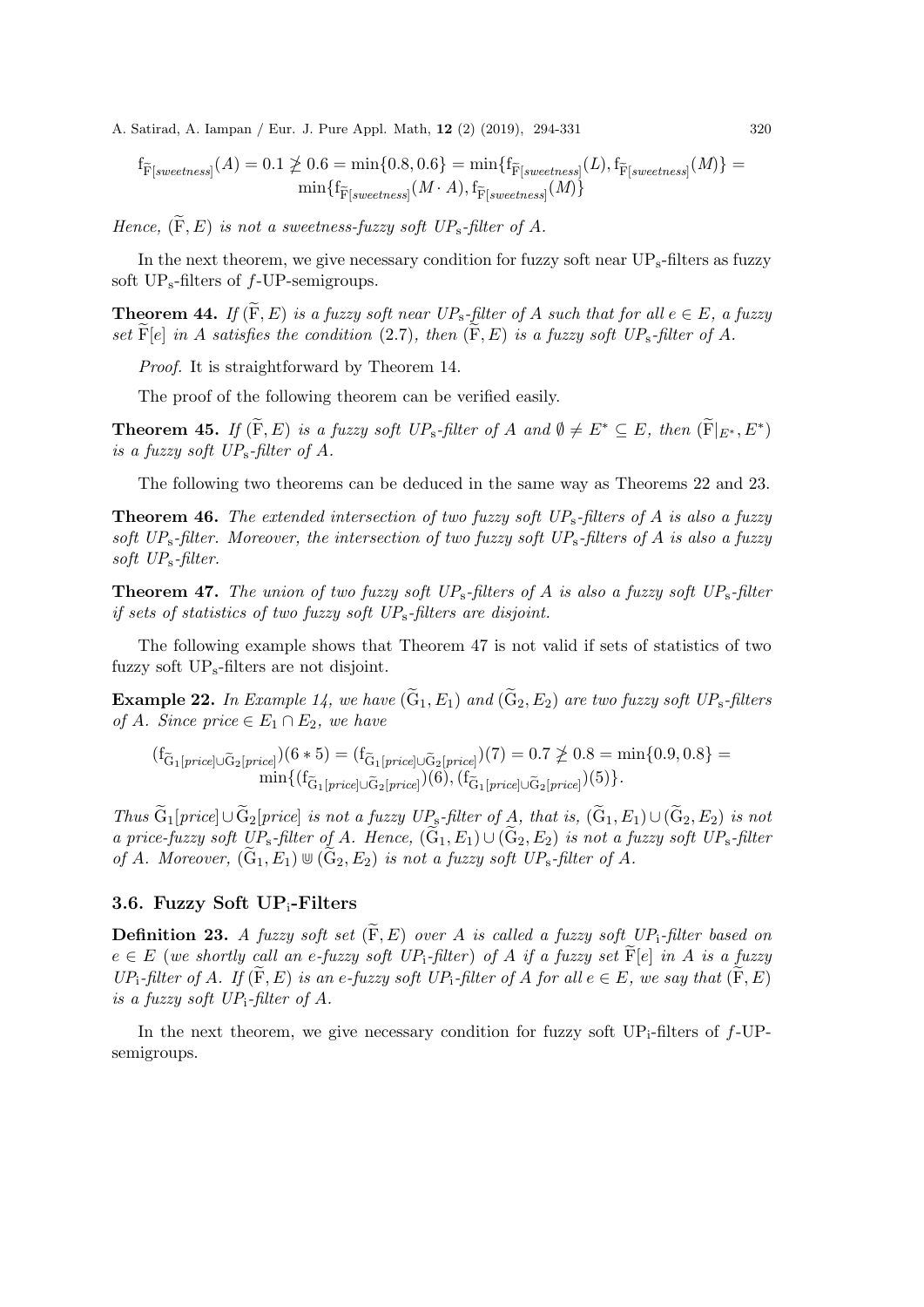$$\mathrm{f}_{\widetilde{\mathrm{F}}[sweetness]}(A) = 0.1 \ngeq 0.6 = \min\{0.8, 0.6\} = \min\{\mathrm{f}_{\widetilde{\mathrm{F}}[sweetness]}(L), \mathrm{f}_{\widetilde{\mathrm{F}}[sweetness]}(M)\} = \min\{\mathrm{f}_{\widetilde{\mathrm{F}}[sweetness]}(M \cdot A), \mathrm{f}_{\widetilde{\mathrm{F}}[sweetness]}(M)\}$$

*Hence,* $(\widetilde{\mathrm{F}}, E)$ *is not a sweetness-fuzzy soft UP*$_{\mathrm{s}}$*-filter of* $A$*.*

In the next theorem, we give necessary condition for fuzzy soft near UP$_{\mathrm{s}}$-filters as fuzzy soft UP$_{\mathrm{s}}$-filters of $f$-UP-semigroups.

**Theorem 44.** *If* $(\widetilde{\mathrm{F}}, E)$ *is a fuzzy soft near UP*$_{\mathrm{s}}$*-filter of* $A$ *such that for all* $e \in E$*, a fuzzy set* $\widetilde{\mathrm{F}}[e]$ *in* $A$ *satisfies the condition* (2.7)*, then* $(\widetilde{\mathrm{F}}, E)$ *is a fuzzy soft UP*$_{\mathrm{s}}$*-filter of* $A$*.*

*Proof.* It is straightforward by Theorem 14.

The proof of the following theorem can be verified easily.

**Theorem 45.** *If* $(\widetilde{\mathrm{F}}, E)$ *is a fuzzy soft UP*$_{\mathrm{s}}$*-filter of* $A$ *and* $\emptyset \neq E^* \subseteq E$*, then* $(\widetilde{\mathrm{F}}|_{E^*}, E^*)$ *is a fuzzy soft UP*$_{\mathrm{s}}$*-filter of* $A$*.*

The following two theorems can be deduced in the same way as Theorems 22 and 23.

**Theorem 46.** *The extended intersection of two fuzzy soft UP*$_{\mathrm{s}}$*-filters of* $A$ *is also a fuzzy soft UP*$_{\mathrm{s}}$*-filter. Moreover, the intersection of two fuzzy soft UP*$_{\mathrm{s}}$*-filters of* $A$ *is also a fuzzy soft UP*$_{\mathrm{s}}$*-filter.*

**Theorem 47.** *The union of two fuzzy soft UP*$_{\mathrm{s}}$*-filters of* $A$ *is also a fuzzy soft UP*$_{\mathrm{s}}$*-filter if sets of statistics of two fuzzy soft UP*$_{\mathrm{s}}$*-filters are disjoint.*

The following example shows that Theorem 47 is not valid if sets of statistics of two fuzzy soft UP$_{\mathrm{s}}$-filters are not disjoint.

**Example 22.** *In Example 14, we have* $(\widetilde{\mathrm{G}}_1, E_1)$ *and* $(\widetilde{\mathrm{G}}_2, E_2)$ *are two fuzzy soft UP*$_{\mathrm{s}}$*-filters of* $A$*. Since* $price \in E_1 \cap E_2$*, we have*

$$(\mathrm{f}_{\widetilde{\mathrm{G}}_1[price] \cup \widetilde{\mathrm{G}}_2[price]})(6 * 5) = (\mathrm{f}_{\widetilde{\mathrm{G}}_1[price] \cup \widetilde{\mathrm{G}}_2[price]})(7) = 0.7 \ngeq 0.8 = \min\{0.9, 0.8\} = \min\{(\mathrm{f}_{\widetilde{\mathrm{G}}_1[price] \cup \widetilde{\mathrm{G}}_2[price]})(6), (\mathrm{f}_{\widetilde{\mathrm{G}}_1[price] \cup \widetilde{\mathrm{G}}_2[price]})(5)\}.$$

*Thus* $\widetilde{\mathrm{G}}_1[price] \cup \widetilde{\mathrm{G}}_2[price]$ *is not a fuzzy UP*$_{\mathrm{s}}$*-filter of* $A$*, that is,* $(\widetilde{\mathrm{G}}_1, E_1) \cup (\widetilde{\mathrm{G}}_2, E_2)$ *is not a price-fuzzy soft UP*$_{\mathrm{s}}$*-filter of* $A$*. Hence,* $(\widetilde{\mathrm{G}}_1, E_1) \cup (\widetilde{\mathrm{G}}_2, E_2)$ *is not a fuzzy soft UP*$_{\mathrm{s}}$*-filter of* $A$*. Moreover,* $(\widetilde{\mathrm{G}}_1, E_1) \Cup (\widetilde{\mathrm{G}}_2, E_2)$ *is not a fuzzy soft UP*$_{\mathrm{s}}$*-filter of* $A$*.*

### 3.6. Fuzzy Soft UP$_{\mathrm{i}}$-Filters

**Definition 23.** *A fuzzy soft set* $(\widetilde{\mathrm{F}}, E)$ *over* $A$ *is called a fuzzy soft UP*$_{\mathrm{i}}$*-filter based on* $e \in E$ *(we shortly call an* $e$*-fuzzy soft UP*$_{\mathrm{i}}$*-filter) of* $A$ *if a fuzzy set* $\widetilde{\mathrm{F}}[e]$ *in* $A$ *is a fuzzy UP*$_{\mathrm{i}}$*-filter of* $A$*. If* $(\widetilde{\mathrm{F}}, E)$ *is an* $e$*-fuzzy soft UP*$_{\mathrm{i}}$*-filter of* $A$ *for all* $e \in E$*, we say that* $(\widetilde{\mathrm{F}}, E)$ *is a fuzzy soft UP*$_{\mathrm{i}}$*-filter of* $A$*.*

In the next theorem, we give necessary condition for fuzzy soft UP$_{\mathrm{i}}$-filters of $f$-UP-semigroups.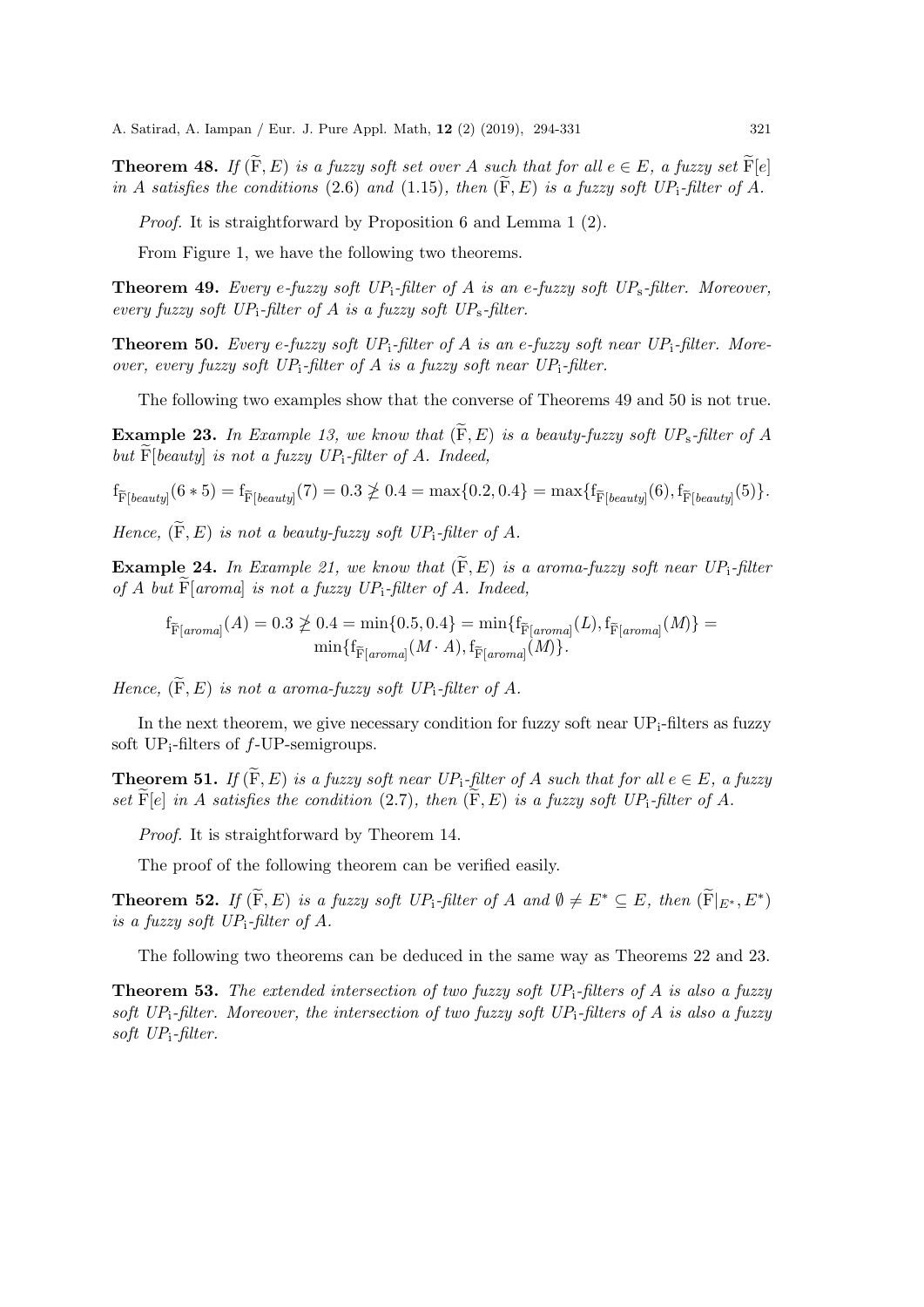**Theorem 48.** *If $(\widetilde{\mathrm{F}}, E)$ is a fuzzy soft set over $A$ such that for all $e \in E$, a fuzzy set $\widetilde{\mathrm{F}}[e]$ in $A$ satisfies the conditions (2.6) and (1.15), then $(\widetilde{\mathrm{F}}, E)$ is a fuzzy soft UP$_{\mathrm{i}}$-filter of $A$.*

*Proof.* It is straightforward by Proposition 6 and Lemma 1 (2).

From Figure 1, we have the following two theorems.

**Theorem 49.** *Every e-fuzzy soft UP$_{\mathrm{i}}$-filter of $A$ is an e-fuzzy soft UP$_{\mathrm{s}}$-filter. Moreover, every fuzzy soft UP$_{\mathrm{i}}$-filter of $A$ is a fuzzy soft UP$_{\mathrm{s}}$-filter.*

**Theorem 50.** *Every e-fuzzy soft UP$_{\mathrm{i}}$-filter of $A$ is an e-fuzzy soft near UP$_{\mathrm{i}}$-filter. Moreover, every fuzzy soft UP$_{\mathrm{i}}$-filter of $A$ is a fuzzy soft near UP$_{\mathrm{i}}$-filter.*

The following two examples show that the converse of Theorems 49 and 50 is not true.

**Example 23.** *In Example 13, we know that $(\widetilde{\mathrm{F}}, E)$ is a beauty-fuzzy soft UP$_{\mathrm{s}}$-filter of $A$ but $\widetilde{\mathrm{F}}[beauty]$ is not a fuzzy UP$_{\mathrm{i}}$-filter of $A$. Indeed,*

$$\mathrm{f}_{\widetilde{\mathrm{F}}[beauty]}(6 * 5) = \mathrm{f}_{\widetilde{\mathrm{F}}[beauty]}(7) = 0.3 \ngeq 0.4 = \max\{0.2, 0.4\} = \max\{\mathrm{f}_{\widetilde{\mathrm{F}}[beauty]}(6), \mathrm{f}_{\widetilde{\mathrm{F}}[beauty]}(5)\}.$$

*Hence, $(\widetilde{\mathrm{F}}, E)$ is not a beauty-fuzzy soft UP$_{\mathrm{i}}$-filter of $A$.*

**Example 24.** *In Example 21, we know that $(\widetilde{\mathrm{F}}, E)$ is a aroma-fuzzy soft near UP$_{\mathrm{i}}$-filter of $A$ but $\widetilde{\mathrm{F}}[aroma]$ is not a fuzzy UP$_{\mathrm{i}}$-filter of $A$. Indeed,*

$$\mathrm{f}_{\widetilde{\mathrm{F}}[aroma]}(A) = 0.3 \ngeq 0.4 = \min\{0.5, 0.4\} = \min\{\mathrm{f}_{\widetilde{\mathrm{F}}[aroma]}(L), \mathrm{f}_{\widetilde{\mathrm{F}}[aroma]}(M)\} = \min\{\mathrm{f}_{\widetilde{\mathrm{F}}[aroma]}(M \cdot A), \mathrm{f}_{\widetilde{\mathrm{F}}[aroma]}(M)\}.$$

*Hence, $(\widetilde{\mathrm{F}}, E)$ is not a aroma-fuzzy soft UP$_{\mathrm{i}}$-filter of $A$.*

In the next theorem, we give necessary condition for fuzzy soft near UP$_{\mathrm{i}}$-filters as fuzzy soft UP$_{\mathrm{i}}$-filters of $f$-UP-semigroups.

**Theorem 51.** *If $(\widetilde{\mathrm{F}}, E)$ is a fuzzy soft near UP$_{\mathrm{i}}$-filter of $A$ such that for all $e \in E$, a fuzzy set $\widetilde{\mathrm{F}}[e]$ in $A$ satisfies the condition (2.7), then $(\widetilde{\mathrm{F}}, E)$ is a fuzzy soft UP$_{\mathrm{i}}$-filter of $A$.*

*Proof.* It is straightforward by Theorem 14.

The proof of the following theorem can be verified easily.

**Theorem 52.** *If $(\widetilde{\mathrm{F}}, E)$ is a fuzzy soft UP$_{\mathrm{i}}$-filter of $A$ and $\emptyset \neq E^* \subseteq E$, then $(\widetilde{\mathrm{F}}|_{E^*}, E^*)$ is a fuzzy soft UP$_{\mathrm{i}}$-filter of $A$.*

The following two theorems can be deduced in the same way as Theorems 22 and 23.

**Theorem 53.** *The extended intersection of two fuzzy soft UP$_{\mathrm{i}}$-filters of $A$ is also a fuzzy soft UP$_{\mathrm{i}}$-filter. Moreover, the intersection of two fuzzy soft UP$_{\mathrm{i}}$-filters of $A$ is also a fuzzy soft UP$_{\mathrm{i}}$-filter.*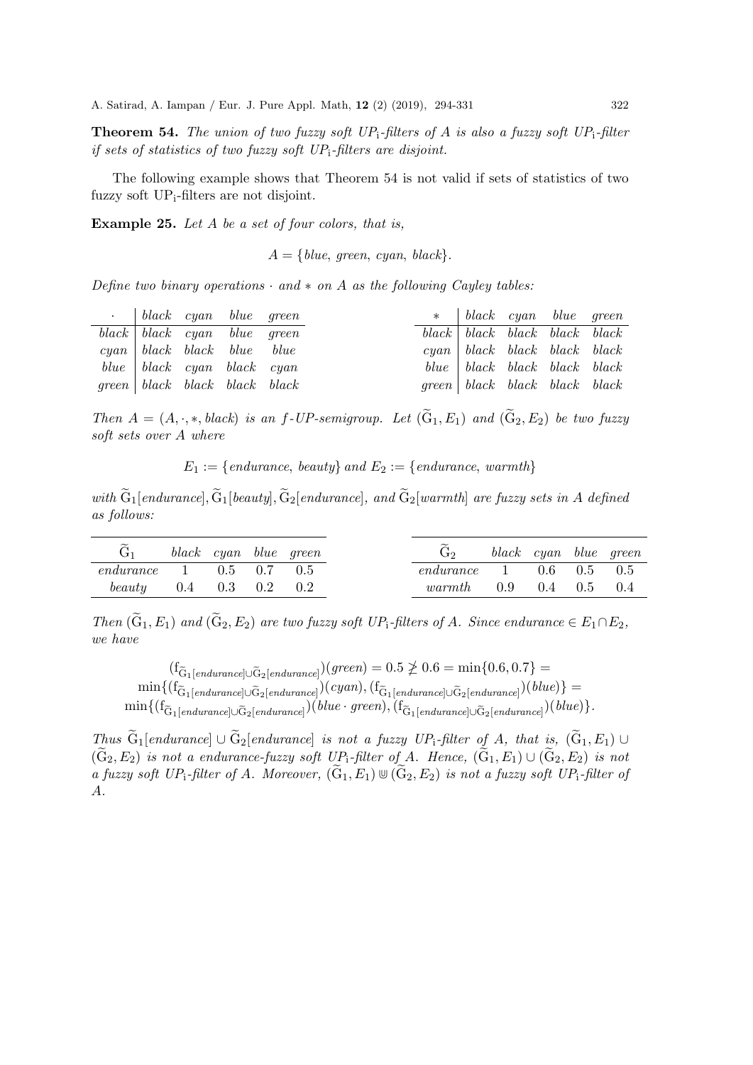**Theorem 54.** *The union of two fuzzy soft $UP_i$-filters of $A$ is also a fuzzy soft $UP_i$-filter if sets of statistics of two fuzzy soft $UP_i$-filters are disjoint.*

The following example shows that Theorem 54 is not valid if sets of statistics of two fuzzy soft $UP_i$-filters are not disjoint.

**Example 25.** *Let $A$ be a set of four colors, that is,*

$$A = \{blue,\ green,\ cyan,\ black\}.$$

*Define two binary operations $\cdot$ and $*$ on $A$ as the following Cayley tables:*

| $\cdot$ | *black* | *cyan* | *blue* | *green* |
|---|---|---|---|---|
| *black* | *black* | *cyan* | *blue* | *green* |
| *cyan* | *black* | *black* | *blue* | *blue* |
| *blue* | *black* | *cyan* | *black* | *cyan* |
| *green* | *black* | *black* | *black* | *black* |

| $*$ | *black* | *cyan* | *blue* | *green* |
|---|---|---|---|---|
| *black* | *black* | *black* | *black* | *black* |
| *cyan* | *black* | *black* | *black* | *black* |
| *blue* | *black* | *black* | *black* | *black* |
| *green* | *black* | *black* | *black* | *black* |

*Then $A = (A, \cdot, *, black)$ is an $f$-UP-semigroup. Let $(\widetilde{G}_1, E_1)$ and $(\widetilde{G}_2, E_2)$ be two fuzzy soft sets over $A$ where*

$$E_1 := \{endurance,\ beauty\} \text{ and } E_2 := \{endurance,\ warmth\}$$

*with $\widetilde{G}_1[endurance], \widetilde{G}_1[beauty], \widetilde{G}_2[endurance]$, and $\widetilde{G}_2[warmth]$ are fuzzy sets in $A$ defined as follows:*

| $\widetilde{G}_1$ | *black* | *cyan* | *blue* | *green* |
|---|---|---|---|---|
| *endurance* | 1 | 0.5 | 0.7 | 0.5 |
| *beauty* | 0.4 | 0.3 | 0.2 | 0.2 |

| $\widetilde{G}_2$ | *black* | *cyan* | *blue* | *green* |
|---|---|---|---|---|
| *endurance* | 1 | 0.6 | 0.5 | 0.5 |
| *warmth* | 0.9 | 0.4 | 0.5 | 0.4 |

*Then $(\widetilde{G}_1, E_1)$ and $(\widetilde{G}_2, E_2)$ are two fuzzy soft $UP_i$-filters of $A$. Since $endurance \in E_1 \cap E_2$, we have*

$$\begin{aligned}
&(f_{\widetilde{G}_1[endurance] \cup \widetilde{G}_2[endurance]})(green) = 0.5 \not\geq 0.6 = \min\{0.6, 0.7\} = \\
&\min\{(f_{\widetilde{G}_1[endurance] \cup \widetilde{G}_2[endurance]})(cyan), (f_{\widetilde{G}_1[endurance] \cup \widetilde{G}_2[endurance]})(blue)\} = \\
&\min\{(f_{\widetilde{G}_1[endurance] \cup \widetilde{G}_2[endurance]})(blue \cdot green), (f_{\widetilde{G}_1[endurance] \cup \widetilde{G}_2[endurance]})(blue)\}.
\end{aligned}$$

*Thus $\widetilde{G}_1[endurance] \cup \widetilde{G}_2[endurance]$ is not a fuzzy $UP_i$-filter of $A$, that is, $(\widetilde{G}_1, E_1) \cup (\widetilde{G}_2, E_2)$ is not a endurance-fuzzy soft $UP_i$-filter of $A$. Hence, $(\widetilde{G}_1, E_1) \cup (\widetilde{G}_2, E_2)$ is not a fuzzy soft $UP_i$-filter of $A$. Moreover, $(\widetilde{G}_1, E_1) \Cup (\widetilde{G}_2, E_2)$ is not a fuzzy soft $UP_i$-filter of $A$.*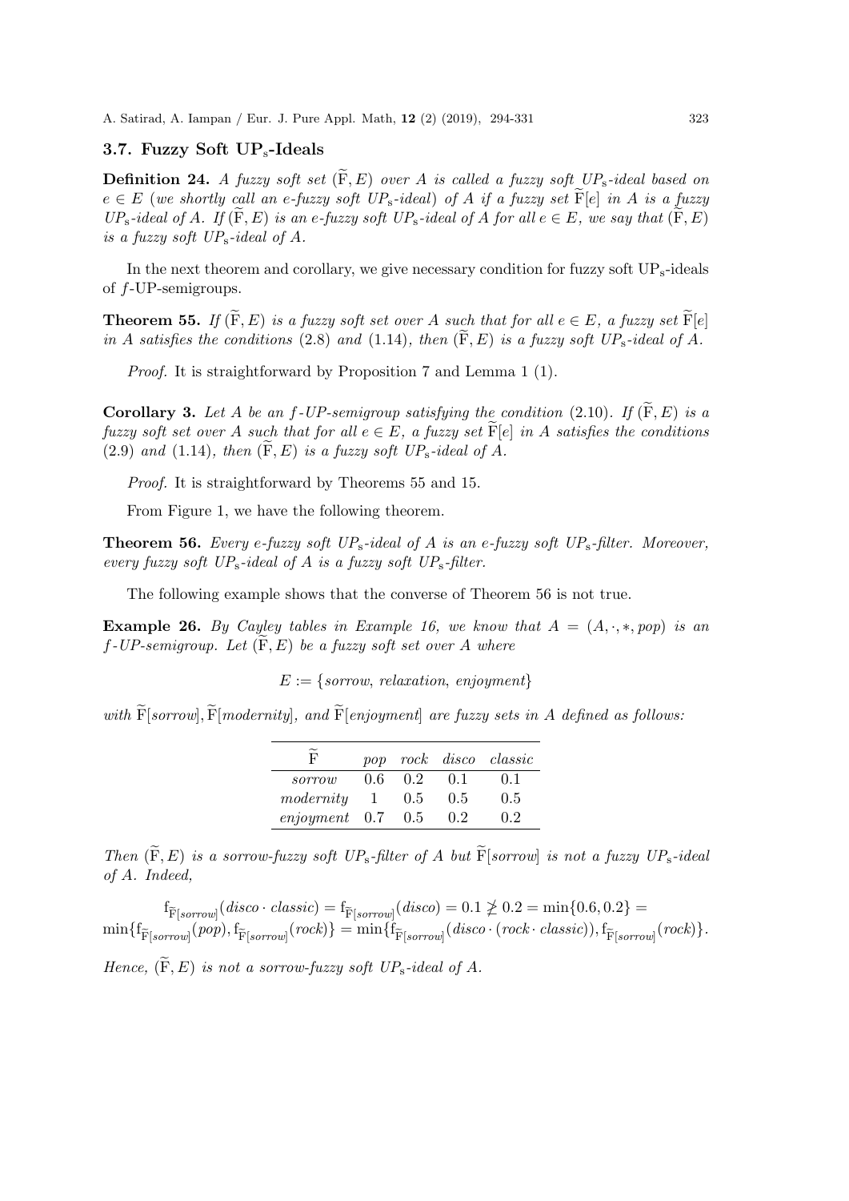### 3.7. Fuzzy Soft $\text{UP}_\text{s}$-Ideals

**Definition 24.** *A fuzzy soft set* $(\widetilde{\text{F}}, E)$ *over* $A$ *is called a fuzzy soft* $UP_\text{s}$*-ideal based on* $e \in E$ *(we shortly call an* $e$*-fuzzy soft* $UP_\text{s}$*-ideal) of* $A$ *if a fuzzy set* $\widetilde{\text{F}}[e]$ *in* $A$ *is a fuzzy* $UP_\text{s}$*-ideal of* $A$*. If* $(\widetilde{\text{F}}, E)$ *is an* $e$*-fuzzy soft* $UP_\text{s}$*-ideal of* $A$ *for all* $e \in E$*, we say that* $(\widetilde{\text{F}}, E)$ *is a fuzzy soft* $UP_\text{s}$*-ideal of* $A$*.*

In the next theorem and corollary, we give necessary condition for fuzzy soft $\text{UP}_\text{s}$-ideals of $f$-UP-semigroups.

**Theorem 55.** *If* $(\widetilde{\text{F}}, E)$ *is a fuzzy soft set over* $A$ *such that for all* $e \in E$*, a fuzzy set* $\widetilde{\text{F}}[e]$ *in* $A$ *satisfies the conditions* (2.8) *and* (1.14)*, then* $(\widetilde{\text{F}}, E)$ *is a fuzzy soft* $UP_\text{s}$*-ideal of* $A$*.*

*Proof.* It is straightforward by Proposition 7 and Lemma 1 (1).

**Corollary 3.** *Let* $A$ *be an* $f$*-UP-semigroup satisfying the condition* (2.10)*. If* $(\widetilde{\text{F}}, E)$ *is a fuzzy soft set over* $A$ *such that for all* $e \in E$*, a fuzzy set* $\widetilde{\text{F}}[e]$ *in* $A$ *satisfies the conditions* (2.9) *and* (1.14)*, then* $(\widetilde{\text{F}}, E)$ *is a fuzzy soft* $UP_\text{s}$*-ideal of* $A$*.*

*Proof.* It is straightforward by Theorems 55 and 15.

From Figure 1, we have the following theorem.

**Theorem 56.** *Every* $e$*-fuzzy soft* $UP_\text{s}$*-ideal of* $A$ *is an* $e$*-fuzzy soft* $UP_\text{s}$*-filter. Moreover, every fuzzy soft* $UP_\text{s}$*-ideal of* $A$ *is a fuzzy soft* $UP_\text{s}$*-filter.*

The following example shows that the converse of Theorem 56 is not true.

**Example 26.** *By Cayley tables in Example 16, we know that* $A = (A, \cdot, *, pop)$ *is an* $f$*-UP-semigroup. Let* $(\widetilde{\text{F}}, E)$ *be a fuzzy soft set over* $A$ *where*

$$E := \{sorrow,\ relaxation,\ enjoyment\}$$

*with* $\widetilde{\text{F}}[sorrow], \widetilde{\text{F}}[modernity]$*, and* $\widetilde{\text{F}}[enjoyment]$ *are fuzzy sets in* $A$ *defined as follows:*

| $\widetilde{\text{F}}$ | *pop* | *rock* | *disco* | *classic* |
|---|---|---|---|---|
| *sorrow* | 0.6 | 0.2 | 0.1 | 0.1 |
| *modernity* | 1 | 0.5 | 0.5 | 0.5 |
| *enjoyment* | 0.7 | 0.5 | 0.2 | 0.2 |

*Then* $(\widetilde{\text{F}}, E)$ *is a sorrow-fuzzy soft* $UP_\text{s}$*-filter of* $A$ *but* $\widetilde{\text{F}}[sorrow]$ *is not a fuzzy* $UP_\text{s}$*-ideal of* $A$*. Indeed,*

$$\text{f}_{\widetilde{\text{F}}[sorrow]}(disco \cdot classic) = \text{f}_{\widetilde{\text{F}}[sorrow]}(disco) = 0.1 \not\geq 0.2 = \min\{0.6, 0.2\} = \min\{\text{f}_{\widetilde{\text{F}}[sorrow]}(pop), \text{f}_{\widetilde{\text{F}}[sorrow]}(rock)\} = \min\{\text{f}_{\widetilde{\text{F}}[sorrow]}(disco \cdot (rock \cdot classic)), \text{f}_{\widetilde{\text{F}}[sorrow]}(rock)\}.$$

*Hence,* $(\widetilde{\text{F}}, E)$ *is not a sorrow-fuzzy soft* $UP_\text{s}$*-ideal of* $A$*.*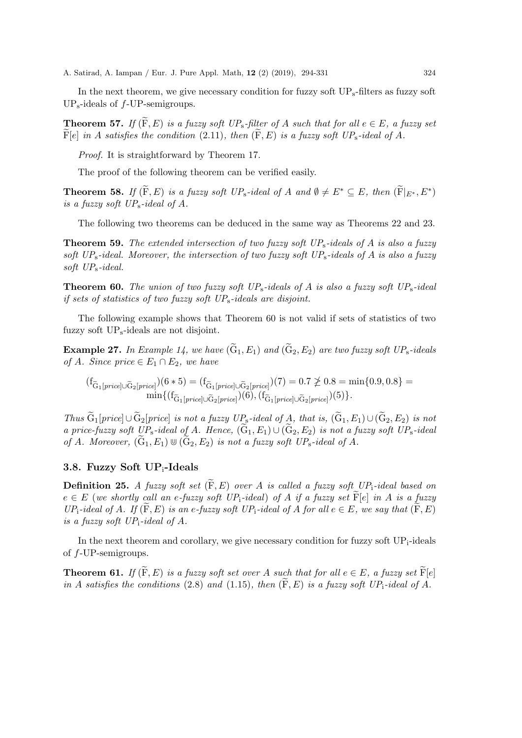In the next theorem, we give necessary condition for fuzzy soft $\mathrm{UP_s}$-filters as fuzzy soft $\mathrm{UP_s}$-ideals of $f$-UP-semigroups.

**Theorem 57.** *If $(\widetilde{\mathrm{F}}, E)$ is a fuzzy soft $UP_s$-filter of $A$ such that for all $e \in E$, a fuzzy set $\widetilde{\mathrm{F}}[e]$ in $A$ satisfies the condition (2.11), then $(\widetilde{\mathrm{F}}, E)$ is a fuzzy soft $UP_s$-ideal of $A$.*

*Proof.* It is straightforward by Theorem 17.

The proof of the following theorem can be verified easily.

**Theorem 58.** *If $(\widetilde{\mathrm{F}}, E)$ is a fuzzy soft $UP_s$-ideal of $A$ and $\emptyset \neq E^* \subseteq E$, then $(\widetilde{\mathrm{F}}|_{E^*}, E^*)$ is a fuzzy soft $UP_s$-ideal of $A$.*

The following two theorems can be deduced in the same way as Theorems 22 and 23.

**Theorem 59.** *The extended intersection of two fuzzy soft $UP_s$-ideals of $A$ is also a fuzzy soft $UP_s$-ideal. Moreover, the intersection of two fuzzy soft $UP_s$-ideals of $A$ is also a fuzzy soft $UP_s$-ideal.*

**Theorem 60.** *The union of two fuzzy soft $UP_s$-ideals of $A$ is also a fuzzy soft $UP_s$-ideal if sets of statistics of two fuzzy soft $UP_s$-ideals are disjoint.*

The following example shows that Theorem 60 is not valid if sets of statistics of two fuzzy soft $\mathrm{UP_s}$-ideals are not disjoint.

**Example 27.** *In Example 14, we have $(\widetilde{\mathrm{G}}_1, E_1)$ and $(\widetilde{\mathrm{G}}_2, E_2)$ are two fuzzy soft $UP_s$-ideals of $A$. Since $price \in E_1 \cap E_2$, we have*

$$(\mathrm{f}_{\widetilde{\mathrm{G}}_1[price] \cup \widetilde{\mathrm{G}}_2[price]})(6 * 5) = (\mathrm{f}_{\widetilde{\mathrm{G}}_1[price] \cup \widetilde{\mathrm{G}}_2[price]})(7) = 0.7 \not\geq 0.8 = \min\{0.9, 0.8\} = \min\{(\mathrm{f}_{\widetilde{\mathrm{G}}_1[price] \cup \widetilde{\mathrm{G}}_2[price]})(6), (\mathrm{f}_{\widetilde{\mathrm{G}}_1[price] \cup \widetilde{\mathrm{G}}_2[price]})(5)\}.$$

*Thus $\widetilde{\mathrm{G}}_1[price] \cup \widetilde{\mathrm{G}}_2[price]$ is not a fuzzy $UP_s$-ideal of $A$, that is, $(\widetilde{\mathrm{G}}_1, E_1) \cup (\widetilde{\mathrm{G}}_2, E_2)$ is not a price-fuzzy soft $UP_s$-ideal of $A$. Hence, $(\widetilde{\mathrm{G}}_1, E_1) \cup (\widetilde{\mathrm{G}}_2, E_2)$ is not a fuzzy soft $UP_s$-ideal of $A$. Moreover, $(\widetilde{\mathrm{G}}_1, E_1) \Cup (\widetilde{\mathrm{G}}_2, E_2)$ is not a fuzzy soft $UP_s$-ideal of $A$.*

### 3.8. Fuzzy Soft $\mathrm{UP_i}$-Ideals

**Definition 25.** *A fuzzy soft set $(\widetilde{\mathrm{F}}, E)$ over $A$ is called a fuzzy soft $UP_i$-ideal based on $e \in E$ (we shortly call an $e$-fuzzy soft $UP_i$-ideal) of $A$ if a fuzzy set $\widetilde{\mathrm{F}}[e]$ in $A$ is a fuzzy $UP_i$-ideal of $A$. If $(\widetilde{\mathrm{F}}, E)$ is an $e$-fuzzy soft $UP_i$-ideal of $A$ for all $e \in E$, we say that $(\widetilde{\mathrm{F}}, E)$ is a fuzzy soft $UP_i$-ideal of $A$.*

In the next theorem and corollary, we give necessary condition for fuzzy soft $\mathrm{UP_i}$-ideals of $f$-UP-semigroups.

**Theorem 61.** *If $(\widetilde{\mathrm{F}}, E)$ is a fuzzy soft set over $A$ such that for all $e \in E$, a fuzzy set $\widetilde{\mathrm{F}}[e]$ in $A$ satisfies the conditions (2.8) and (1.15), then $(\widetilde{\mathrm{F}}, E)$ is a fuzzy soft $UP_i$-ideal of $A$.*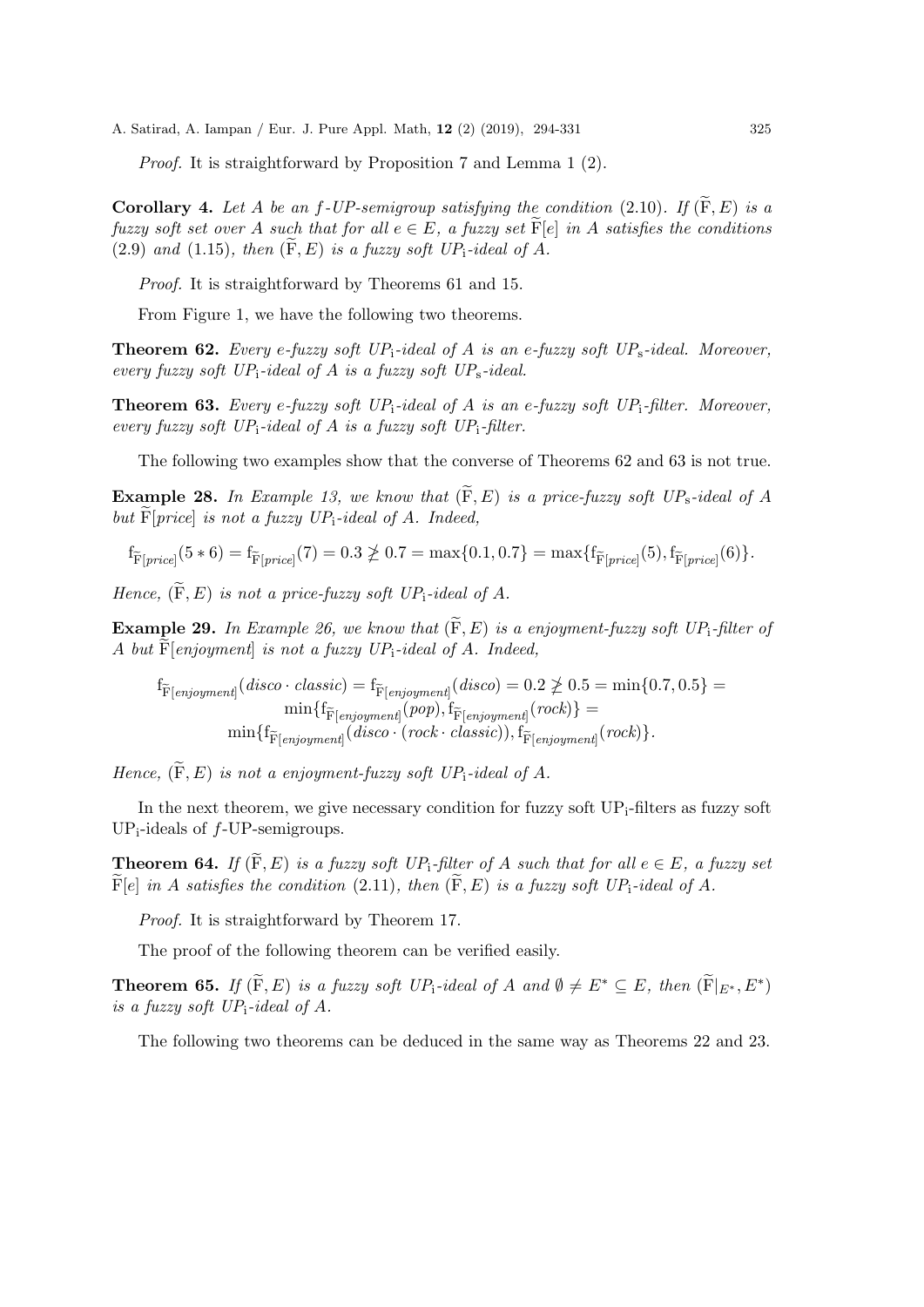*Proof.* It is straightforward by Proposition 7 and Lemma 1 (2).

**Corollary 4.** *Let $A$ be an $f$-UP-semigroup satisfying the condition (2.10). If $(\widetilde{\mathrm{F}}, E)$ is a fuzzy soft set over $A$ such that for all $e \in E$, a fuzzy set $\widetilde{\mathrm{F}}[e]$ in $A$ satisfies the conditions (2.9) and (1.15), then $(\widetilde{\mathrm{F}}, E)$ is a fuzzy soft UP$_\mathrm{i}$-ideal of $A$.*

*Proof.* It is straightforward by Theorems 61 and 15.

From Figure 1, we have the following two theorems.

**Theorem 62.** *Every $e$-fuzzy soft UP$_\mathrm{i}$-ideal of $A$ is an $e$-fuzzy soft UP$_\mathrm{s}$-ideal. Moreover, every fuzzy soft UP$_\mathrm{i}$-ideal of $A$ is a fuzzy soft UP$_\mathrm{s}$-ideal.*

**Theorem 63.** *Every $e$-fuzzy soft UP$_\mathrm{i}$-ideal of $A$ is an $e$-fuzzy soft UP$_\mathrm{i}$-filter. Moreover, every fuzzy soft UP$_\mathrm{i}$-ideal of $A$ is a fuzzy soft UP$_\mathrm{i}$-filter.*

The following two examples show that the converse of Theorems 62 and 63 is not true.

**Example 28.** *In Example 13, we know that $(\widetilde{\mathrm{F}}, E)$ is a price-fuzzy soft UP$_\mathrm{s}$-ideal of $A$ but $\widetilde{\mathrm{F}}[price]$ is not a fuzzy UP$_\mathrm{i}$-ideal of $A$. Indeed,*

$$\mathrm{f}_{\widetilde{\mathrm{F}}[price]}(5 * 6) = \mathrm{f}_{\widetilde{\mathrm{F}}[price]}(7) = 0.3 \ngeq 0.7 = \max\{0.1, 0.7\} = \max\{\mathrm{f}_{\widetilde{\mathrm{F}}[price]}(5), \mathrm{f}_{\widetilde{\mathrm{F}}[price]}(6)\}.$$

*Hence, $(\widetilde{\mathrm{F}}, E)$ is not a price-fuzzy soft UP$_\mathrm{i}$-ideal of $A$.*

**Example 29.** *In Example 26, we know that $(\widetilde{\mathrm{F}}, E)$ is a enjoyment-fuzzy soft UP$_\mathrm{i}$-filter of $A$ but $\widetilde{\mathrm{F}}[enjoyment]$ is not a fuzzy UP$_\mathrm{i}$-ideal of $A$. Indeed,*

$$\begin{gathered}\mathrm{f}_{\widetilde{\mathrm{F}}[enjoyment]}(disco \cdot classic) = \mathrm{f}_{\widetilde{\mathrm{F}}[enjoyment]}(disco) = 0.2 \ngeq 0.5 = \min\{0.7, 0.5\} = \\ \min\{\mathrm{f}_{\widetilde{\mathrm{F}}[enjoyment]}(pop), \mathrm{f}_{\widetilde{\mathrm{F}}[enjoyment]}(rock)\} = \\ \min\{\mathrm{f}_{\widetilde{\mathrm{F}}[enjoyment]}(disco \cdot (rock \cdot classic)), \mathrm{f}_{\widetilde{\mathrm{F}}[enjoyment]}(rock)\}.\end{gathered}$$

*Hence, $(\widetilde{\mathrm{F}}, E)$ is not a enjoyment-fuzzy soft UP$_\mathrm{i}$-ideal of $A$.*

In the next theorem, we give necessary condition for fuzzy soft UP$_\mathrm{i}$-filters as fuzzy soft UP$_\mathrm{i}$-ideals of $f$-UP-semigroups.

**Theorem 64.** *If $(\widetilde{\mathrm{F}}, E)$ is a fuzzy soft UP$_\mathrm{i}$-filter of $A$ such that for all $e \in E$, a fuzzy set $\widetilde{\mathrm{F}}[e]$ in $A$ satisfies the condition (2.11), then $(\widetilde{\mathrm{F}}, E)$ is a fuzzy soft UP$_\mathrm{i}$-ideal of $A$.*

*Proof.* It is straightforward by Theorem 17.

The proof of the following theorem can be verified easily.

**Theorem 65.** *If $(\widetilde{\mathrm{F}}, E)$ is a fuzzy soft UP$_\mathrm{i}$-ideal of $A$ and $\emptyset \neq E^* \subseteq E$, then $(\widetilde{\mathrm{F}}|_{E^*}, E^*)$ is a fuzzy soft UP$_\mathrm{i}$-ideal of $A$.*

The following two theorems can be deduced in the same way as Theorems 22 and 23.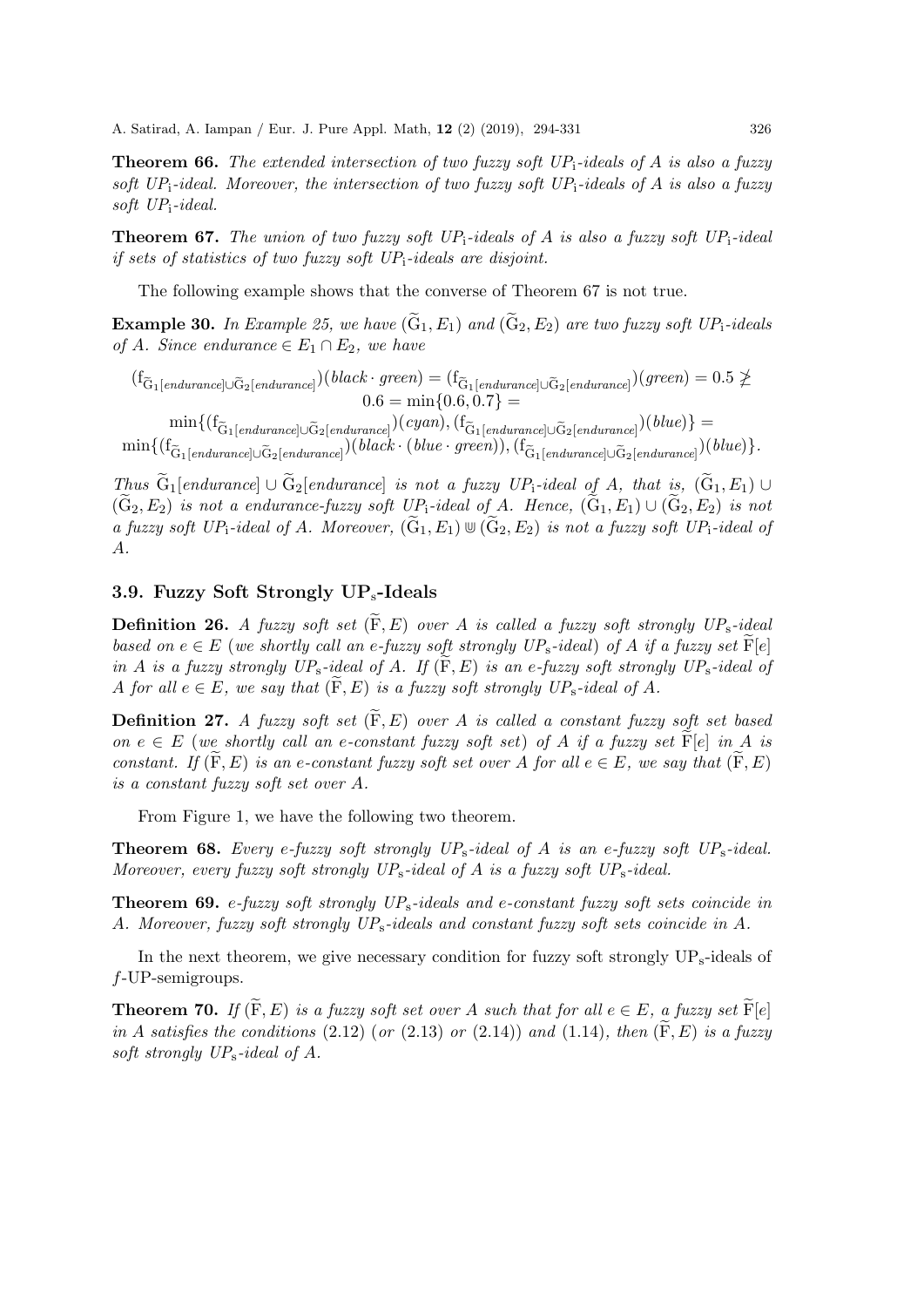**Theorem 66.** *The extended intersection of two fuzzy soft UP*$_\mathrm{i}$*-ideals of A is also a fuzzy soft UP*$_\mathrm{i}$*-ideal. Moreover, the intersection of two fuzzy soft UP*$_\mathrm{i}$*-ideals of A is also a fuzzy soft UP*$_\mathrm{i}$*-ideal.*

**Theorem 67.** *The union of two fuzzy soft UP*$_\mathrm{i}$*-ideals of A is also a fuzzy soft UP*$_\mathrm{i}$*-ideal if sets of statistics of two fuzzy soft UP*$_\mathrm{i}$*-ideals are disjoint.*

The following example shows that the converse of Theorem 67 is not true.

**Example 30.** *In Example 25, we have* $(\widetilde{\mathrm{G}}_1, E_1)$ *and* $(\widetilde{\mathrm{G}}_2, E_2)$ *are two fuzzy soft UP*$_\mathrm{i}$*-ideals of A. Since endurance* $\in E_1 \cap E_2$*, we have*

$$
\begin{gathered}
(\mathrm{f}_{\widetilde{\mathrm{G}}_1[endurance] \cup \widetilde{\mathrm{G}}_2[endurance]})(black \cdot green) = (\mathrm{f}_{\widetilde{\mathrm{G}}_1[endurance] \cup \widetilde{\mathrm{G}}_2[endurance]})(green) = 0.5 \not\geq \\
0.6 = \min\{0.6, 0.7\} = \\
\min\{(\mathrm{f}_{\widetilde{\mathrm{G}}_1[endurance] \cup \widetilde{\mathrm{G}}_2[endurance]})(cyan), (\mathrm{f}_{\widetilde{\mathrm{G}}_1[endurance] \cup \widetilde{\mathrm{G}}_2[endurance]})(blue)\} = \\
\min\{(\mathrm{f}_{\widetilde{\mathrm{G}}_1[endurance] \cup \widetilde{\mathrm{G}}_2[endurance]})(black \cdot (blue \cdot green)), (\mathrm{f}_{\widetilde{\mathrm{G}}_1[endurance] \cup \widetilde{\mathrm{G}}_2[endurance]})(blue)\}.
\end{gathered}
$$

*Thus* $\widetilde{\mathrm{G}}_1[endurance] \cup \widetilde{\mathrm{G}}_2[endurance]$ *is not a fuzzy UP*$_\mathrm{i}$*-ideal of A, that is,* $(\widetilde{\mathrm{G}}_1, E_1) \cup (\widetilde{\mathrm{G}}_2, E_2)$ *is not a endurance-fuzzy soft UP*$_\mathrm{i}$*-ideal of A. Hence,* $(\widetilde{\mathrm{G}}_1, E_1) \cup (\widetilde{\mathrm{G}}_2, E_2)$ *is not a fuzzy soft UP*$_\mathrm{i}$*-ideal of A. Moreover,* $(\widetilde{\mathrm{G}}_1, E_1) \Cup (\widetilde{\mathrm{G}}_2, E_2)$ *is not a fuzzy soft UP*$_\mathrm{i}$*-ideal of A.*

### 3.9. Fuzzy Soft Strongly UP$_\mathrm{s}$-Ideals

**Definition 26.** *A fuzzy soft set* $(\widetilde{\mathrm{F}}, E)$ *over A is called a fuzzy soft strongly UP*$_\mathrm{s}$*-ideal based on* $e \in E$ *(we shortly call an e-fuzzy soft strongly UP*$_\mathrm{s}$*-ideal) of A if a fuzzy set* $\widetilde{\mathrm{F}}[e]$ *in A is a fuzzy strongly UP*$_\mathrm{s}$*-ideal of A. If* $(\widetilde{\mathrm{F}}, E)$ *is an e-fuzzy soft strongly UP*$_\mathrm{s}$*-ideal of A for all* $e \in E$*, we say that* $(\widetilde{\mathrm{F}}, E)$ *is a fuzzy soft strongly UP*$_\mathrm{s}$*-ideal of A.*

**Definition 27.** *A fuzzy soft set* $(\widetilde{\mathrm{F}}, E)$ *over A is called a constant fuzzy soft set based on* $e \in E$ *(we shortly call an e-constant fuzzy soft set) of A if a fuzzy set* $\widetilde{\mathrm{F}}[e]$ *in A is constant. If* $(\widetilde{\mathrm{F}}, E)$ *is an e-constant fuzzy soft set over A for all* $e \in E$*, we say that* $(\widetilde{\mathrm{F}}, E)$ *is a constant fuzzy soft set over A.*

From Figure 1, we have the following two theorem.

**Theorem 68.** *Every e-fuzzy soft strongly UP*$_\mathrm{s}$*-ideal of A is an e-fuzzy soft UP*$_\mathrm{s}$*-ideal. Moreover, every fuzzy soft strongly UP*$_\mathrm{s}$*-ideal of A is a fuzzy soft UP*$_\mathrm{s}$*-ideal.*

**Theorem 69.** *e-fuzzy soft strongly UP*$_\mathrm{s}$*-ideals and e-constant fuzzy soft sets coincide in A. Moreover, fuzzy soft strongly UP*$_\mathrm{s}$*-ideals and constant fuzzy soft sets coincide in A.*

In the next theorem, we give necessary condition for fuzzy soft strongly UP$_\mathrm{s}$-ideals of $f$-UP-semigroups.

**Theorem 70.** *If* $(\widetilde{\mathrm{F}}, E)$ *is a fuzzy soft set over A such that for all* $e \in E$*, a fuzzy set* $\widetilde{\mathrm{F}}[e]$ *in A satisfies the conditions* (2.12) (*or* (2.13) *or* (2.14)) *and* (1.14)*, then* $(\widetilde{\mathrm{F}}, E)$ *is a fuzzy soft strongly UP*$_\mathrm{s}$*-ideal of A.*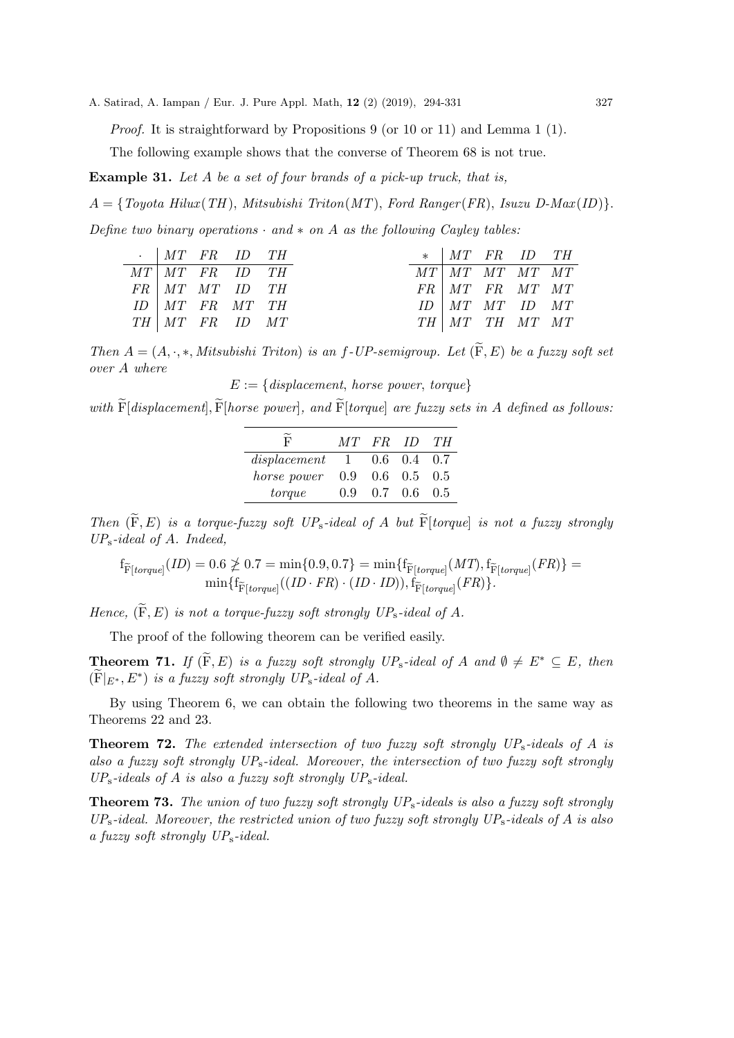*Proof.* It is straightforward by Propositions 9 (or 10 or 11) and Lemma 1 (1).

The following example shows that the converse of Theorem 68 is not true.

**Example 31.** *Let $A$ be a set of four brands of a pick-up truck, that is,*

$A = \{$*Toyota Hilux*$(TH)$, *Mitsubishi Triton*$(MT)$, *Ford Ranger*$(FR)$, *Isuzu D-Max*$(ID)\}$.

*Define two binary operations $\cdot$ and $*$ on $A$ as the following Cayley tables:*

| $\cdot$ | $MT$ | $FR$ | $ID$ | $TH$ |
|---|---|---|---|---|
| $MT$ | $MT$ | $FR$ | $ID$ | $TH$ |
| $FR$ | $MT$ | $MT$ | $ID$ | $TH$ |
| $ID$ | $MT$ | $FR$ | $MT$ | $TH$ |
| $TH$ | $MT$ | $FR$ | $ID$ | $MT$ |

| $*$ | $MT$ | $FR$ | $ID$ | $TH$ |
|---|---|---|---|---|
| $MT$ | $MT$ | $MT$ | $MT$ | $MT$ |
| $FR$ | $MT$ | $FR$ | $MT$ | $MT$ |
| $ID$ | $MT$ | $MT$ | $ID$ | $MT$ |
| $TH$ | $MT$ | $TH$ | $MT$ | $MT$ |

*Then $A = (A, \cdot, *, \textit{Mitsubishi Triton})$ is an $f$-UP-semigroup. Let $(\widetilde{\mathrm{F}}, E)$ be a fuzzy soft set over $A$ where*

$$E := \{\textit{displacement}, \textit{horse power}, \textit{torque}\}$$

*with $\widetilde{\mathrm{F}}[\textit{displacement}], \widetilde{\mathrm{F}}[\textit{horse power}]$, and $\widetilde{\mathrm{F}}[\textit{torque}]$ are fuzzy sets in $A$ defined as follows:*

| $\widetilde{\mathrm{F}}$ | $MT$ | $FR$ | $ID$ | $TH$ |
|---|---|---|---|---|
| *displacement* | 1 | 0.6 | 0.4 | 0.7 |
| *horse power* | 0.9 | 0.6 | 0.5 | 0.5 |
| *torque* | 0.9 | 0.7 | 0.6 | 0.5 |

*Then $(\widetilde{\mathrm{F}}, E)$ is a torque-fuzzy soft UP$_{\mathrm{s}}$-ideal of $A$ but $\widetilde{\mathrm{F}}[\textit{torque}]$ is not a fuzzy strongly UP$_{\mathrm{s}}$-ideal of $A$. Indeed,*

$$\mathrm{f}_{\widetilde{\mathrm{F}}[\textit{torque}]}(ID) = 0.6 \ngeq 0.7 = \min\{0.9, 0.7\} = \min\{\mathrm{f}_{\widetilde{\mathrm{F}}[\textit{torque}]}(MT), \mathrm{f}_{\widetilde{\mathrm{F}}[\textit{torque}]}(FR)\} = \min\{\mathrm{f}_{\widetilde{\mathrm{F}}[\textit{torque}]}((ID \cdot FR) \cdot (ID \cdot ID)), \mathrm{f}_{\widetilde{\mathrm{F}}[\textit{torque}]}(FR)\}.$$

*Hence, $(\widetilde{\mathrm{F}}, E)$ is not a torque-fuzzy soft strongly UP$_{\mathrm{s}}$-ideal of $A$.*

The proof of the following theorem can be verified easily.

**Theorem 71.** *If $(\widetilde{\mathrm{F}}, E)$ is a fuzzy soft strongly UP$_{\mathrm{s}}$-ideal of $A$ and $\emptyset \neq E^* \subseteq E$, then $(\widetilde{\mathrm{F}}|_{E^*}, E^*)$ is a fuzzy soft strongly UP$_{\mathrm{s}}$-ideal of $A$.*

By using Theorem 6, we can obtain the following two theorems in the same way as Theorems 22 and 23.

**Theorem 72.** *The extended intersection of two fuzzy soft strongly UP$_{\mathrm{s}}$-ideals of $A$ is also a fuzzy soft strongly UP$_{\mathrm{s}}$-ideal. Moreover, the intersection of two fuzzy soft strongly UP$_{\mathrm{s}}$-ideals of $A$ is also a fuzzy soft strongly UP$_{\mathrm{s}}$-ideal.*

**Theorem 73.** *The union of two fuzzy soft strongly UP$_{\mathrm{s}}$-ideals is also a fuzzy soft strongly UP$_{\mathrm{s}}$-ideal. Moreover, the restricted union of two fuzzy soft strongly UP$_{\mathrm{s}}$-ideals of $A$ is also a fuzzy soft strongly UP$_{\mathrm{s}}$-ideal.*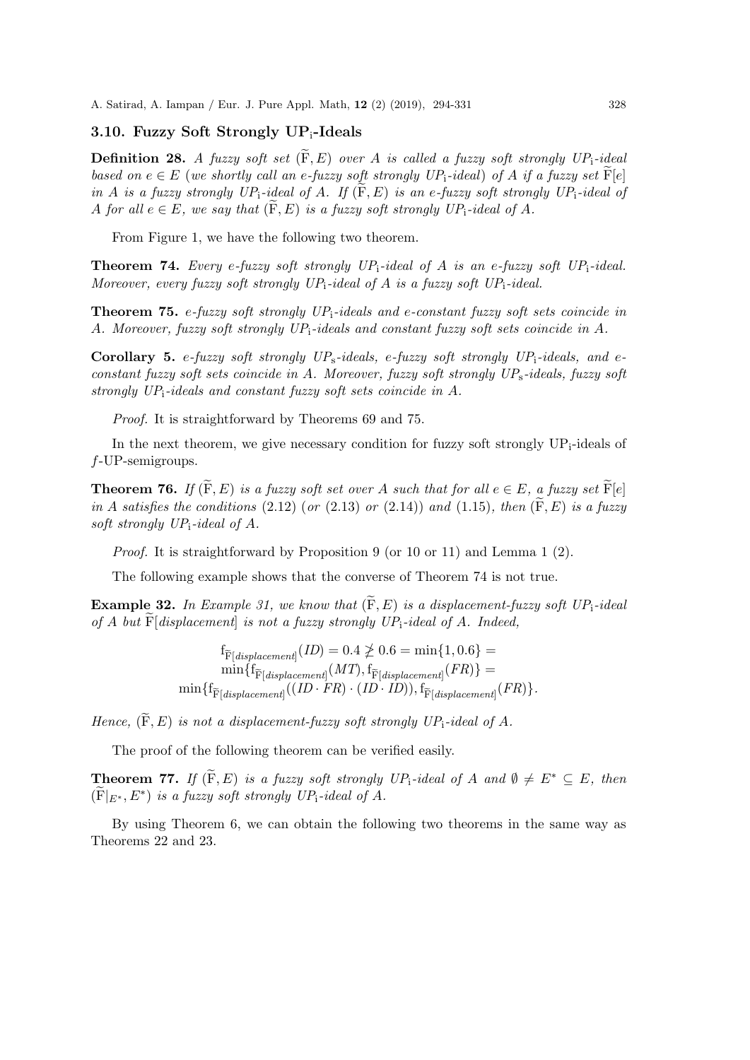### 3.10. Fuzzy Soft Strongly UP$_{\rm i}$-Ideals

**Definition 28.** *A fuzzy soft set* $(\widetilde{\rm F}, E)$ *over* $A$ *is called a fuzzy soft strongly UP*$_{\rm i}$*-ideal based on* $e \in E$ (*we shortly call an* $e$*-fuzzy soft strongly UP*$_{\rm i}$*-ideal*) *of* $A$ *if a fuzzy set* $\widetilde{\rm F}[e]$ *in* $A$ *is a fuzzy strongly UP*$_{\rm i}$*-ideal of* $A$*. If* $(\widetilde{\rm F}, E)$ *is an* $e$*-fuzzy soft strongly UP*$_{\rm i}$*-ideal of* $A$ *for all* $e \in E$*, we say that* $(\widetilde{\rm F}, E)$ *is a fuzzy soft strongly UP*$_{\rm i}$*-ideal of* $A$*.*

From Figure 1, we have the following two theorem.

**Theorem 74.** *Every* $e$*-fuzzy soft strongly UP*$_{\rm i}$*-ideal of* $A$ *is an* $e$*-fuzzy soft UP*$_{\rm i}$*-ideal. Moreover, every fuzzy soft strongly UP*$_{\rm i}$*-ideal of* $A$ *is a fuzzy soft UP*$_{\rm i}$*-ideal.*

**Theorem 75.** $e$*-fuzzy soft strongly UP*$_{\rm i}$*-ideals and* $e$*-constant fuzzy soft sets coincide in* $A$*. Moreover, fuzzy soft strongly UP*$_{\rm i}$*-ideals and constant fuzzy soft sets coincide in* $A$*.*

**Corollary 5.** $e$*-fuzzy soft strongly UP*$_{\rm s}$*-ideals,* $e$*-fuzzy soft strongly UP*$_{\rm i}$*-ideals, and* $e$*-constant fuzzy soft sets coincide in* $A$*. Moreover, fuzzy soft strongly UP*$_{\rm s}$*-ideals, fuzzy soft strongly UP*$_{\rm i}$*-ideals and constant fuzzy soft sets coincide in* $A$*.*

*Proof.* It is straightforward by Theorems 69 and 75.

In the next theorem, we give necessary condition for fuzzy soft strongly UP$_{\rm i}$-ideals of $f$-UP-semigroups.

**Theorem 76.** *If* $(\widetilde{\rm F}, E)$ *is a fuzzy soft set over* $A$ *such that for all* $e \in E$*, a fuzzy set* $\widetilde{\rm F}[e]$ *in* $A$ *satisfies the conditions* (2.12) (*or* (2.13) *or* (2.14)) *and* (1.15)*, then* $(\widetilde{\rm F}, E)$ *is a fuzzy soft strongly UP*$_{\rm i}$*-ideal of* $A$*.*

*Proof.* It is straightforward by Proposition 9 (or 10 or 11) and Lemma 1 (2).

The following example shows that the converse of Theorem 74 is not true.

**Example 32.** *In Example 31, we know that* $(\widetilde{\rm F}, E)$ *is a displacement-fuzzy soft UP*$_{\rm i}$*-ideal of* $A$ *but* $\widetilde{\rm F}[displacement]$ *is not a fuzzy strongly UP*$_{\rm i}$*-ideal of* $A$*. Indeed,*

$$
\begin{gathered}
{\rm f}_{\widetilde{\rm F}[displacement]}(ID) = 0.4 \ngeq 0.6 = \min\{1, 0.6\} = \\
\min\{{\rm f}_{\widetilde{\rm F}[displacement]}(MT), {\rm f}_{\widetilde{\rm F}[displacement]}(FR)\} = \\
\min\{{\rm f}_{\widetilde{\rm F}[displacement]}((ID \cdot FR) \cdot (ID \cdot ID)), {\rm f}_{\widetilde{\rm F}[displacement]}(FR)\}.
\end{gathered}
$$

*Hence,* $(\widetilde{\rm F}, E)$ *is not a displacement-fuzzy soft strongly UP*$_{\rm i}$*-ideal of* $A$*.*

The proof of the following theorem can be verified easily.

**Theorem 77.** *If* $(\widetilde{\rm F}, E)$ *is a fuzzy soft strongly UP*$_{\rm i}$*-ideal of* $A$ *and* $\emptyset \neq E^* \subseteq E$*, then* $(\widetilde{\rm F}|_{E^*}, E^*)$ *is a fuzzy soft strongly UP*$_{\rm i}$*-ideal of* $A$*.*

By using Theorem 6, we can obtain the following two theorems in the same way as Theorems 22 and 23.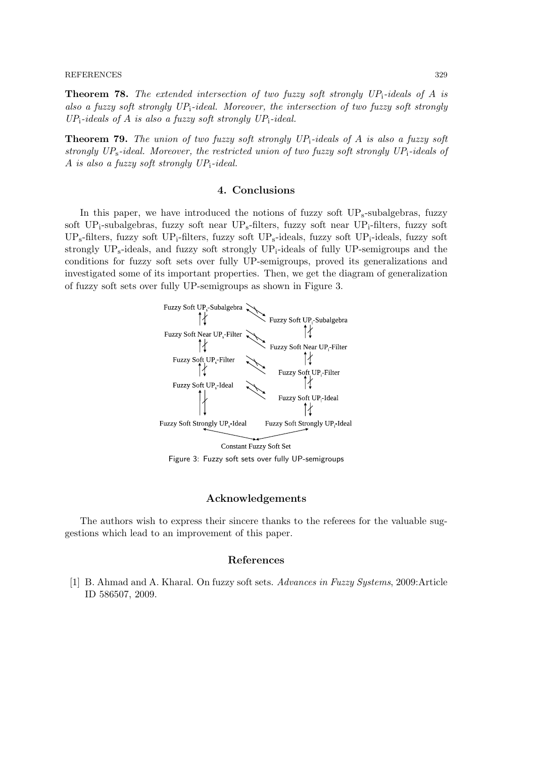**Theorem 78.** *The extended intersection of two fuzzy soft strongly* $UP_{\mathrm{i}}$*-ideals of* $A$ *is also a fuzzy soft strongly* $UP_{\mathrm{i}}$*-ideal. Moreover, the intersection of two fuzzy soft strongly* $UP_{\mathrm{i}}$*-ideals of* $A$ *is also a fuzzy soft strongly* $UP_{\mathrm{i}}$*-ideal.*

**Theorem 79.** *The union of two fuzzy soft strongly* $UP_{\mathrm{i}}$*-ideals of* $A$ *is also a fuzzy soft strongly* $UP_{\mathrm{s}}$*-ideal. Moreover, the restricted union of two fuzzy soft strongly* $UP_{\mathrm{i}}$*-ideals of* $A$ *is also a fuzzy soft strongly* $UP_{\mathrm{i}}$*-ideal.*

## 4. Conclusions

In this paper, we have introduced the notions of fuzzy soft $\mathrm{UP_s}$-subalgebras, fuzzy soft $\mathrm{UP_i}$-subalgebras, fuzzy soft near $\mathrm{UP_s}$-filters, fuzzy soft near $\mathrm{UP_i}$-filters, fuzzy soft $\mathrm{UP_s}$-filters, fuzzy soft $\mathrm{UP_i}$-filters, fuzzy soft $\mathrm{UP_s}$-ideals, fuzzy soft $\mathrm{UP_i}$-ideals, fuzzy soft strongly $\mathrm{UP_s}$-ideals, and fuzzy soft strongly $\mathrm{UP_i}$-ideals of fully UP-semigroups and the conditions for fuzzy soft sets over fully UP-semigroups, proved its generalizations and investigated some of its important properties. Then, we get the diagram of generalization of fuzzy soft sets over fully UP-semigroups as shown in Figure 3.

Fuzzy Soft $\mathrm{UP_s}$-Subalgebra
Fuzzy Soft $\mathrm{UP_i}$-Subalgebra
Fuzzy Soft Near $\mathrm{UP_s}$-Filter
Fuzzy Soft Near $\mathrm{UP_i}$-Filter
Fuzzy Soft $\mathrm{UP_s}$-Filter
Fuzzy Soft $\mathrm{UP_i}$-Filter
Fuzzy Soft $\mathrm{UP_s}$-Ideal
Fuzzy Soft $\mathrm{UP_i}$-Ideal
Fuzzy Soft Strongly $\mathrm{UP_s}$-Ideal
Fuzzy Soft Strongly $\mathrm{UP_i}$-Ideal
Constant Fuzzy Soft Set

Figure 3: Fuzzy soft sets over fully UP-semigroups

## Acknowledgements

The authors wish to express their sincere thanks to the referees for the valuable suggestions which lead to an improvement of this paper.

## References

[1] B. Ahmad and A. Kharal. On fuzzy soft sets. *Advances in Fuzzy Systems*, 2009:Article ID 586507, 2009.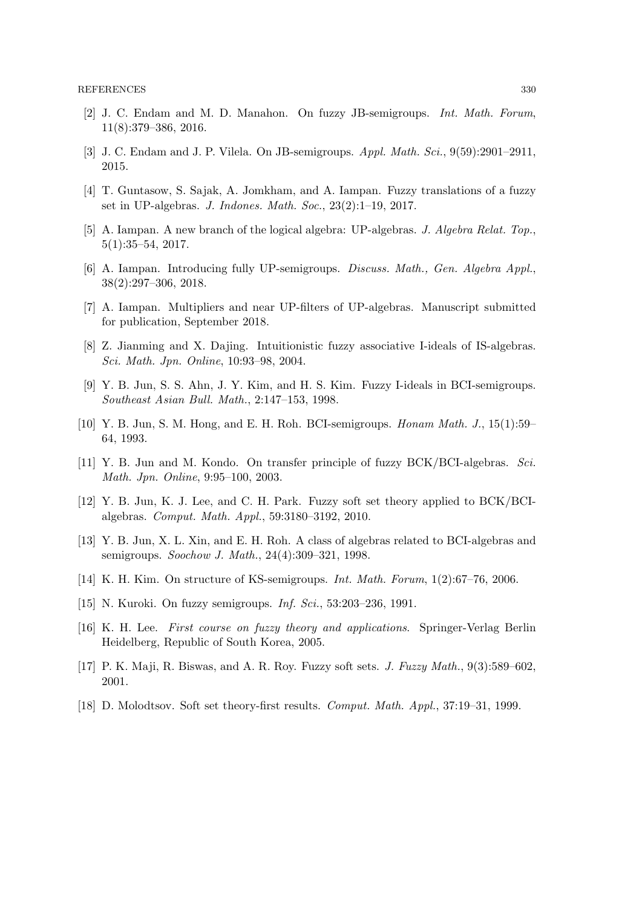[2] J. C. Endam and M. D. Manahon. On fuzzy JB-semigroups. *Int. Math. Forum*, 11(8):379–386, 2016.

[3] J. C. Endam and J. P. Vilela. On JB-semigroups. *Appl. Math. Sci.*, 9(59):2901–2911, 2015.

[4] T. Guntasow, S. Sajak, A. Jomkham, and A. Iampan. Fuzzy translations of a fuzzy set in UP-algebras. *J. Indones. Math. Soc.*, 23(2):1–19, 2017.

[5] A. Iampan. A new branch of the logical algebra: UP-algebras. *J. Algebra Relat. Top.*, 5(1):35–54, 2017.

[6] A. Iampan. Introducing fully UP-semigroups. *Discuss. Math., Gen. Algebra Appl.*, 38(2):297–306, 2018.

[7] A. Iampan. Multipliers and near UP-filters of UP-algebras. Manuscript submitted for publication, September 2018.

[8] Z. Jianming and X. Dajing. Intuitionistic fuzzy associative I-ideals of IS-algebras. *Sci. Math. Jpn. Online*, 10:93–98, 2004.

[9] Y. B. Jun, S. S. Ahn, J. Y. Kim, and H. S. Kim. Fuzzy I-ideals in BCI-semigroups. *Southeast Asian Bull. Math.*, 2:147–153, 1998.

[10] Y. B. Jun, S. M. Hong, and E. H. Roh. BCI-semigroups. *Honam Math. J.*, 15(1):59–64, 1993.

[11] Y. B. Jun and M. Kondo. On transfer principle of fuzzy BCK/BCI-algebras. *Sci. Math. Jpn. Online*, 9:95–100, 2003.

[12] Y. B. Jun, K. J. Lee, and C. H. Park. Fuzzy soft set theory applied to BCK/BCI-algebras. *Comput. Math. Appl.*, 59:3180–3192, 2010.

[13] Y. B. Jun, X. L. Xin, and E. H. Roh. A class of algebras related to BCI-algebras and semigroups. *Soochow J. Math.*, 24(4):309–321, 1998.

[14] K. H. Kim. On structure of KS-semigroups. *Int. Math. Forum*, 1(2):67–76, 2006.

[15] N. Kuroki. On fuzzy semigroups. *Inf. Sci.*, 53:203–236, 1991.

[16] K. H. Lee. *First course on fuzzy theory and applications*. Springer-Verlag Berlin Heidelberg, Republic of South Korea, 2005.

[17] P. K. Maji, R. Biswas, and A. R. Roy. Fuzzy soft sets. *J. Fuzzy Math.*, 9(3):589–602, 2001.

[18] D. Molodtsov. Soft set theory-first results. *Comput. Math. Appl.*, 37:19–31, 1999.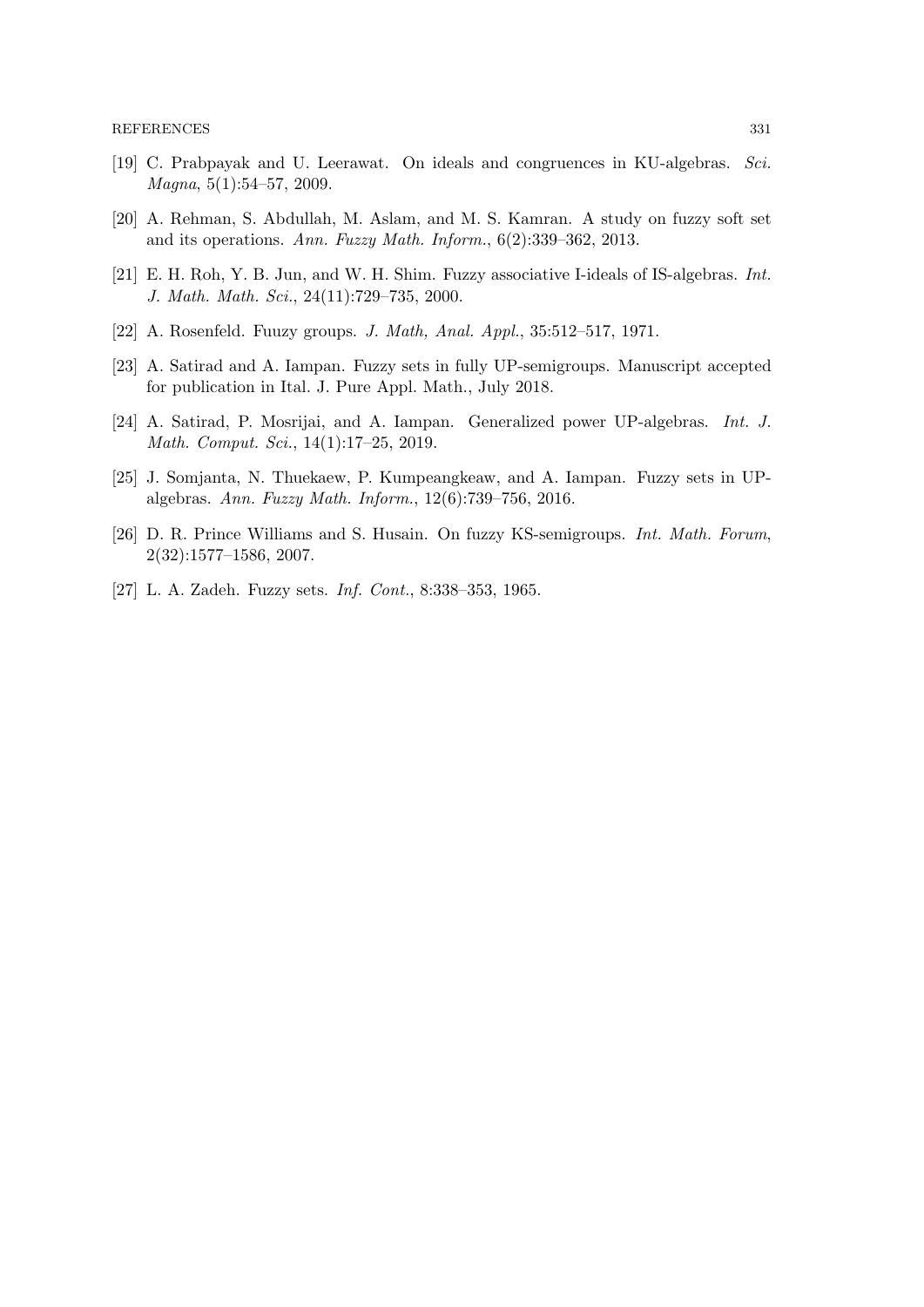[19] C. Prabpayak and U. Leerawat. On ideals and congruences in KU-algebras. *Sci. Magna*, 5(1):54–57, 2009.

[20] A. Rehman, S. Abdullah, M. Aslam, and M. S. Kamran. A study on fuzzy soft set and its operations. *Ann. Fuzzy Math. Inform.*, 6(2):339–362, 2013.

[21] E. H. Roh, Y. B. Jun, and W. H. Shim. Fuzzy associative I-ideals of IS-algebras. *Int. J. Math. Math. Sci.*, 24(11):729–735, 2000.

[22] A. Rosenfeld. Fuuzy groups. *J. Math, Anal. Appl.*, 35:512–517, 1971.

[23] A. Satirad and A. Iampan. Fuzzy sets in fully UP-semigroups. Manuscript accepted for publication in Ital. J. Pure Appl. Math., July 2018.

[24] A. Satirad, P. Mosrijai, and A. Iampan. Generalized power UP-algebras. *Int. J. Math. Comput. Sci.*, 14(1):17–25, 2019.

[25] J. Somjanta, N. Thuekaew, P. Kumpeangkeaw, and A. Iampan. Fuzzy sets in UP-algebras. *Ann. Fuzzy Math. Inform.*, 12(6):739–756, 2016.

[26] D. R. Prince Williams and S. Husain. On fuzzy KS-semigroups. *Int. Math. Forum*, 2(32):1577–1586, 2007.

[27] L. A. Zadeh. Fuzzy sets. *Inf. Cont.*, 8:338–353, 1965.